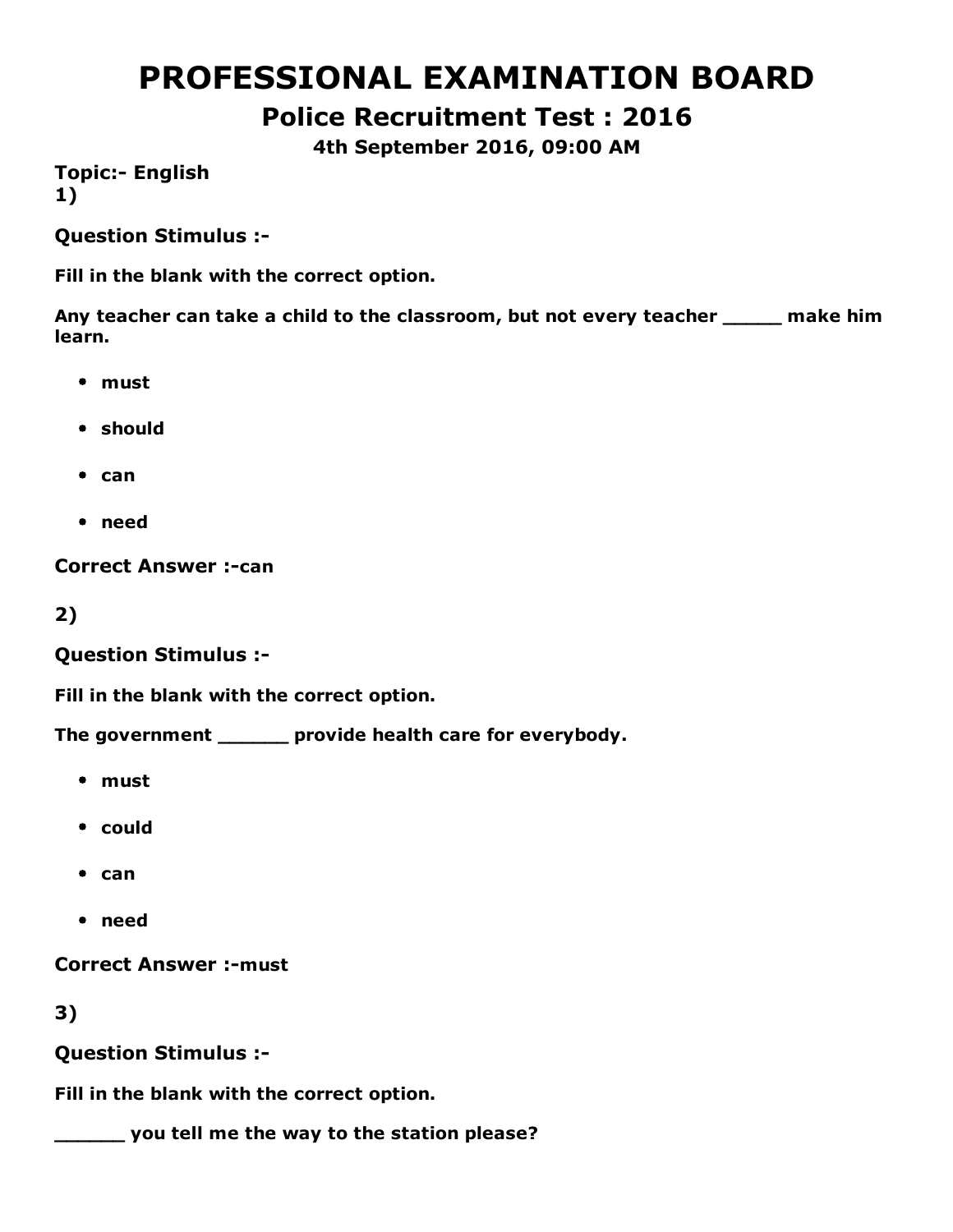# PROFESSIONAL EXAMINATION BOARD

## Police Recruitment Test : 2016

### 4th September 2016, 09:00 AM

**Topic:- English**

**1)**

**Question Stimulus :-**

**Fill in the blank with the correct option.**

**Any teacher can take a child to the classroom, but not every teacher _____ make him learn.**

- **must**
- **should**
- **can**
- **need**

**Correct Answer :-can**

**2)**

**Question Stimulus :-**

**Fill in the blank with the correct option.**

**The government ______ provide health care for everybody.**

- **must**
- **could**
- **can**
- **need**

**Correct Answer :-must**

**3)**

**Question Stimulus :-**

**Fill in the blank with the correct option.**

**______ you tell me the way to the station please?**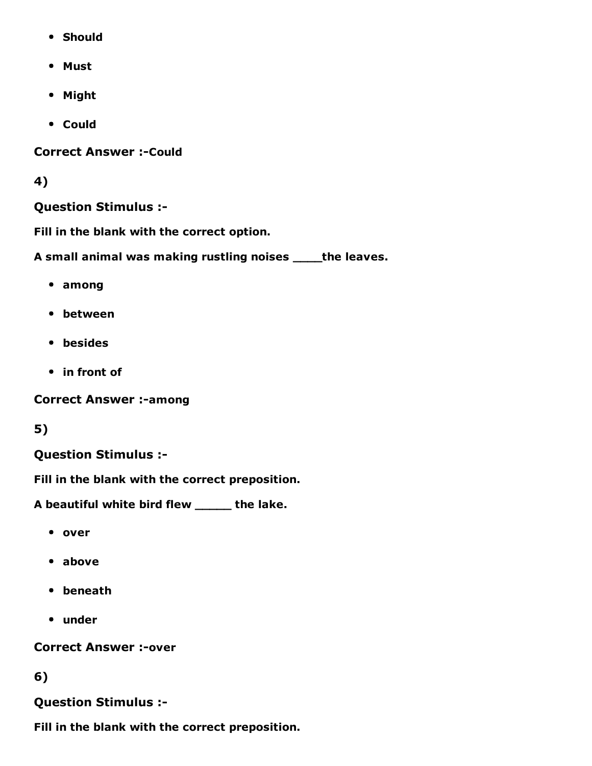- **Should**
- **Must**
- **Might**
- **Could**

**Correct Answer :-Could**

**4)**

**Question Stimulus :-**

**Fill in the blank with the correct option.**

**A small animal was making rustling noises ____the leaves.**

- **among**
- **between**
- **besides**
- **in front of**

**Correct Answer :-among**

**5)**

**Question Stimulus :-**

**Fill in the blank with the correct preposition.**

**A beautiful white bird flew _____ the lake.**

- **over**
- **above**
- **beneath**
- **under**

**Correct Answer :-over**

**6)**

**Question Stimulus :-**

**Fill in the blank with the correct preposition.**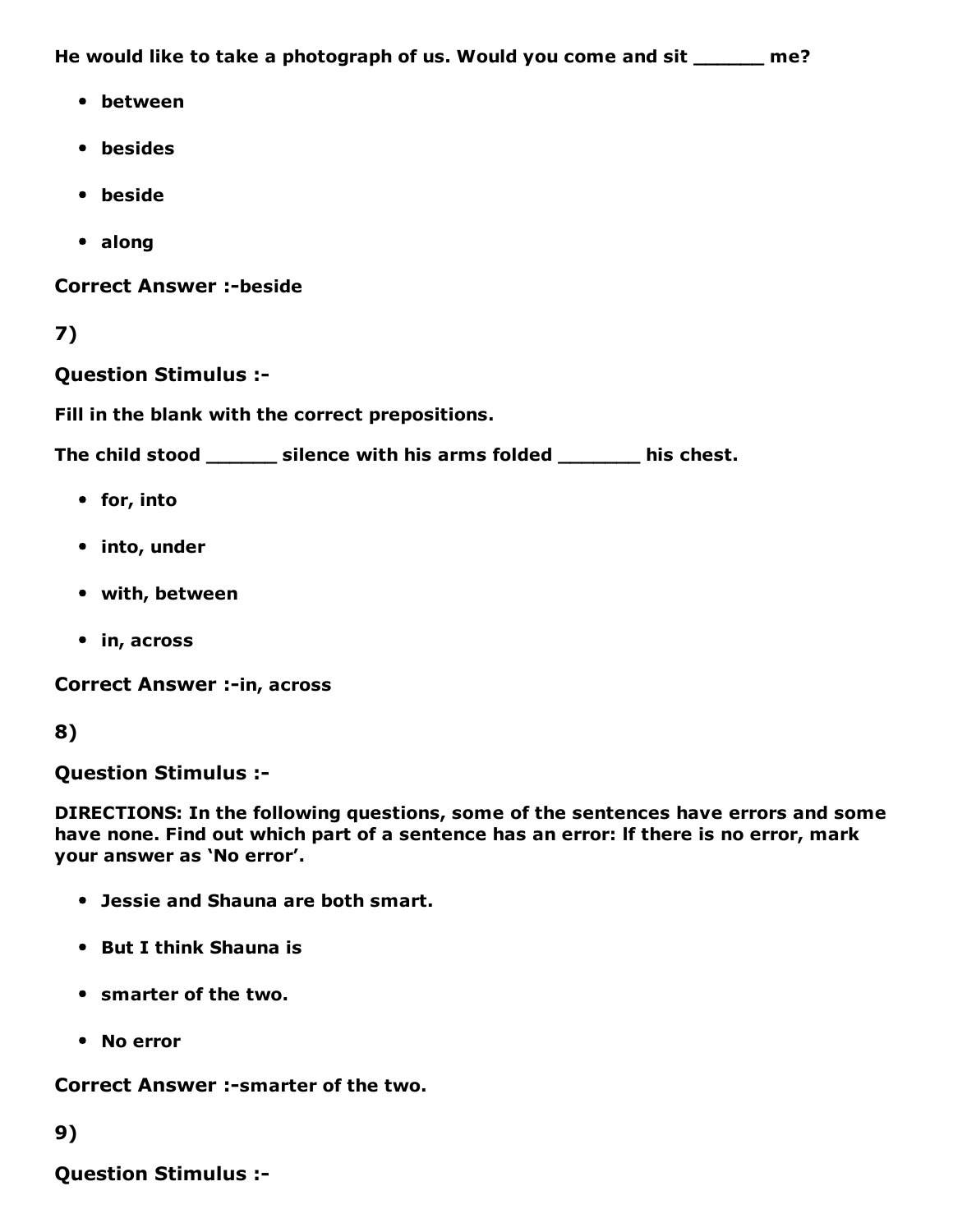**He would like to take a photograph of us. Would you come and sit ______ me?**

- **between**
- **besides**
- **beside**
- **along**

**Correct Answer :-beside**

**7)**

**Question Stimulus :-**

**Fill in the blank with the correct prepositions.**

**The child stood ______ silence with his arms folded _______ his chest.**

- **for, into**
- **into, under**
- **with, between**
- **in, across**

**Correct Answer :-in, across**

**8)**

**Question Stimulus :-**

**DIRECTIONS: In the following questions, some of the sentences have errors and some have none. Find out which part of a sentence has an error: If there is no error, mark your answer as 'No error'.**

- **Jessie and Shauna are both smart.**
- **But I think Shauna is**
- **smarter of the two.**
- **No error**

**Correct Answer :-smarter of the two.**

**9)**

**Question Stimulus :-**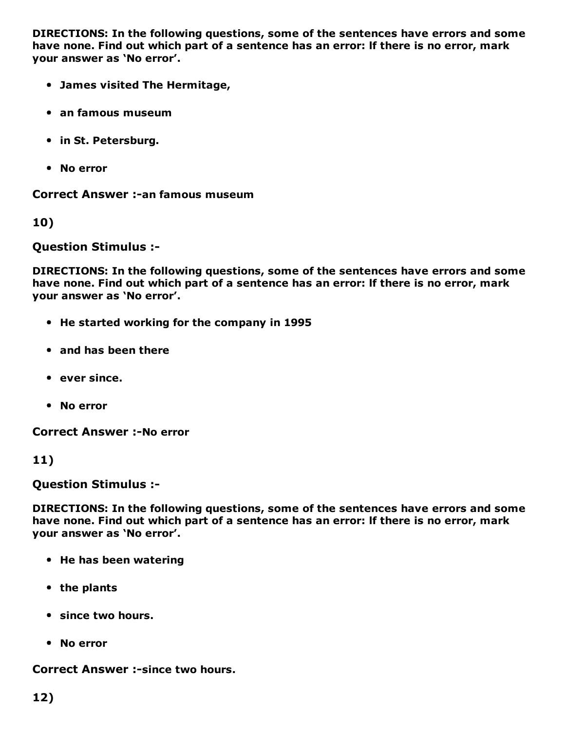**DIRECTIONS: In the following questions, some of the sentences have errors and some have none. Find out which part of a sentence has an error: If there is no error, mark your answer as 'No error'.**

- **James visited The Hermitage,**
- **an famous museum**
- **in St. Petersburg.**
- **No error**

**Correct Answer :-an famous museum**

**10)**

**Question Stimulus :-**

**DIRECTIONS: In the following questions, some of the sentences have errors and some have none. Find out which part of a sentence has an error: If there is no error, mark your answer as 'No error'.**

- **He started working for the company in 1995**
- **and has been there**
- **ever since.**
- **No error**

**Correct Answer :-No error**

**11)**

**Question Stimulus :-**

**DIRECTIONS: In the following questions, some of the sentences have errors and some have none. Find out which part of a sentence has an error: If there is no error, mark your answer as 'No error'.**

- **He has been watering**
- **the plants**
- **since two hours.**
- **No error**

**Correct Answer :-since two hours.**

**12)**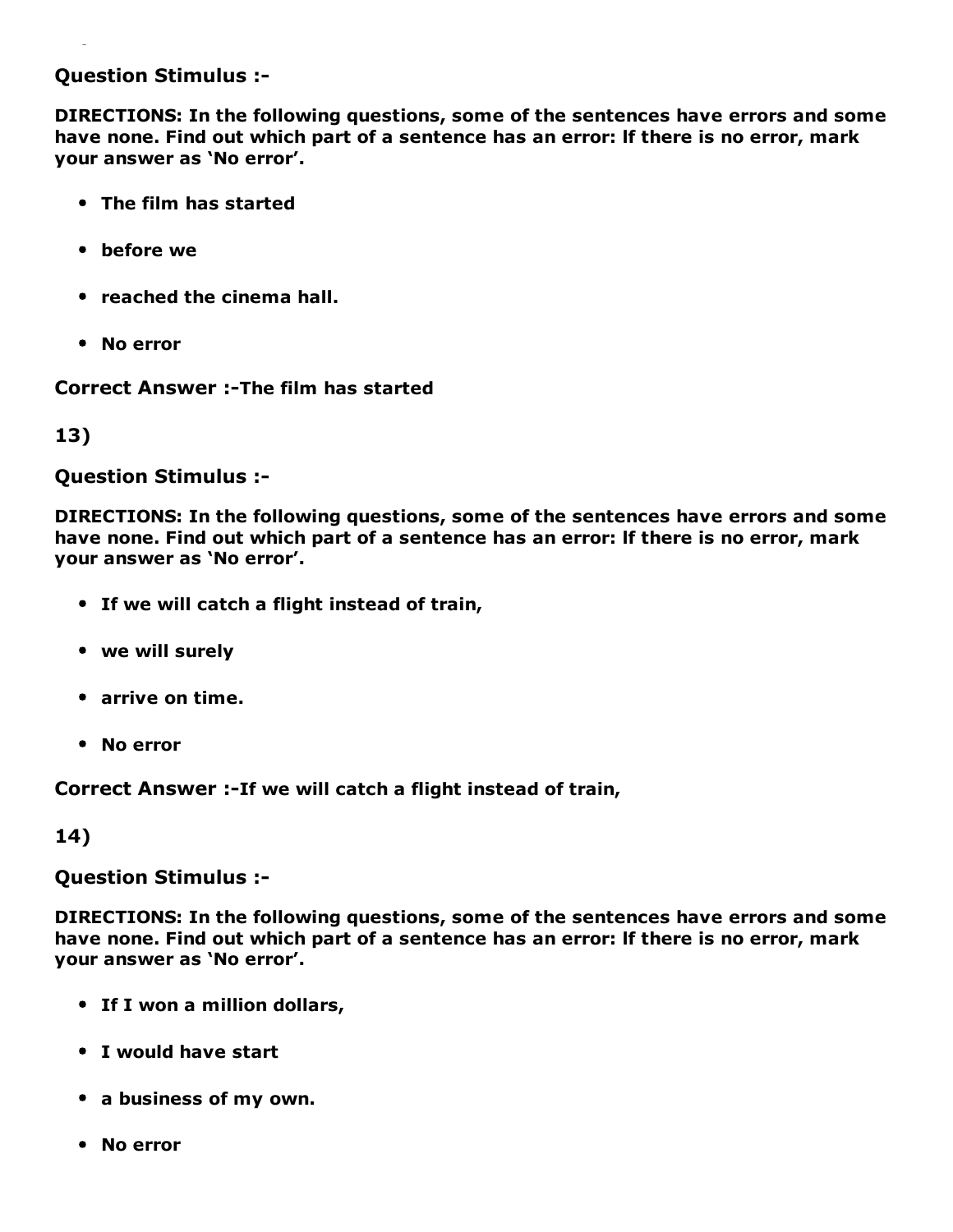**Question Stimulus :-**

**DIRECTIONS: In the following questions, some of the sentences have errors and some have none. Find out which part of a sentence has an error: lf there is no error, mark your answer as 'No error'.**

- **The film has started**
- **before we**
- **reached the cinema hall.**
- **No error**

**Correct Answer :-The film has started**

**13)**

**Question Stimulus :-**

**DIRECTIONS: In the following questions, some of the sentences have errors and some have none. Find out which part of a sentence has an error: lf there is no error, mark your answer as 'No error'.**

- **If we will catch a flight instead of train,**
- **we will surely**
- **arrive on time.**
- **No error**

**Correct Answer :-If we will catch a flight instead of train,**

**14)**

**Question Stimulus :-**

**DIRECTIONS: In the following questions, some of the sentences have errors and some have none. Find out which part of a sentence has an error: lf there is no error, mark your answer as 'No error'.**

- **If I won a million dollars,**
- **I would have start**
- **a business of my own.**
- **No error**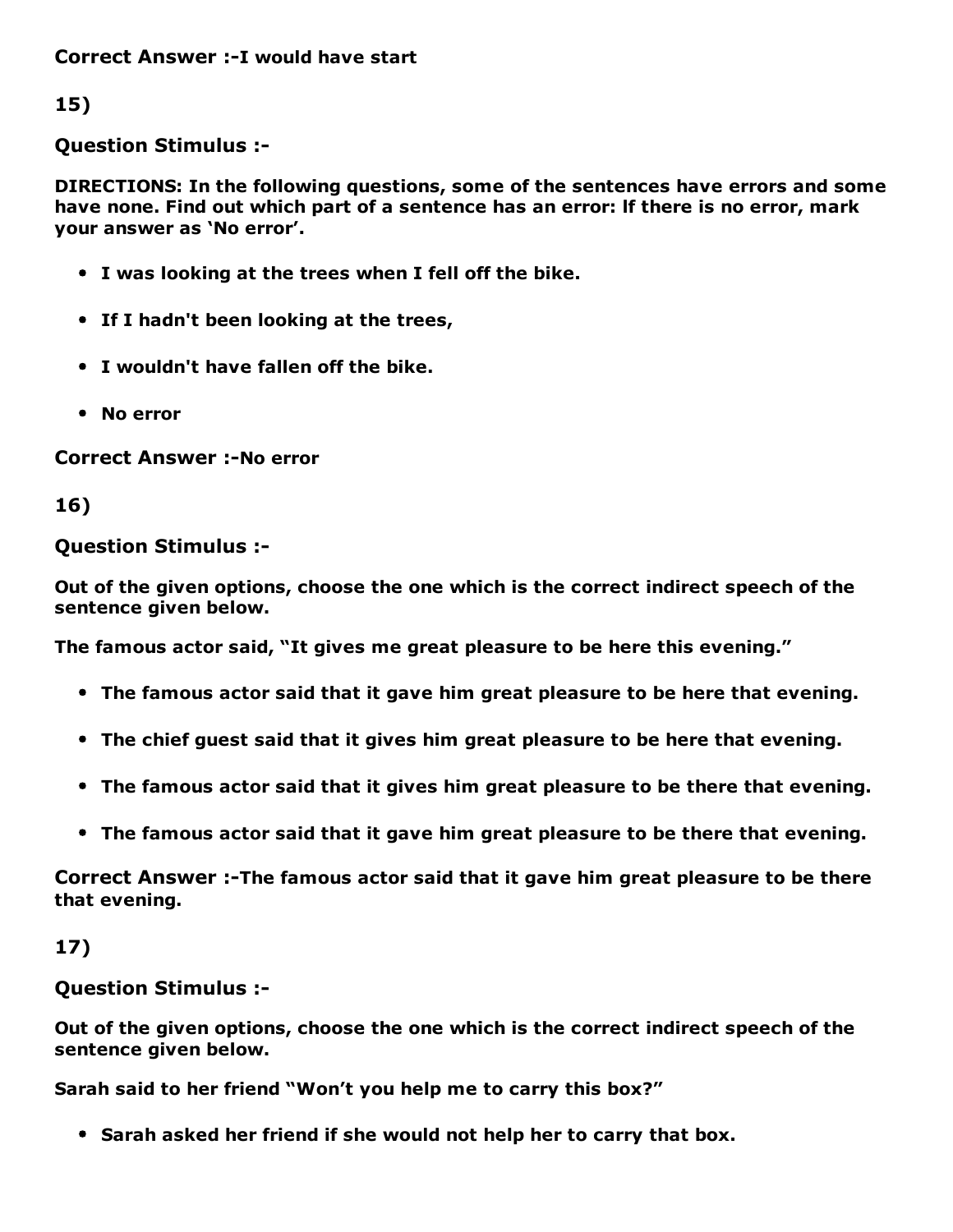**Correct Answer :-I would have start**

**15)**

**Question Stimulus :-**

**DIRECTIONS: In the following questions, some of the sentences have errors and some have none. Find out which part of a sentence has an error: If there is no error, mark your answer as 'No error'.**

- **I was looking at the trees when I fell off the bike.**
- **If I hadn't been looking at the trees,**
- **I wouldn't have fallen off the bike.**
- **No error**

**Correct Answer :-No error**

**16)**

**Question Stimulus :-**

**Out of the given options, choose the one which is the correct indirect speech of the sentence given below.**

**The famous actor said, "It gives me great pleasure to be here this evening."**

- **The famous actor said that it gave him great pleasure to be here that evening.**
- **The chief guest said that it gives him great pleasure to be here that evening.**
- **The famous actor said that it gives him great pleasure to be there that evening.**
- **The famous actor said that it gave him great pleasure to be there that evening.**

**Correct Answer :-The famous actor said that it gave him great pleasure to be there that evening.**

**17)**

**Question Stimulus :-**

**Out of the given options, choose the one which is the correct indirect speech of the sentence given below.**

**Sarah said to her friend "Won't you help me to carry this box?"**

- **Sarah asked her friend if she would not help her to carry that box.**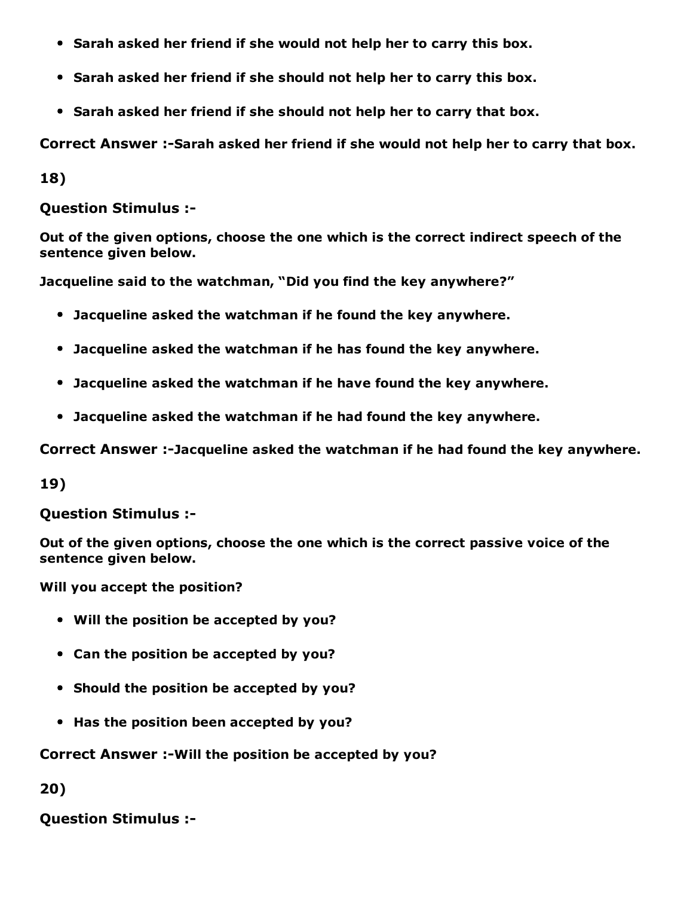- Sarah asked her friend if she would not help her to carry this box.
- Sarah asked her friend if she should not help her to carry this box.
- Sarah asked her friend if she should not help her to carry that box.

**Correct Answer :-**Sarah asked her friend if she would not help her to carry that box.

**18)**

**Question Stimulus :-**

**Out of the given options, choose the one which is the correct indirect speech of the sentence given below.**

**Jacqueline said to the watchman, "Did you find the key anywhere?"**

- Jacqueline asked the watchman if he found the key anywhere.
- Jacqueline asked the watchman if he has found the key anywhere.
- Jacqueline asked the watchman if he have found the key anywhere.
- Jacqueline asked the watchman if he had found the key anywhere.

**Correct Answer :-**Jacqueline asked the watchman if he had found the key anywhere.

**19)**

**Question Stimulus :-**

**Out of the given options, choose the one which is the correct passive voice of the sentence given below.**

**Will you accept the position?**

- Will the position be accepted by you?
- Can the position be accepted by you?
- Should the position be accepted by you?
- Has the position been accepted by you?

**Correct Answer :-**Will the position be accepted by you?

**20)**

**Question Stimulus :-**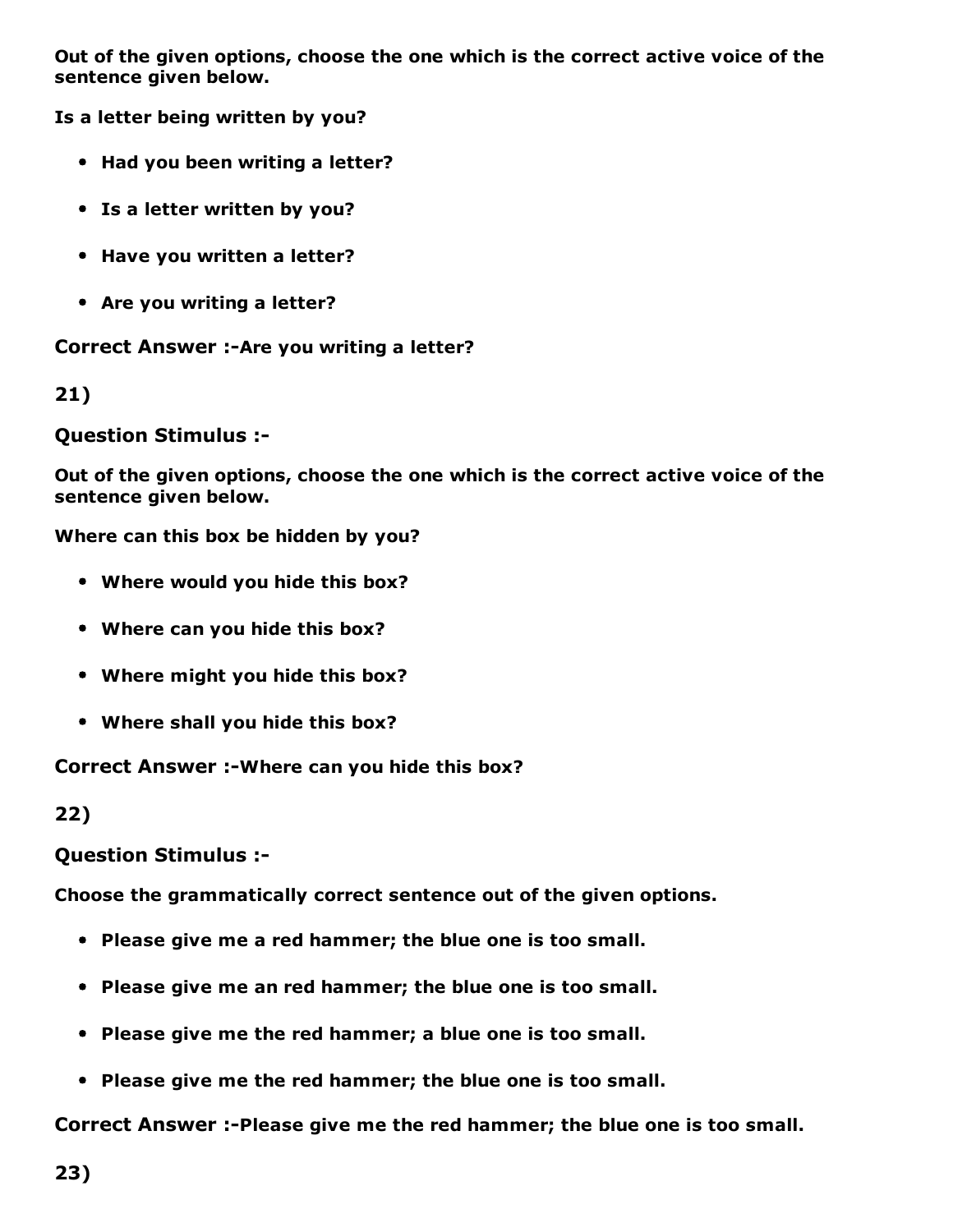**Out of the given options, choose the one which is the correct active voice of the sentence given below.**

**Is a letter being written by you?**

- **Had you been writing a letter?**
- **Is a letter written by you?**
- **Have you written a letter?**
- **Are you writing a letter?**

**Correct Answer :-Are you writing a letter?**

**21)**

**Question Stimulus :-**

**Out of the given options, choose the one which is the correct active voice of the sentence given below.**

**Where can this box be hidden by you?**

- **Where would you hide this box?**
- **Where can you hide this box?**
- **Where might you hide this box?**
- **Where shall you hide this box?**

**Correct Answer :-Where can you hide this box?**

**22)**

**Question Stimulus :-**

**Choose the grammatically correct sentence out of the given options.**

- **Please give me a red hammer; the blue one is too small.**
- **Please give me an red hammer; the blue one is too small.**
- **Please give me the red hammer; a blue one is too small.**
- **Please give me the red hammer; the blue one is too small.**

**Correct Answer :-Please give me the red hammer; the blue one is too small.**

**23)**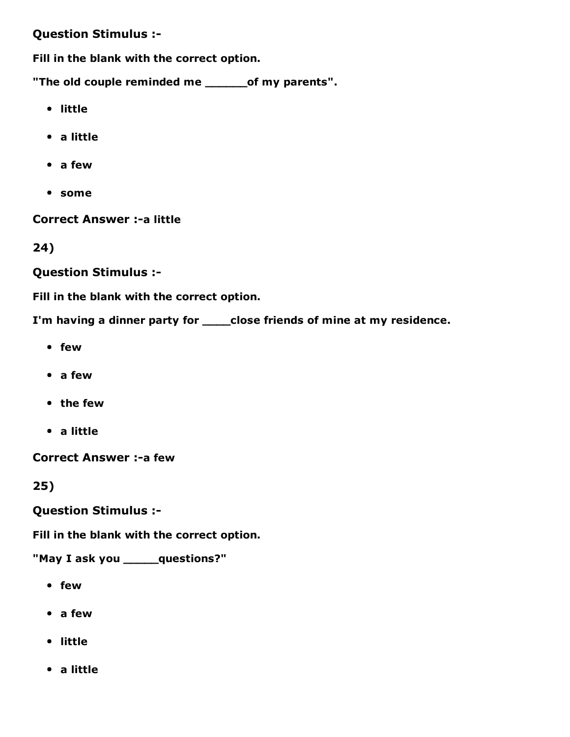**Question Stimulus :-**

**Fill in the blank with the correct option.**

**"The old couple reminded me ______of my parents".**

- **little**
- **a little**
- **a few**
- **some**

**Correct Answer :-a little**

**24)**

**Question Stimulus :-**

**Fill in the blank with the correct option.**

**I'm having a dinner party for ____close friends of mine at my residence.**

- **few**
- **a few**
- **the few**
- **a little**

**Correct Answer :-a few**

**25)**

**Question Stimulus :-**

**Fill in the blank with the correct option.**

**"May I ask you _____questions?"**

- **few**
- **a few**
- **little**
- **a little**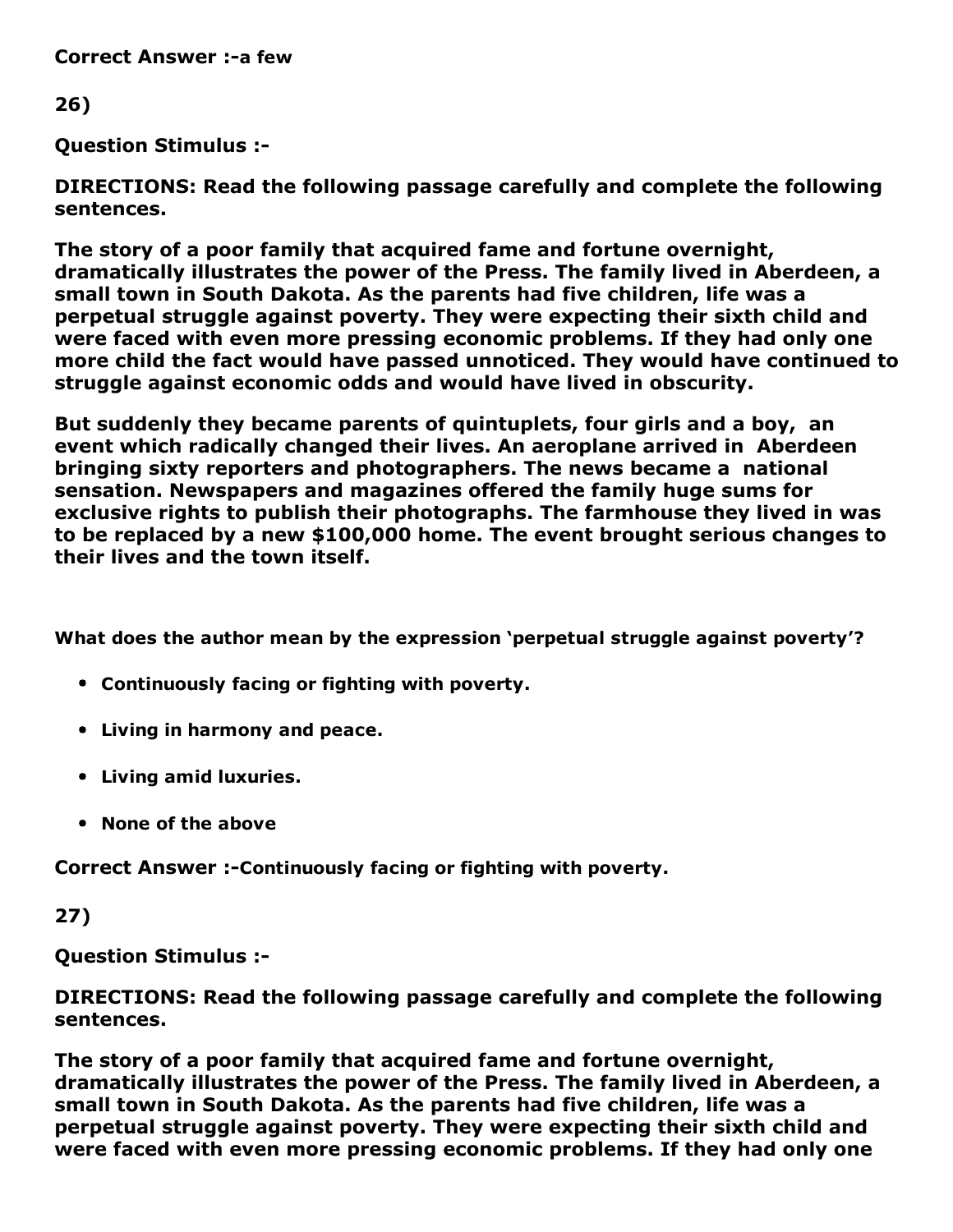**Correct Answer :-a few**

**26)**

**Question Stimulus :-**

**DIRECTIONS: Read the following passage carefully and complete the following sentences.**

**The story of a poor family that acquired fame and fortune overnight, dramatically illustrates the power of the Press. The family lived in Aberdeen, a small town in South Dakota. As the parents had five children, life was a perpetual struggle against poverty. They were expecting their sixth child and were faced with even more pressing economic problems. If they had only one more child the fact would have passed unnoticed. They would have continued to struggle against economic odds and would have lived in obscurity.**

**But suddenly they became parents of quintuplets, four girls and a boy, an event which radically changed their lives. An aeroplane arrived in Aberdeen bringing sixty reporters and photographers. The news became a national sensation. Newspapers and magazines offered the family huge sums for exclusive rights to publish their photographs. The farmhouse they lived in was to be replaced by a new $100,000 home. The event brought serious changes to their lives and the town itself.**

**What does the author mean by the expression 'perpetual struggle against poverty'?**

- **Continuously facing or fighting with poverty.**
- **Living in harmony and peace.**
- **Living amid luxuries.**
- **None of the above**

**Correct Answer :-Continuously facing or fighting with poverty.**

**27)**

**Question Stimulus :-**

**DIRECTIONS: Read the following passage carefully and complete the following sentences.**

**The story of a poor family that acquired fame and fortune overnight, dramatically illustrates the power of the Press. The family lived in Aberdeen, a small town in South Dakota. As the parents had five children, life was a perpetual struggle against poverty. They were expecting their sixth child and were faced with even more pressing economic problems. If they had only one**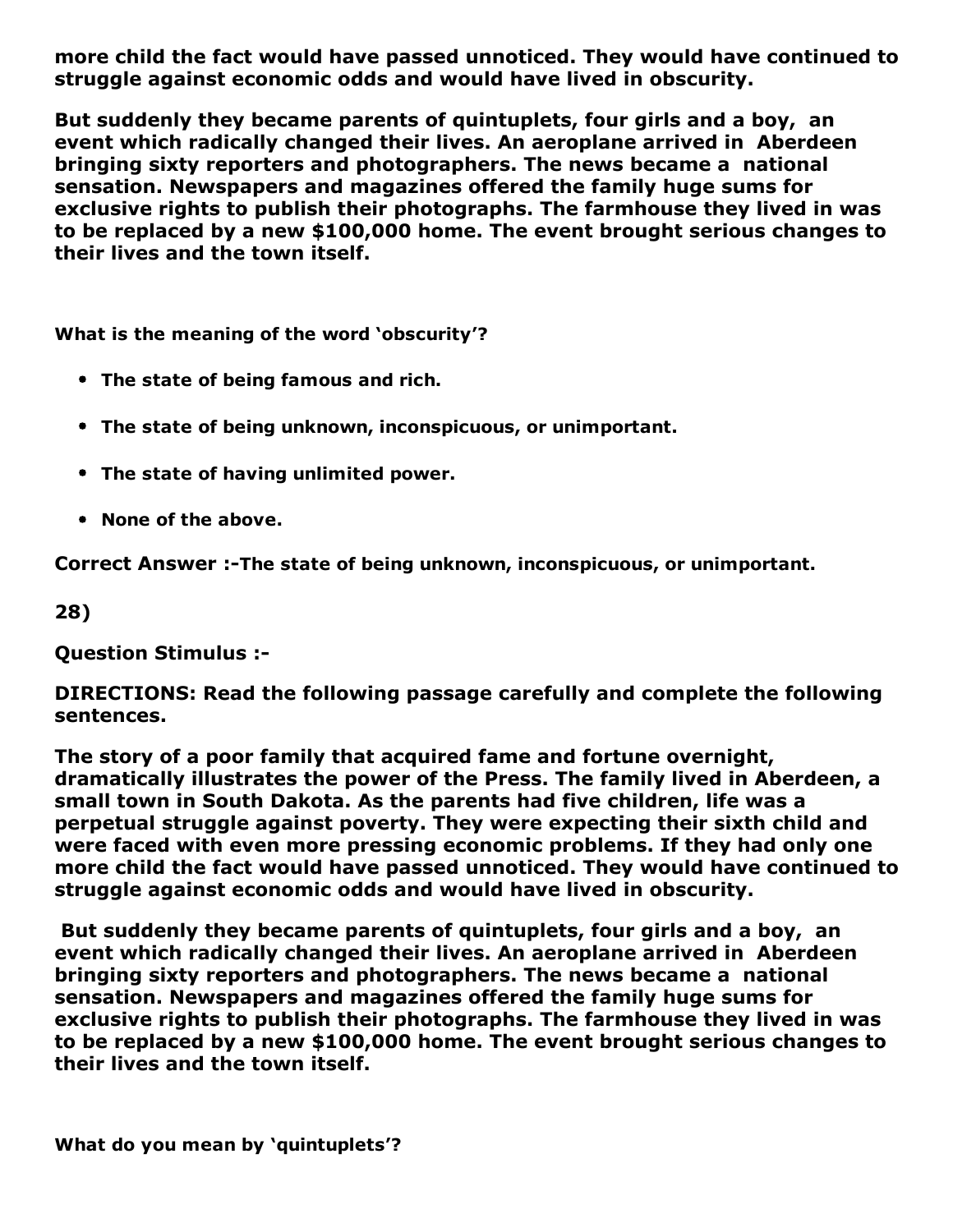**more child the fact would have passed unnoticed. They would have continued to struggle against economic odds and would have lived in obscurity.**

**But suddenly they became parents of quintuplets, four girls and a boy, an event which radically changed their lives. An aeroplane arrived in Aberdeen bringing sixty reporters and photographers. The news became a national sensation. Newspapers and magazines offered the family huge sums for exclusive rights to publish their photographs. The farmhouse they lived in was to be replaced by a new $100,000 home. The event brought serious changes to their lives and the town itself.**

**What is the meaning of the word 'obscurity'?**

- **The state of being famous and rich.**
- **The state of being unknown, inconspicuous, or unimportant.**
- **The state of having unlimited power.**
- **None of the above.**

**Correct Answer :-The state of being unknown, inconspicuous, or unimportant.**

**28)**

**Question Stimulus :-**

**DIRECTIONS: Read the following passage carefully and complete the following sentences.**

**The story of a poor family that acquired fame and fortune overnight, dramatically illustrates the power of the Press. The family lived in Aberdeen, a small town in South Dakota. As the parents had five children, life was a perpetual struggle against poverty. They were expecting their sixth child and were faced with even more pressing economic problems. If they had only one more child the fact would have passed unnoticed. They would have continued to struggle against economic odds and would have lived in obscurity.**

**But suddenly they became parents of quintuplets, four girls and a boy, an event which radically changed their lives. An aeroplane arrived in Aberdeen bringing sixty reporters and photographers. The news became a national sensation. Newspapers and magazines offered the family huge sums for exclusive rights to publish their photographs. The farmhouse they lived in was to be replaced by a new $100,000 home. The event brought serious changes to their lives and the town itself.**

**What do you mean by 'quintuplets'?**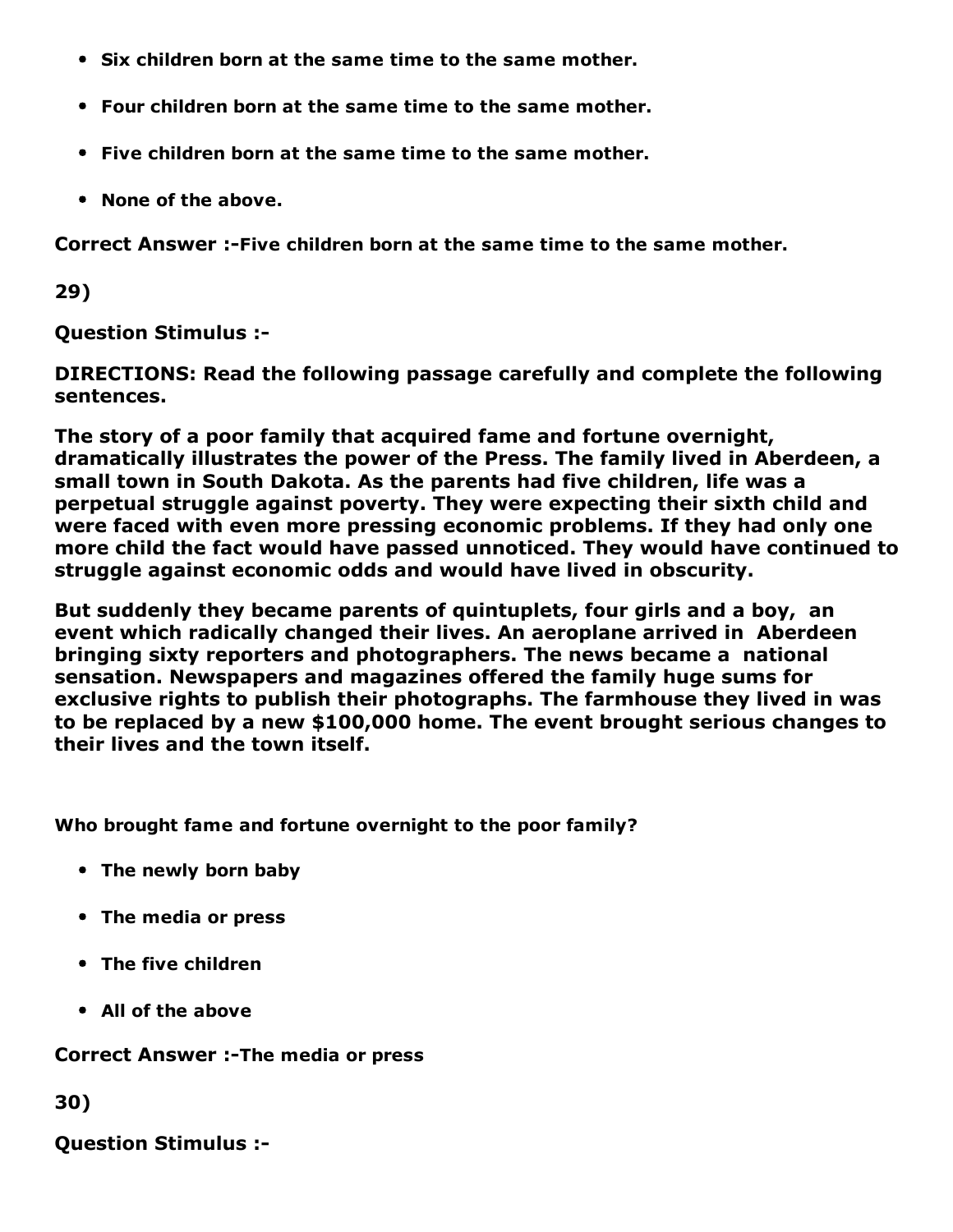- **Six children born at the same time to the same mother.**
- **Four children born at the same time to the same mother.**
- **Five children born at the same time to the same mother.**
- **None of the above.**

**Correct Answer :-Five children born at the same time to the same mother.**

**29)**

**Question Stimulus :-**

**DIRECTIONS: Read the following passage carefully and complete the following sentences.**

**The story of a poor family that acquired fame and fortune overnight, dramatically illustrates the power of the Press. The family lived in Aberdeen, a small town in South Dakota. As the parents had five children, life was a perpetual struggle against poverty. They were expecting their sixth child and were faced with even more pressing economic problems. If they had only one more child the fact would have passed unnoticed. They would have continued to struggle against economic odds and would have lived in obscurity.**

**But suddenly they became parents of quintuplets, four girls and a boy, an event which radically changed their lives. An aeroplane arrived in Aberdeen bringing sixty reporters and photographers. The news became a national sensation. Newspapers and magazines offered the family huge sums for exclusive rights to publish their photographs. The farmhouse they lived in was to be replaced by a new $100,000 home. The event brought serious changes to their lives and the town itself.**

**Who brought fame and fortune overnight to the poor family?**

- **The newly born baby**
- **The media or press**
- **The five children**
- **All of the above**

**Correct Answer :-The media or press**

**30)**

**Question Stimulus :-**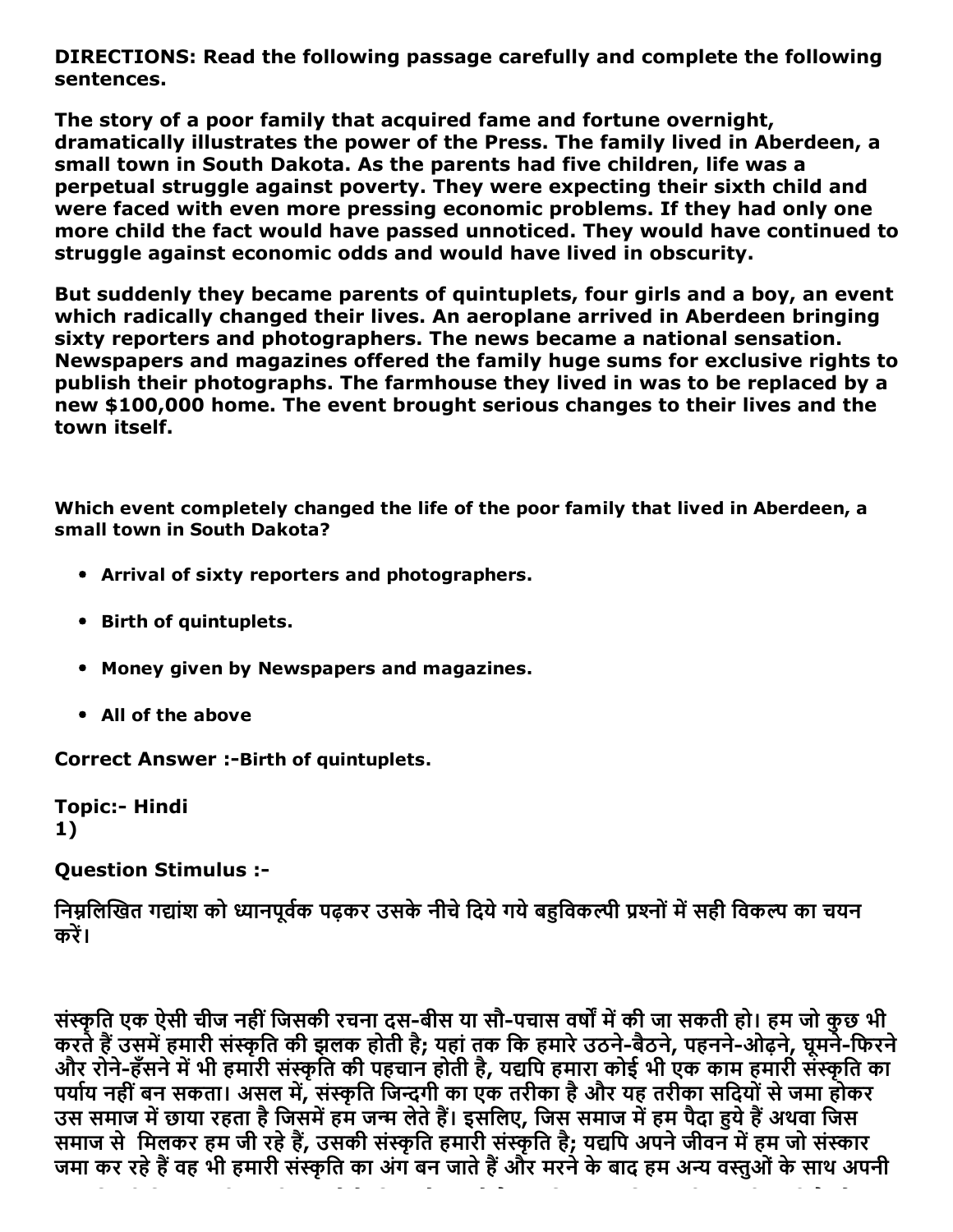**DIRECTIONS: Read the following passage carefully and complete the following sentences.**

**The story of a poor family that acquired fame and fortune overnight, dramatically illustrates the power of the Press. The family lived in Aberdeen, a small town in South Dakota. As the parents had five children, life was a perpetual struggle against poverty. They were expecting their sixth child and were faced with even more pressing economic problems. If they had only one more child the fact would have passed unnoticed. They would have continued to struggle against economic odds and would have lived in obscurity.**

**But suddenly they became parents of quintuplets, four girls and a boy, an event which radically changed their lives. An aeroplane arrived in Aberdeen bringing sixty reporters and photographers. The news became a national sensation. Newspapers and magazines offered the family huge sums for exclusive rights to publish their photographs. The farmhouse they lived in was to be replaced by a new $100,000 home. The event brought serious changes to their lives and the town itself.**

**Which event completely changed the life of the poor family that lived in Aberdeen, a small town in South Dakota?**

- **Arrival of sixty reporters and photographers.**
- **Birth of quintuplets.**
- **Money given by Newspapers and magazines.**
- **All of the above**

**Correct Answer :-Birth of quintuplets.**

**Topic:- Hindi**
**1)**

**Question Stimulus :-**

**निम्नलिखित गद्यांश को ध्यानपूर्वक पढ़कर उसके नीचे दिये गये बहुविकल्पी प्रश्नों में सही विकल्प का चयन करें।**

**संस्कृति एक ऐसी चीज नहीं जिसकी रचना दस-बीस या सौ-पचास वर्षों में की जा सकती हो। हम जो कुछ भी करते हैं उसमें हमारी संस्कृति की झलक होती है; यहां तक कि हमारे उठने-बैठने, पहनने-ओढ़ने, घूमने-फिरने और रोने-हँसने में भी हमारी संस्कृति की पहचान होती है, यद्यपि हमारा कोई भी एक काम हमारी संस्कृति का पर्याय नहीं बन सकता। असल में, संस्कृति जिन्दगी का एक तरीका है और यह तरीका सदियों से जमा होकर उस समाज में छाया रहता है जिसमें हम जन्म लेते हैं। इसलिए, जिस समाज में हम पैदा हुये हैं अथवा जिस समाज से मिलकर हम जी रहे हैं, उसकी संस्कृति हमारी संस्कृति है; यद्यपि अपने जीवन में हम जो संस्कार जमा कर रहे हैं वह भी हमारी संस्कृति का अंग बन जाते हैं और मरने के बाद हम अन्य वस्तुओं के साथ अपनी**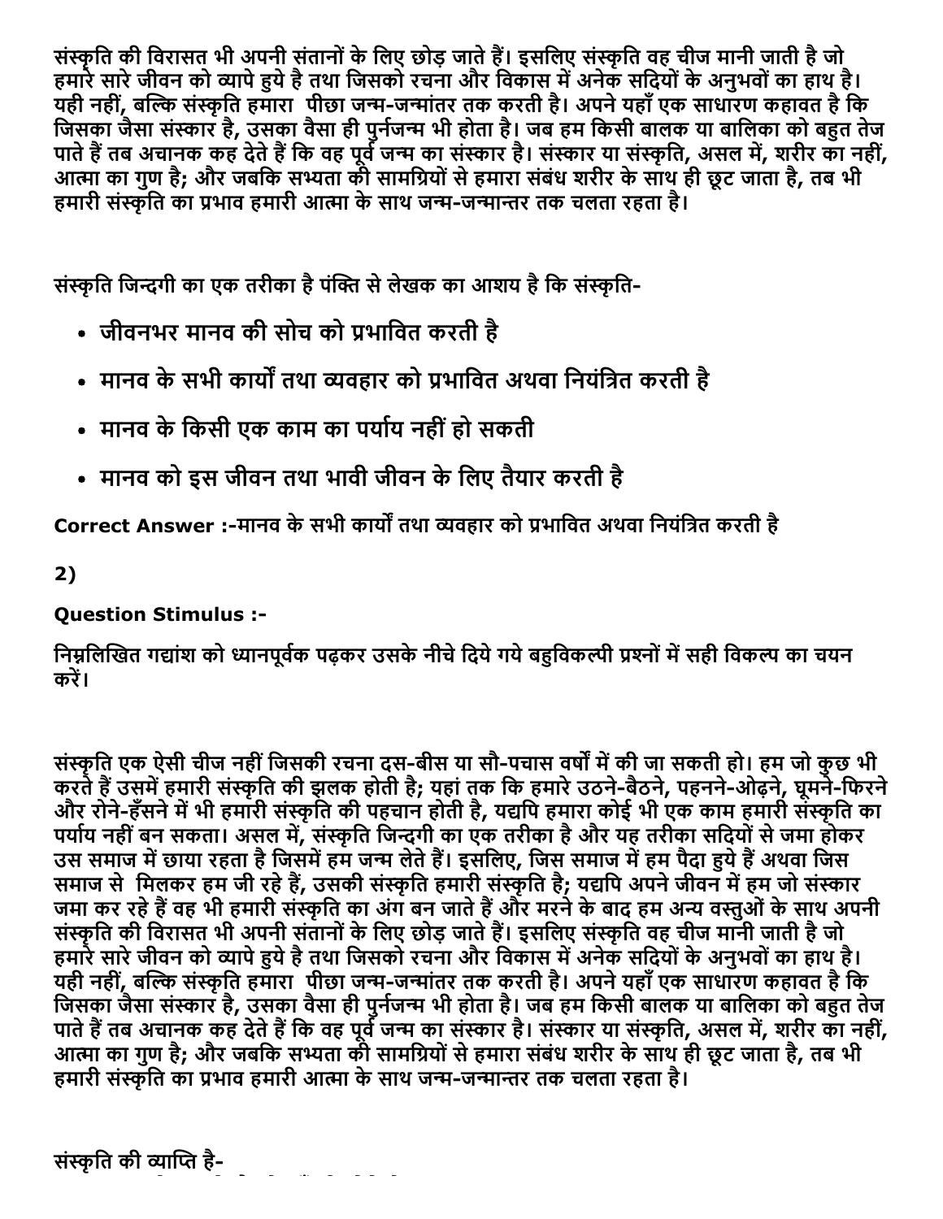संस्कृति की विरासत भी अपनी संतानों के लिए छोड़ जाते हैं। इसलिए संस्कृति वह चीज मानी जाती है जो हमारे सारे जीवन को व्यापे हुये है तथा जिसको रचना और विकास में अनेक सदियों के अनुभवों का हाथ है। यही नहीं, बल्कि संस्कृति हमारा पीछा जन्म-जन्मांतर तक करती है। अपने यहाँ एक साधारण कहावत है कि जिसका जैसा संस्कार है, उसका वैसा ही पुर्नजन्म भी होता है। जब हम किसी बालक या बालिका को बहुत तेज पाते हैं तब अचानक कह देते हैं कि वह पूर्व जन्म का संस्कार है। संस्कार या संस्कृति, असल में, शरीर का नहीं, आत्मा का गुण है; और जबकि सभ्यता की सामग्रियों से हमारा संबंध शरीर के साथ ही छूट जाता है, तब भी हमारी संस्कृति का प्रभाव हमारी आत्मा के साथ जन्म-जन्मान्तर तक चलता रहता है।

संस्कृति जिन्दगी का एक तरीका है पंक्ति से लेखक का आशय है कि संस्कृति-

- जीवनभर मानव की सोच को प्रभावित करती है
- मानव के सभी कार्यों तथा व्यवहार को प्रभावित अथवा नियंत्रित करती है
- मानव के किसी एक काम का पर्याय नहीं हो सकती
- मानव को इस जीवन तथा भावी जीवन के लिए तैयार करती है

**Correct Answer :-**मानव के सभी कार्यों तथा व्यवहार को प्रभावित अथवा नियंत्रित करती है

**2)**

**Question Stimulus :-**

निम्रलिखित गद्यांश को ध्यानपूर्वक पढ़कर उसके नीचे दिये गये बहुविकल्पी प्रश्नों में सही विकल्प का चयन करें।

संस्कृति एक ऐसी चीज नहीं जिसकी रचना दस-बीस या सौ-पचास वर्षों में की जा सकती हो। हम जो कुछ भी करते हैं उसमें हमारी संस्कृति की झलक होती है; यहां तक कि हमारे उठने-बैठने, पहनने-ओढ़ने, घूमने-फिरने और रोने-हँसने में भी हमारी संस्कृति की पहचान होती है, यद्यपि हमारा कोई भी एक काम हमारी संस्कृति का पर्याय नहीं बन सकता। असल में, संस्कृति जिन्दगी का एक तरीका है और यह तरीका सदियों से जमा होकर उस समाज में छाया रहता है जिसमें हम जन्म लेते हैं। इसलिए, जिस समाज में हम पैदा हुये हैं अथवा जिस समाज से मिलकर हम जी रहे हैं, उसकी संस्कृति हमारी संस्कृति है; यद्यपि अपने जीवन में हम जो संस्कार जमा कर रहे हैं वह भी हमारी संस्कृति का अंग बन जाते हैं और मरने के बाद हम अन्य वस्तुओं के साथ अपनी संस्कृति की विरासत भी अपनी संतानों के लिए छोड़ जाते हैं। इसलिए संस्कृति वह चीज मानी जाती है जो हमारे सारे जीवन को व्यापे हुये है तथा जिसको रचना और विकास में अनेक सदियों के अनुभवों का हाथ है। यही नहीं, बल्कि संस्कृति हमारा पीछा जन्म-जन्मांतर तक करती है। अपने यहाँ एक साधारण कहावत है कि जिसका जैसा संस्कार है, उसका वैसा ही पुर्नजन्म भी होता है। जब हम किसी बालक या बालिका को बहुत तेज पाते हैं तब अचानक कह देते हैं कि वह पूर्व जन्म का संस्कार है। संस्कार या संस्कृति, असल में, शरीर का नहीं, आत्मा का गुण है; और जबकि सभ्यता की सामग्रियों से हमारा संबंध शरीर के साथ ही छूट जाता है, तब भी हमारी संस्कृति का प्रभाव हमारी आत्मा के साथ जन्म-जन्मान्तर तक चलता रहता है।

संस्कृति की व्याप्ति है-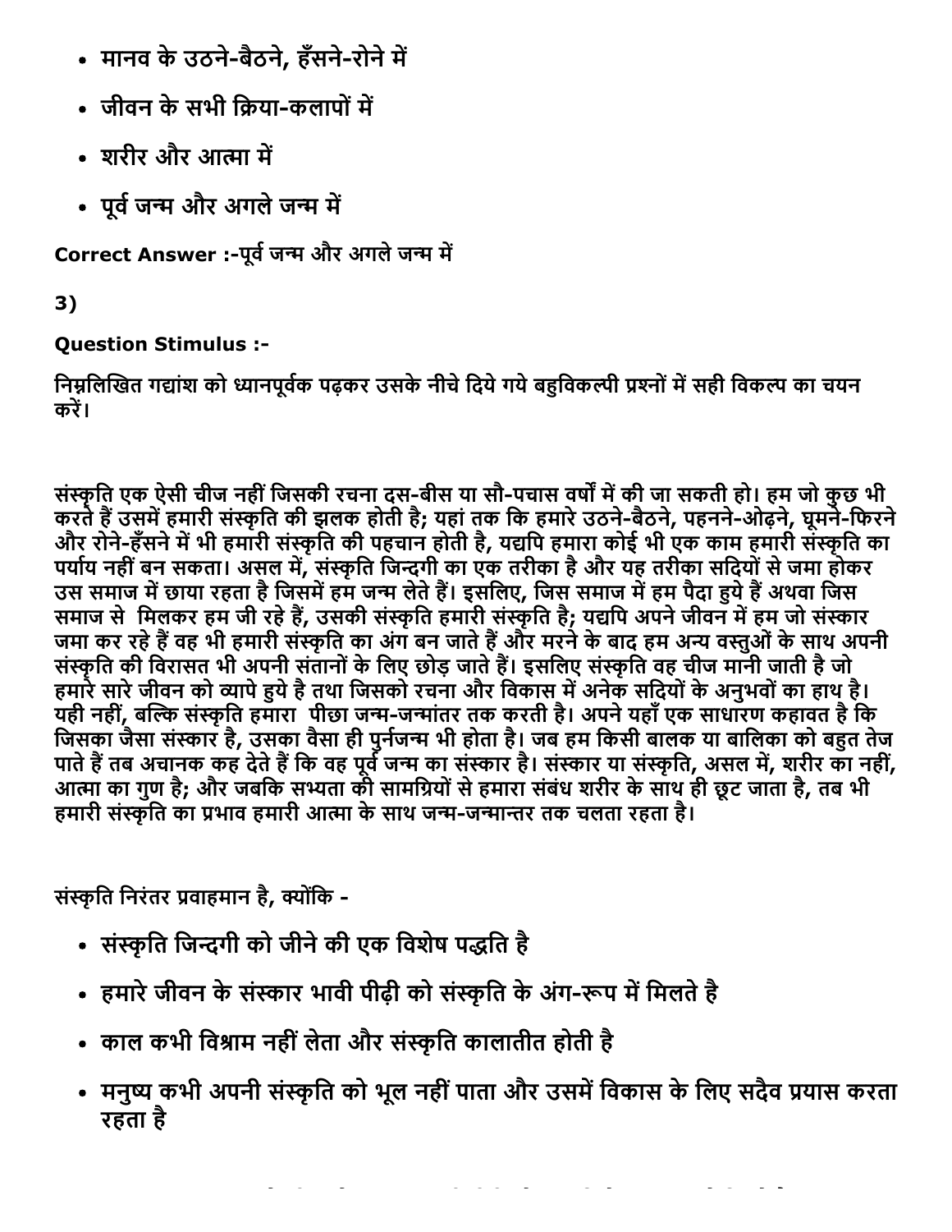- मानव के उठने-बैठने, हँसने-रोने में
- जीवन के सभी क्रिया-कलापों में
- शरीर और आत्मा में
- पूर्व जन्म और अगले जन्म में

**Correct Answer :-**पूर्व जन्म और अगले जन्म में

**3)**

**Question Stimulus :-**

निम्नलिखित गद्यांश को ध्यानपूर्वक पढ़कर उसके नीचे दिये गये बहुविकल्पी प्रश्नों में सही विकल्प का चयन करें।

संस्कृति एक ऐसी चीज नहीं जिसकी रचना दस-बीस या सौ-पचास वर्षों में की जा सकती हो। हम जो कुछ भी करते हैं उसमें हमारी संस्कृति की झलक होती है; यहां तक कि हमारे उठने-बैठने, पहनने-ओढ़ने, घूमने-फिरने और रोने-हँसने में भी हमारी संस्कृति की पहचान होती है, यद्यपि हमारा कोई भी एक काम हमारी संस्कृति का पर्याय नहीं बन सकता। असल में, संस्कृति जिन्दगी का एक तरीका है और यह तरीका सदियों से जमा होकर उस समाज में छाया रहता है जिसमें हम जन्म लेते हैं। इसलिए, जिस समाज में हम पैदा हुये हैं अथवा जिस समाज से मिलकर हम जी रहे हैं, उसकी संस्कृति हमारी संस्कृति है; यद्यपि अपने जीवन में हम जो संस्कार जमा कर रहे हैं वह भी हमारी संस्कृति का अंग बन जाते हैं और मरने के बाद हम अन्य वस्तुओं के साथ अपनी संस्कृति की विरासत भी अपनी संतानों के लिए छोड़ जाते हैं। इसलिए संस्कृति वह चीज मानी जाती है जो हमारे सारे जीवन को व्यापे हुये है तथा जिसको रचना और विकास में अनेक सदियों के अनुभवों का हाथ है। यही नहीं, बल्कि संस्कृति हमारा पीछा जन्म-जन्मांतर तक करती है। अपने यहाँ एक साधारण कहावत है कि जिसका जैसा संस्कार है, उसका वैसा ही पुर्नजन्म भी होता है। जब हम किसी बालक या बालिका को बहुत तेज पाते हैं तब अचानक कह देते हैं कि वह पूर्व जन्म का संस्कार है। संस्कार या संस्कृति, असल में, शरीर का नहीं, आत्मा का गुण है; और जबकि सभ्यता की सामग्रियों से हमारा संबंध शरीर के साथ ही छूट जाता है, तब भी हमारी संस्कृति का प्रभाव हमारी आत्मा के साथ जन्म-जन्मान्तर तक चलता रहता है।

संस्कृति निरंतर प्रवाहमान है, क्योंकि -

- संस्कृति जिन्दगी को जीने की एक विशेष पद्धति है
- हमारे जीवन के संस्कार भावी पीढ़ी को संस्कृति के अंग-रूप में मिलते है
- काल कभी विश्राम नहीं लेता और संस्कृति कालातीत होती है
- मनुष्य कभी अपनी संस्कृति को भूल नहीं पाता और उसमें विकास के लिए सदैव प्रयास करता रहता है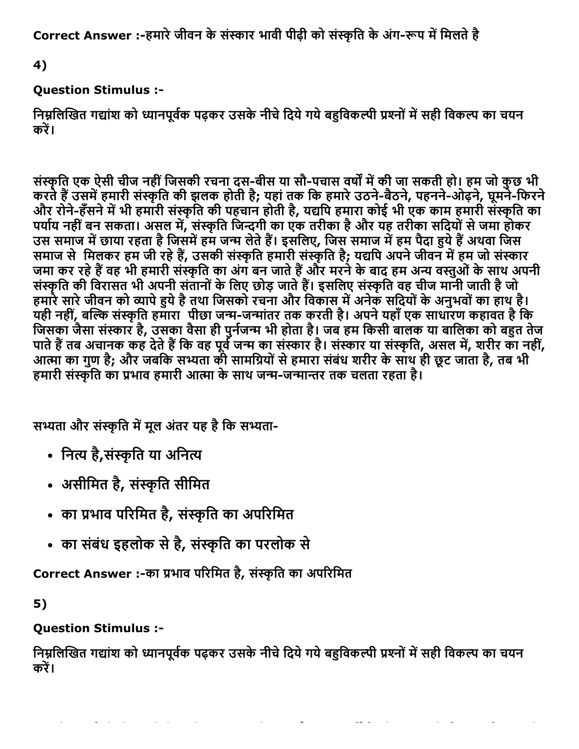Correct Answer :-हमारे जीवन के संस्कार भावी पीढ़ी को संस्कृति के अंग-रूप में मिलते है

4)

**Question Stimulus :-**

निम्नलिखित गद्यांश को ध्यानपूर्वक पढ़कर उसके नीचे दिये गये बहुविकल्पी प्रश्नों में सही विकल्प का चयन करें।

संस्कृति एक ऐसी चीज नहीं जिसकी रचना दस-बीस या सौ-पचास वर्षों में की जा सकती हो। हम जो कुछ भी करते हैं उसमें हमारी संस्कृति की झलक होती है; यहां तक कि हमारे उठने-बैठने, पहनने-ओढ़ने, घूमने-फिरने और रोने-हँसने में भी हमारी संस्कृति की पहचान होती है, यद्यपि हमारा कोई भी एक काम हमारी संस्कृति का पर्याय नहीं बन सकता। असल में, संस्कृति जिन्दगी का एक तरीका है और यह तरीका सदियों से जमा होकर उस समाज में छाया रहता है जिसमें हम जन्म लेते हैं। इसलिए, जिस समाज में हम पैदा हुये हैं अथवा जिस समाज से मिलकर हम जी रहे हैं, उसकी संस्कृति हमारी संस्कृति है; यद्यपि अपने जीवन में हम जो संस्कार जमा कर रहे हैं वह भी हमारी संस्कृति का अंग बन जाते हैं और मरने के बाद हम अन्य वस्तुओं के साथ अपनी संस्कृति की विरासत भी अपनी संतानों के लिए छोड़ जाते हैं। इसलिए संस्कृति वह चीज मानी जाती है जो हमारे सारे जीवन को व्यापे हुये है तथा जिसको रचना और विकास में अनेक सदियों के अनुभवों का हाथ है। यही नहीं, बल्कि संस्कृति हमारा पीछा जन्म-जन्मांतर तक करती है। अपने यहाँ एक साधारण कहावत है कि जिसका जैसा संस्कार है, उसका वैसा ही पुर्नजन्म भी होता है। जब हम किसी बालक या बालिका को बहुत तेज पाते हैं तब अचानक कह देते हैं कि वह पूर्व जन्म का संस्कार है। संस्कार या संस्कृति, असल में, शरीर का नहीं, आत्मा का गुण है; और जबकि सभ्यता की सामग्रियों से हमारा संबंध शरीर के साथ ही छूट जाता है, तब भी हमारी संस्कृति का प्रभाव हमारी आत्मा के साथ जन्म-जन्मान्तर तक चलता रहता है।

सभ्यता और संस्कृति में मूल अंतर यह है कि सभ्यता-

- नित्य है,संस्कृति या अनित्य
- असीमित है, संस्कृति सीमित
- का प्रभाव परिमित है, संस्कृति का अपरिमित
- का संबंध इहलोक से है, संस्कृति का परलोक से

Correct Answer :-का प्रभाव परिमित है, संस्कृति का अपरिमित

5)

**Question Stimulus :-**

निम्नलिखित गद्यांश को ध्यानपूर्वक पढ़कर उसके नीचे दिये गये बहुविकल्पी प्रश्नों में सही विकल्प का चयन करें।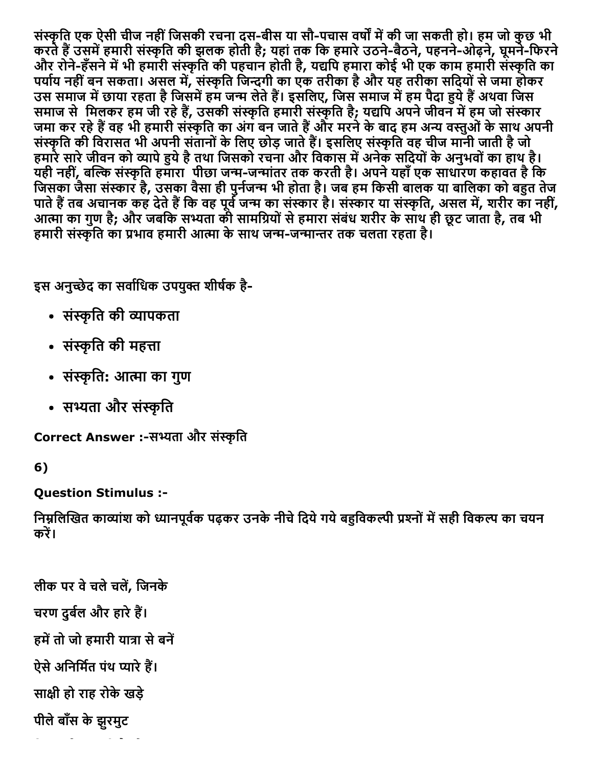संस्कृति एक ऐसी चीज नहीं जिसकी रचना दस-बीस या सौ-पचास वर्षों में की जा सकती हो। हम जो कुछ भी करते हैं उसमें हमारी संस्कृति की झलक होती है; यहां तक कि हमारे उठने-बैठने, पहनने-ओढ़ने, घूमने-फिरने और रोने-हँसने में भी हमारी संस्कृति की पहचान होती है, यद्यपि हमारा कोई भी एक काम हमारी संस्कृति का पर्याय नहीं बन सकता। असल में, संस्कृति जिन्दगी का एक तरीका है और यह तरीका सदियों से जमा होकर उस समाज में छाया रहता है जिसमें हम जन्म लेते हैं। इसलिए, जिस समाज में हम पैदा हुये हैं अथवा जिस समाज से मिलकर हम जी रहे हैं, उसकी संस्कृति हमारी संस्कृति है; यद्यपि अपने जीवन में हम जो संस्कार जमा कर रहे हैं वह भी हमारी संस्कृति का अंग बन जाते हैं और मरने के बाद हम अन्य वस्तुओं के साथ अपनी संस्कृति की विरासत भी अपनी संतानों के लिए छोड़ जाते हैं। इसलिए संस्कृति वह चीज मानी जाती है जो हमारे सारे जीवन को व्यापे हुये है तथा जिसको रचना और विकास में अनेक सदियों के अनुभवों का हाथ है। यही नहीं, बल्कि संस्कृति हमारा पीछा जन्म-जन्मांतर तक करती है। अपने यहाँ एक साधारण कहावत है कि जिसका जैसा संस्कार है, उसका वैसा ही पुर्नजन्म भी होता है। जब हम किसी बालक या बालिका को बहुत तेज पाते हैं तब अचानक कह देते हैं कि वह पूर्व जन्म का संस्कार है। संस्कार या संस्कृति, असल में, शरीर का नहीं, आत्मा का गुण है; और जबकि सभ्यता की सामग्रियों से हमारा संबंध शरीर के साथ ही छूट जाता है, तब भी हमारी संस्कृति का प्रभाव हमारी आत्मा के साथ जन्म-जन्मान्तर तक चलता रहता है।

इस अनुच्छेद का सर्वाधिक उपयुक्त शीर्षक है-

- संस्कृति की व्यापकता
- संस्कृति की महत्ता
- संस्कृति: आत्मा का गुण
- सभ्यता और संस्कृति

**Correct Answer :-**सभ्यता और संस्कृति

**6)**

**Question Stimulus :-**

निम्नलिखित काव्यांश को ध्यानपूर्वक पढ़कर उनके नीचे दिये गये बहुविकल्पी प्रश्नों में सही विकल्प का चयन करें।

लीक पर वे चले चलें, जिनके

चरण दुर्बल और हारे हैं।

हमें तो जो हमारी यात्रा से बनें

ऐसे अनिर्मित पंथ प्यारे हैं।

साक्षी हो राह रोके खड़े

पीले बाँस के झुरमुट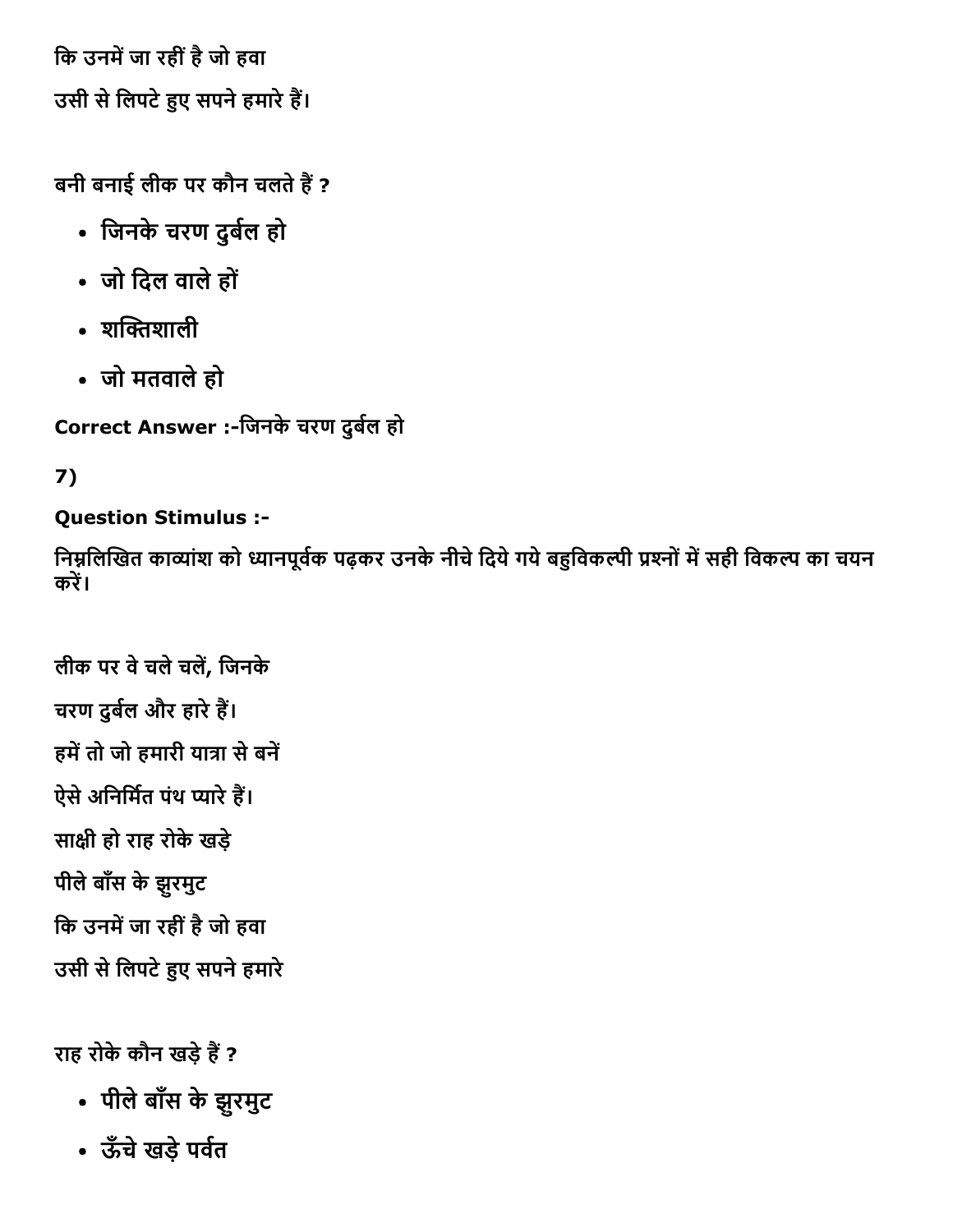कि उनमें जा रहीं है जो हवा

उसी से लिपटे हुए सपने हमारे हैं।

बनी बनाई लीक पर कौन चलते हैं ?

- जिनके चरण दुर्बल हो
- जो दिल वाले हों
- शक्तिशाली
- जो मतवाले हो

**Correct Answer :-**जिनके चरण दुर्बल हो

**7)**

**Question Stimulus :-**

निम्नलिखित काव्यांश को ध्यानपूर्वक पढ़कर उनके नीचे दिये गये बहुविकल्पी प्रश्नों में सही विकल्प का चयन करें।

लीक पर वे चले चलें, जिनके

चरण दुर्बल और हारे हैं।

हमें तो जो हमारी यात्रा से बनें

ऐसे अनिर्मित पंथ प्यारे हैं।

साक्षी हो राह रोके खड़े

पीले बाँस के झुरमुट

कि उनमें जा रहीं है जो हवा

उसी से लिपटे हुए सपने हमारे

राह रोके कौन खड़े हैं ?

- पीले बाँस के झुरमुट
- ऊँचे खड़े पर्वत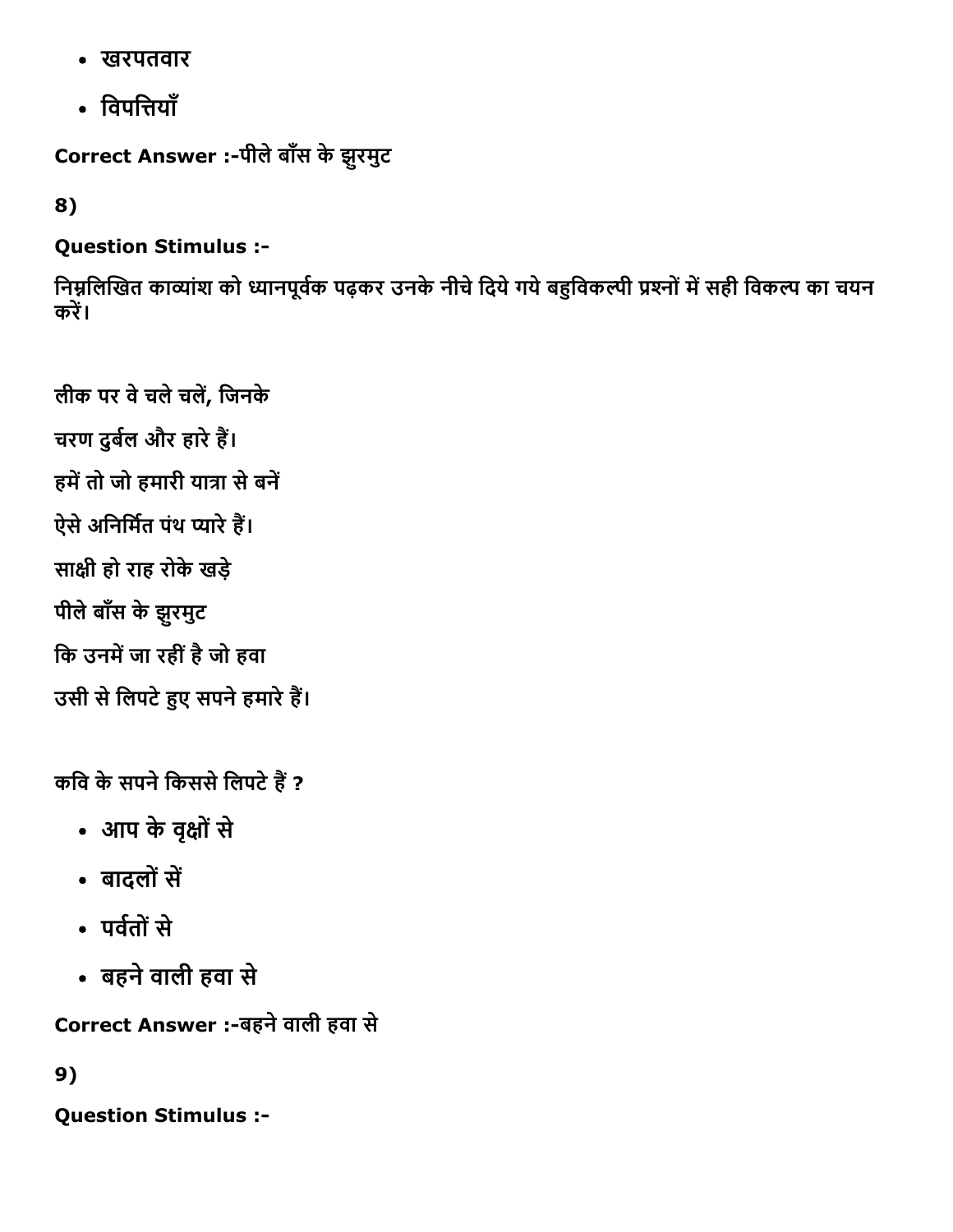- खरपतवार
- विपत्तियाँ

Correct Answer :-पीले बाँस के झुरमुट

8)

**Question Stimulus :-**

निम्नलिखित काव्यांश को ध्यानपूर्वक पढ़कर उनके नीचे दिये गये बहुविकल्पी प्रश्नों में सही विकल्प का चयन करें।

लीक पर वे चले चलें, जिनके

चरण दुर्बल और हारे हैं।

हमें तो जो हमारी यात्रा से बनें

ऐसे अनिर्मित पंथ प्यारे हैं।

साक्षी हो राह रोके खड़े

पीले बाँस के झुरमुट

कि उनमें जा रहीं है जो हवा

उसी से लिपटे हुए सपने हमारे हैं।

कवि के सपने किससे लिपटे हैं ?

- आप के वृक्षों से
- बादलों सें
- पर्वतों से
- बहने वाली हवा से

Correct Answer :-बहने वाली हवा से

9)

**Question Stimulus :-**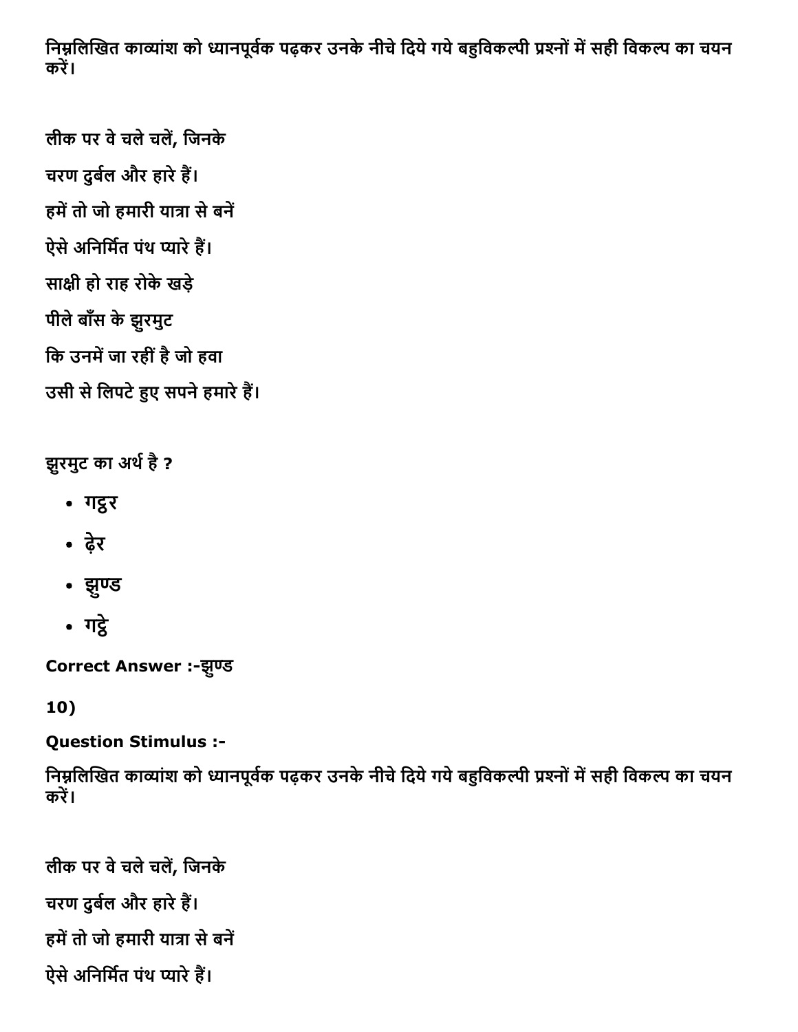निम्नलिखित काव्यांश को ध्यानपूर्वक पढ़कर उनके नीचे दिये गये बहुविकल्पी प्रश्नों में सही विकल्प का चयन करें।

लीक पर वे चले चलें, जिनके

चरण दुर्बल और हारे हैं।

हमें तो जो हमारी यात्रा से बनें

ऐसे अनिर्मित पंथ प्यारे हैं।

साक्षी हो राह रोके खड़े

पीले बाँस के झुरमुट

कि उनमें जा रहीं है जो हवा

उसी से लिपटे हुए सपने हमारे हैं।

झुरमुट का अर्थ है ?

- गट्ठर
- ढ़ेर
- झुण्ड
- गट्ठे

**Correct Answer :-झुण्ड**

**10)**

**Question Stimulus :-**

निम्नलिखित काव्यांश को ध्यानपूर्वक पढ़कर उनके नीचे दिये गये बहुविकल्पी प्रश्नों में सही विकल्प का चयन करें।

लीक पर वे चले चलें, जिनके

चरण दुर्बल और हारे हैं।

हमें तो जो हमारी यात्रा से बनें

ऐसे अनिर्मित पंथ प्यारे हैं।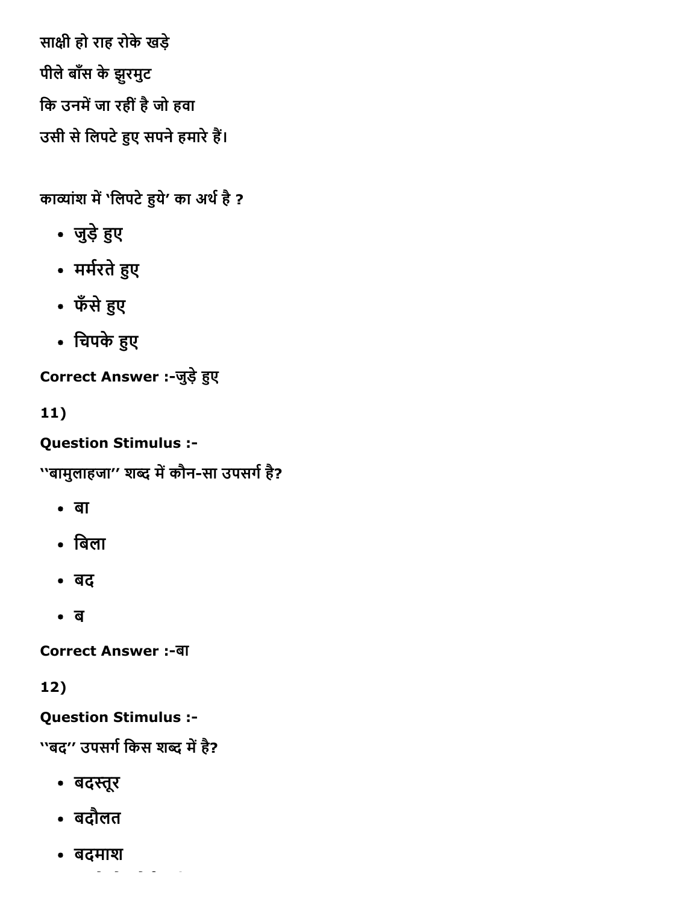साक्षी हो राह रोके खड़े

पीले बाँस के झुरमुट

कि उनमें जा रहीं है जो हवा

उसी से लिपटे हुए सपने हमारे हैं।

काव्यांश में 'लिपटे हुये' का अर्थ है ?

- जुड़े हुए
- मर्मरते हुए
- फँसे हुए
- चिपके हुए

**Correct Answer :-**जुड़े हुए

**11)**

**Question Stimulus :-**

''बामुलाहजा'' शब्द में कौन-सा उपसर्ग है?

- बा
- बिला
- बद
- ब

**Correct Answer :-**बा

**12)**

**Question Stimulus :-**

''बद'' उपसर्ग किस शब्द में है?

- बदस्तूर
- बदौलत
- बदमाश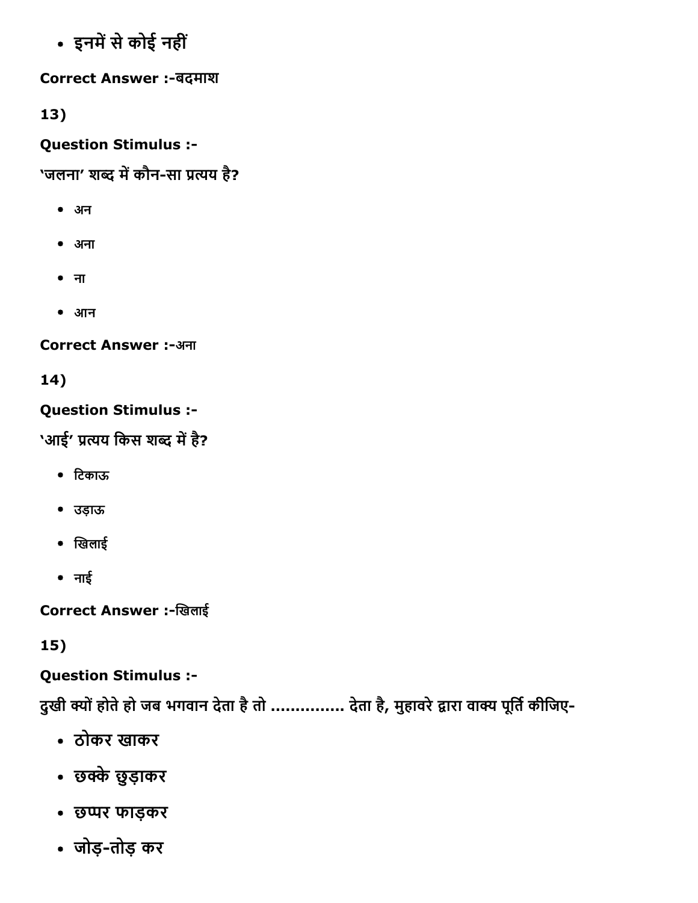- इनमें से कोई नहीं

**Correct Answer :-**बदमाश

**13)**

**Question Stimulus :-**

'जलना' शब्द में कौन-सा प्रत्यय है?

- अन
- अना
- ना
- आन

**Correct Answer :-**अना

**14)**

**Question Stimulus :-**

'आई' प्रत्यय किस शब्द में है?

- टिकाऊ
- उड़ाऊ
- खिलाई
- नाई

**Correct Answer :-**खिलाई

**15)**

**Question Stimulus :-**

दुखी क्यों होते हो जब भगवान देता है तो ............... देता है, मुहावरे द्वारा वाक्य पूर्ति कीजिए-

- ठोकर खाकर
- छक्के छुड़ाकर
- छप्पर फाड़कर
- जोड़-तोड़ कर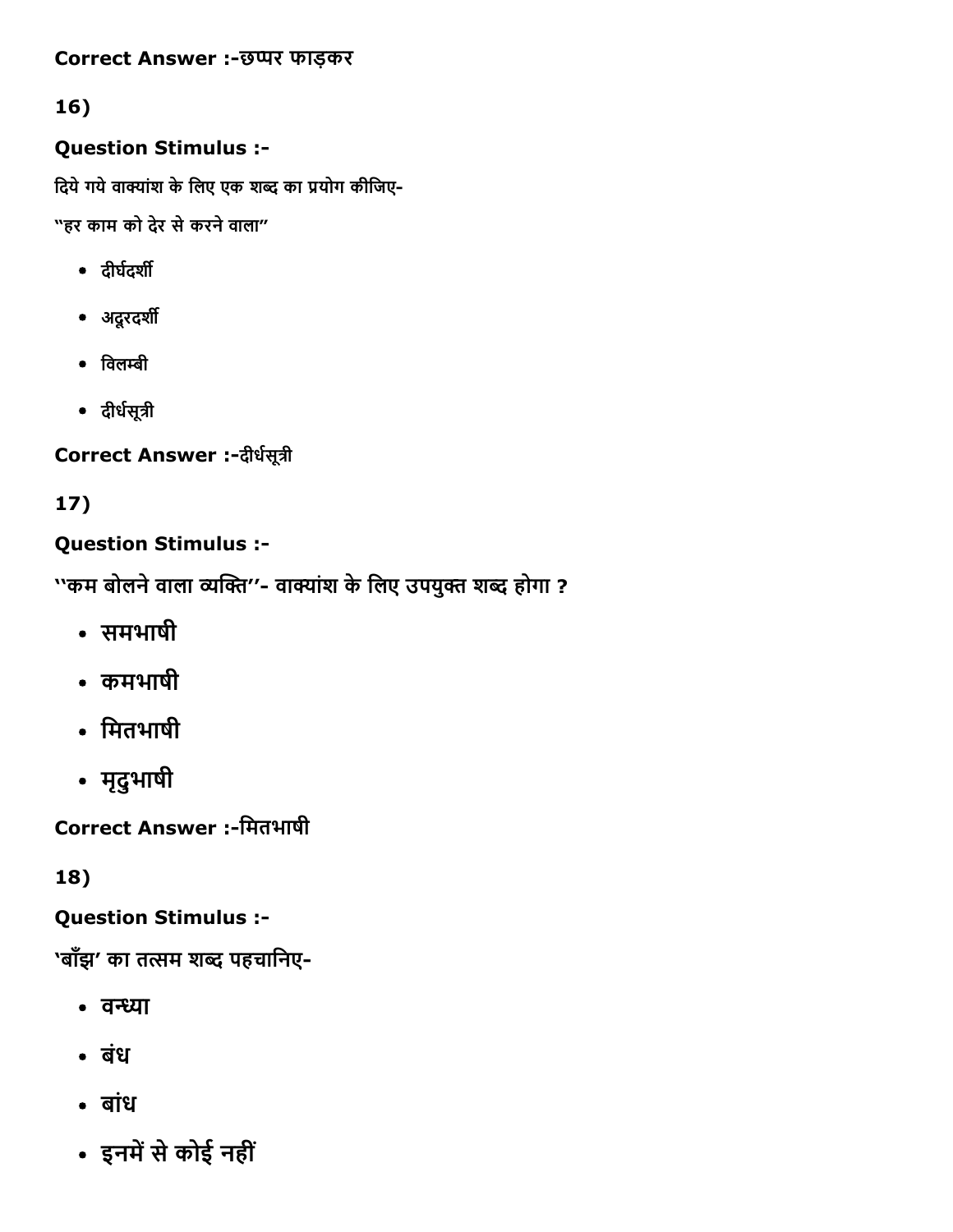**Correct Answer :-**छप्पर फाड़कर

16)

**Question Stimulus :-**

दिये गये वाक्यांश के लिए एक शब्द का प्रयोग कीजिए-

"हर काम को देर से करने वाला"

- दीर्घदर्शी
- अदूरदर्शी
- विलम्बी
- दीर्घसूत्री

**Correct Answer :-**दीर्घसूत्री

17)

**Question Stimulus :-**

"कम बोलने वाला व्यक्ति"- वाक्यांश के लिए उपयुक्त शब्द होगा ?

- समभाषी
- कमभाषी
- मितभाषी
- मृदुभाषी

**Correct Answer :-**मितभाषी

18)

**Question Stimulus :-**

'बाँझ' का तत्सम शब्द पहचानिए-

- वन्ध्या
- बंध
- बांध
- इनमें से कोई नहीं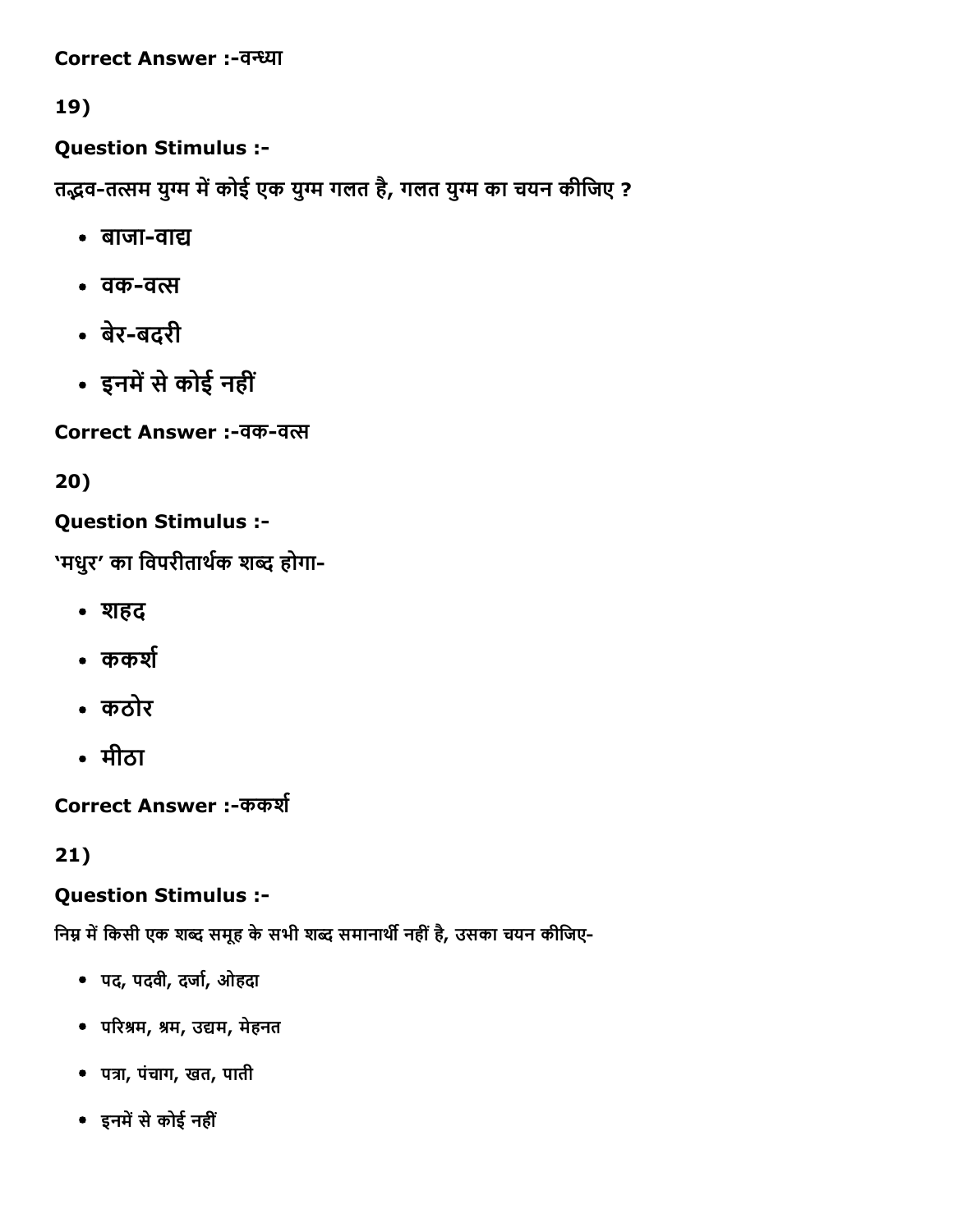Correct Answer :-वन्ध्या

19)

**Question Stimulus :-**

तद्भव-तत्सम युग्म में कोई एक युग्म गलत है, गलत युग्म का चयन कीजिए ?

- बाजा-वाद्य
- वक-वत्स
- बेर-बदरी
- इनमें से कोई नहीं

**Correct Answer :-**वक-वत्स

20)

**Question Stimulus :-**

'मधुर' का विपरीतार्थक शब्द होगा-

- शहद
- ककर्श
- कठोर
- मीठा

**Correct Answer :-**ककर्श

21)

**Question Stimulus :-**

निम्न में किसी एक शब्द समूह के सभी शब्द समानार्थी नहीं है, उसका चयन कीजिए-

- पद, पदवी, दर्जा, ओहदा
- परिश्रम, श्रम, उद्यम, मेहनत
- पत्रा, पंचाग, खत, पाती
- इनमें से कोई नहीं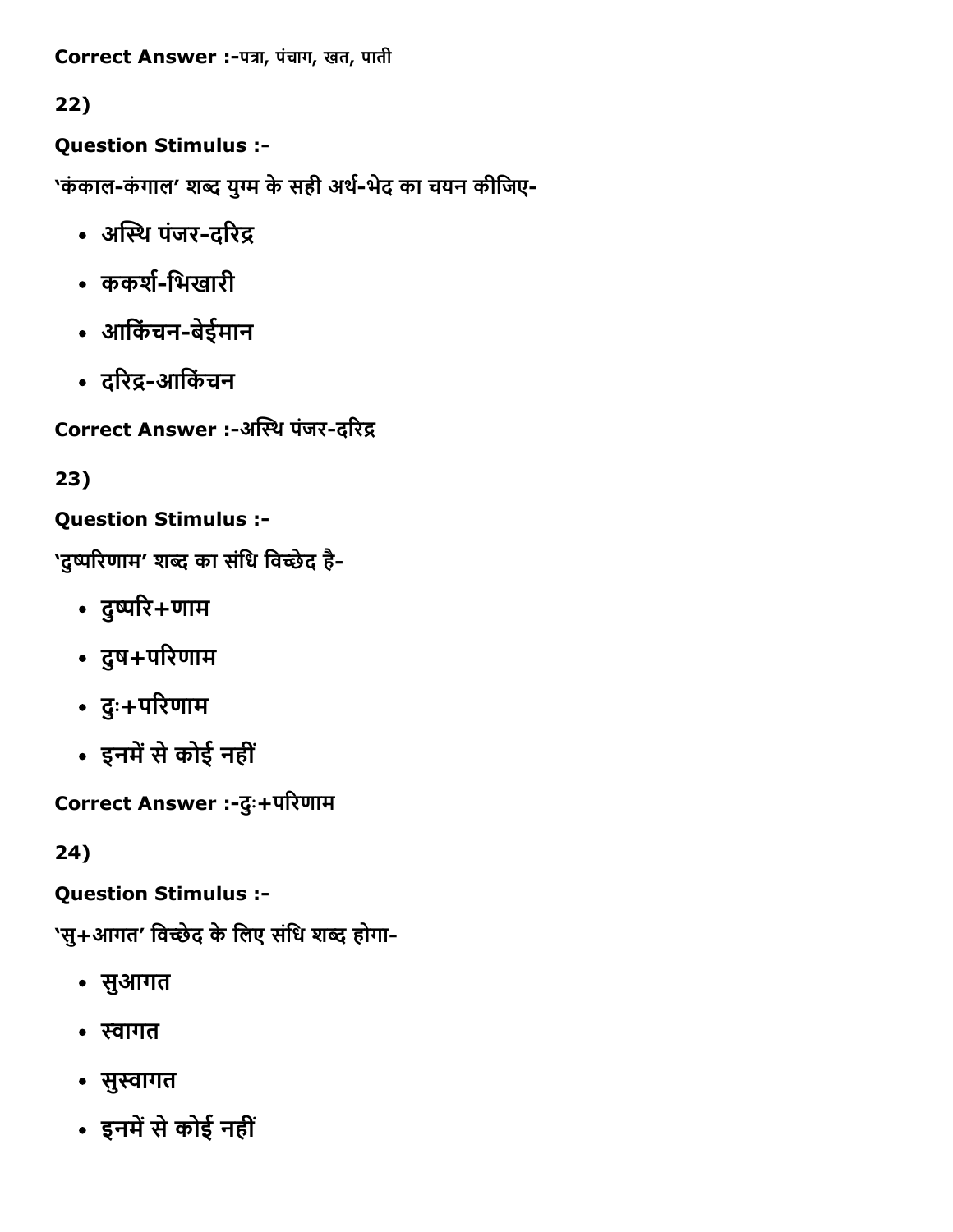**Correct Answer :-**पत्रा, पंचाग, खत, पाती

22)

**Question Stimulus :-**

'कंकाल-कंगाल' शब्द युग्म के सही अर्थ-भेद का चयन कीजिए-

- अस्थि पंजर-दरिद्र
- ककर्श-भिखारी
- आकिंचन-बेईमान
- दरिद्र-आकिंचन

**Correct Answer :-**अस्थि पंजर-दरिद्र

23)

**Question Stimulus :-**

'दुष्परिणाम' शब्द का संधि विच्छेद है-

- दुष्परि+णाम
- दुष+परिणाम
- दुः+परिणाम
- इनमें से कोई नहीं

**Correct Answer :-**दुः+परिणाम

24)

**Question Stimulus :-**

'सु+आगत' विच्छेद के लिए संधि शब्द होगा-

- सुआगत
- स्वागत
- सुस्वागत
- इनमें से कोई नहीं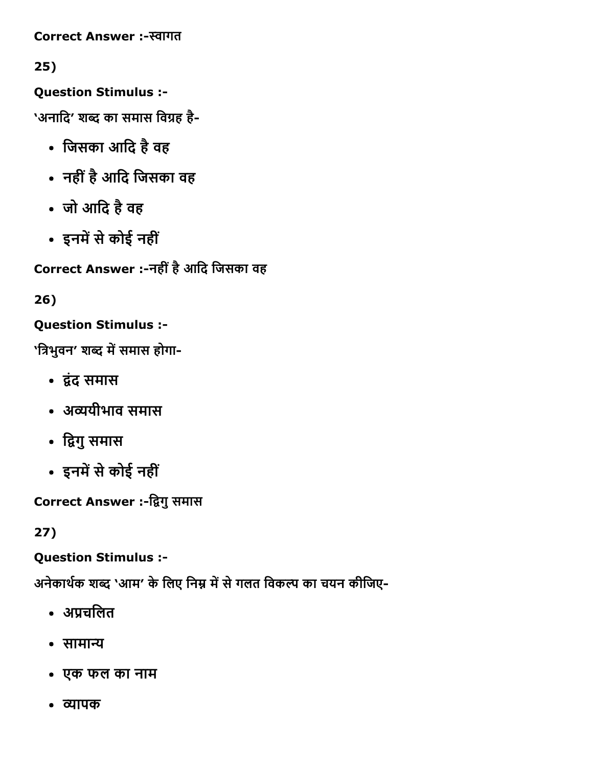**Correct Answer :-**स्वागत

**25)**

**Question Stimulus :-**

'अनादि' शब्द का समास विग्रह है-

- जिसका आदि है वह
- नहीं है आदि जिसका वह
- जो आदि है वह
- इनमें से कोई नहीं

**Correct Answer :-**नहीं है आदि जिसका वह

**26)**

**Question Stimulus :-**

'त्रिभुवन' शब्द में समास होगा-

- द्वंद समास
- अव्ययीभाव समास
- द्विगु समास
- इनमें से कोई नहीं

**Correct Answer :-**द्विगु समास

**27)**

**Question Stimulus :-**

अनेकार्थक शब्द 'आम' के लिए निम्न में से गलत विकल्प का चयन कीजिए-

- अप्रचलित
- सामान्य
- एक फल का नाम
- व्यापक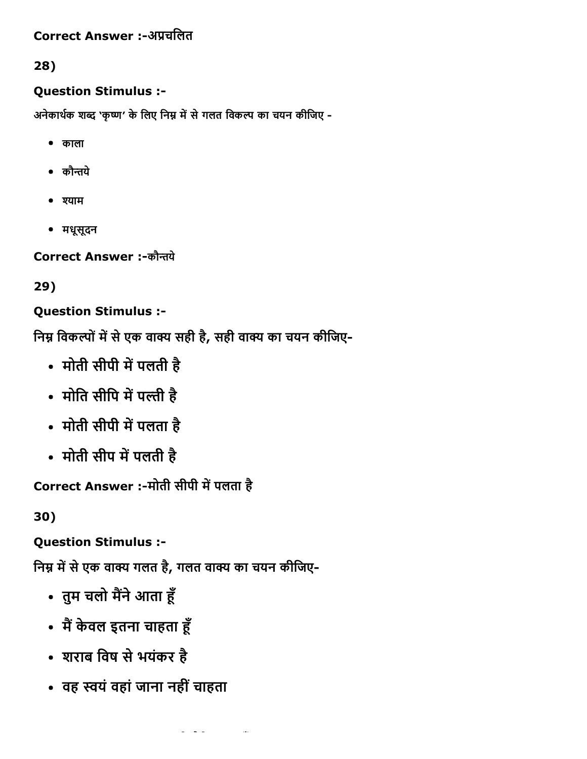Correct Answer :-अप्रचलित

28)

**Question Stimulus :-**

अनेकार्थक शब्द 'कृष्ण' के लिए निम्न में से गलत विकल्प का चयन कीजिए -

- काला
- कौन्तये
- श्याम
- मधूसूदन

**Correct Answer :-**कौन्तये

29)

**Question Stimulus :-**

निम्न विकल्पों में से एक वाक्य सही है, सही वाक्य का चयन कीजिए-

- मोती सीपी में पलती है
- मोति सीपि में पल्ती है
- मोती सीपी में पलता है
- मोती सीप में पलती है

**Correct Answer :-**मोती सीपी में पलता है

30)

**Question Stimulus :-**

निम्न में से एक वाक्य गलत है, गलत वाक्य का चयन कीजिए-

- तुम चलो मैंने आता हूँ
- मैं केवल इतना चाहता हूँ
- शराब विष से भयंकर है
- वह स्वयं वहां जाना नहीं चाहता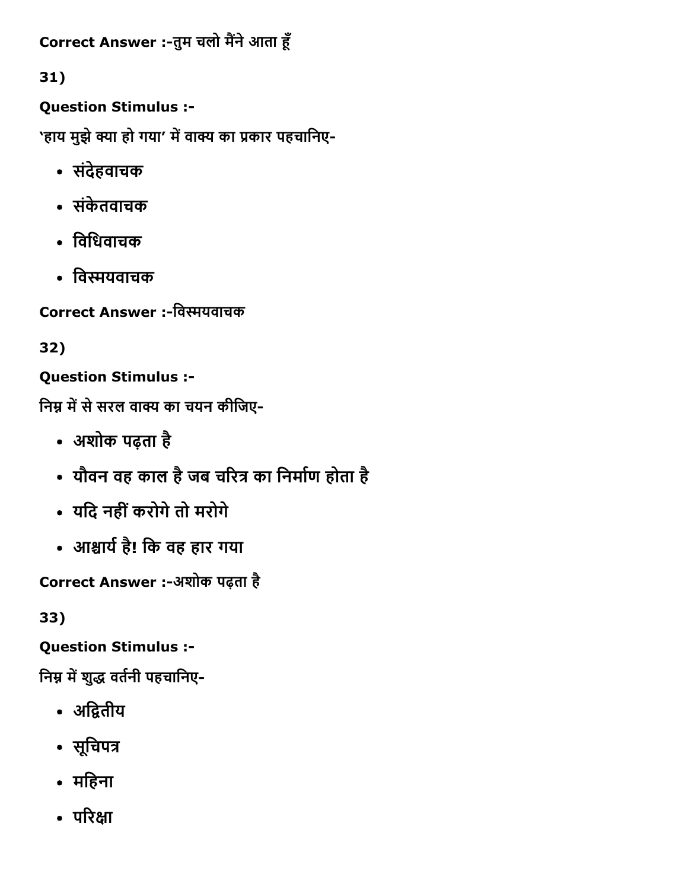Correct Answer :-तुम चलो मैंने आता हूँ

31)

**Question Stimulus :-**

'हाय मुझे क्या हो गया' में वाक्य का प्रकार पहचानिए-

- संदेहवाचक
- संकेतवाचक
- विधिवाचक
- विस्मयवाचक

Correct Answer :-विस्मयवाचक

32)

**Question Stimulus :-**

निम्न में से सरल वाक्य का चयन कीजिए-

- अशोक पढ़ता है
- यौवन वह काल है जब चरित्र का निर्माण होता है
- यदि नहीं करोगे तो मरोगे
- आश्चर्य है! कि वह हार गया

Correct Answer :-अशोक पढ़ता है

33)

**Question Stimulus :-**

निम्न में शुद्ध वर्तनी पहचानिए-

- अद्वितीय
- सूचिपत्र
- महिना
- परिक्षा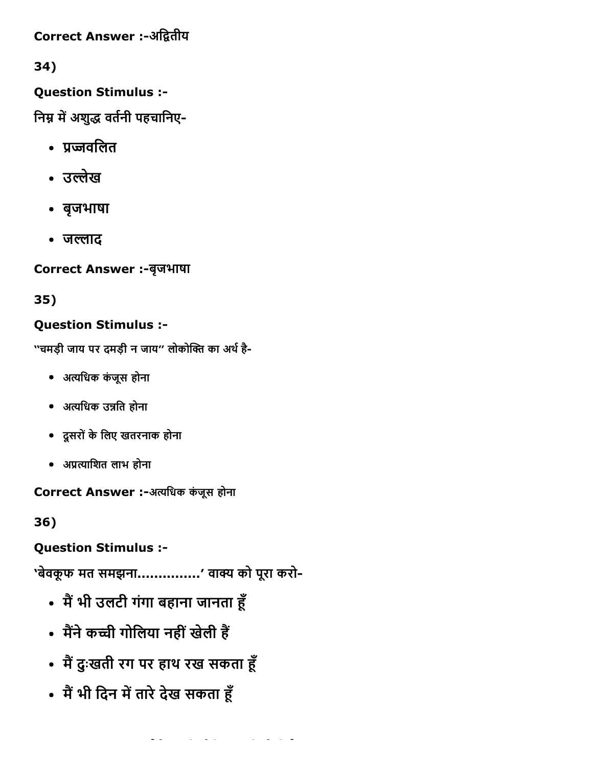Correct Answer :-अद्वितीय

34)

**Question Stimulus :-**

निम्न में अशुद्ध वर्तनी पहचानिए-

- प्रज्जवलित
- उल्लेख
- बृजभाषा
- जल्लाद

**Correct Answer :-**बृजभाषा

35)

**Question Stimulus :-**

"चमड़ी जाय पर दमड़ी न जाय" लोकोक्ति का अर्थ है-

- अत्यधिक कंजूस होना
- अत्यधिक उन्नति होना
- दूसरों के लिए खतरनाक होना
- अप्रत्याशित लाभ होना

**Correct Answer :-**अत्यधिक कंजूस होना

36)

**Question Stimulus :-**

'बेवकूफ मत समझना...............' वाक्य को पूरा करो-

- मैं भी उलटी गंगा बहाना जानता हूँ
- मैंने कच्ची गोलिया नहीं खेली हैं
- मैं दुःखती रग पर हाथ रख सकता हूँ
- मैं भी दिन में तारे देख सकता हूँ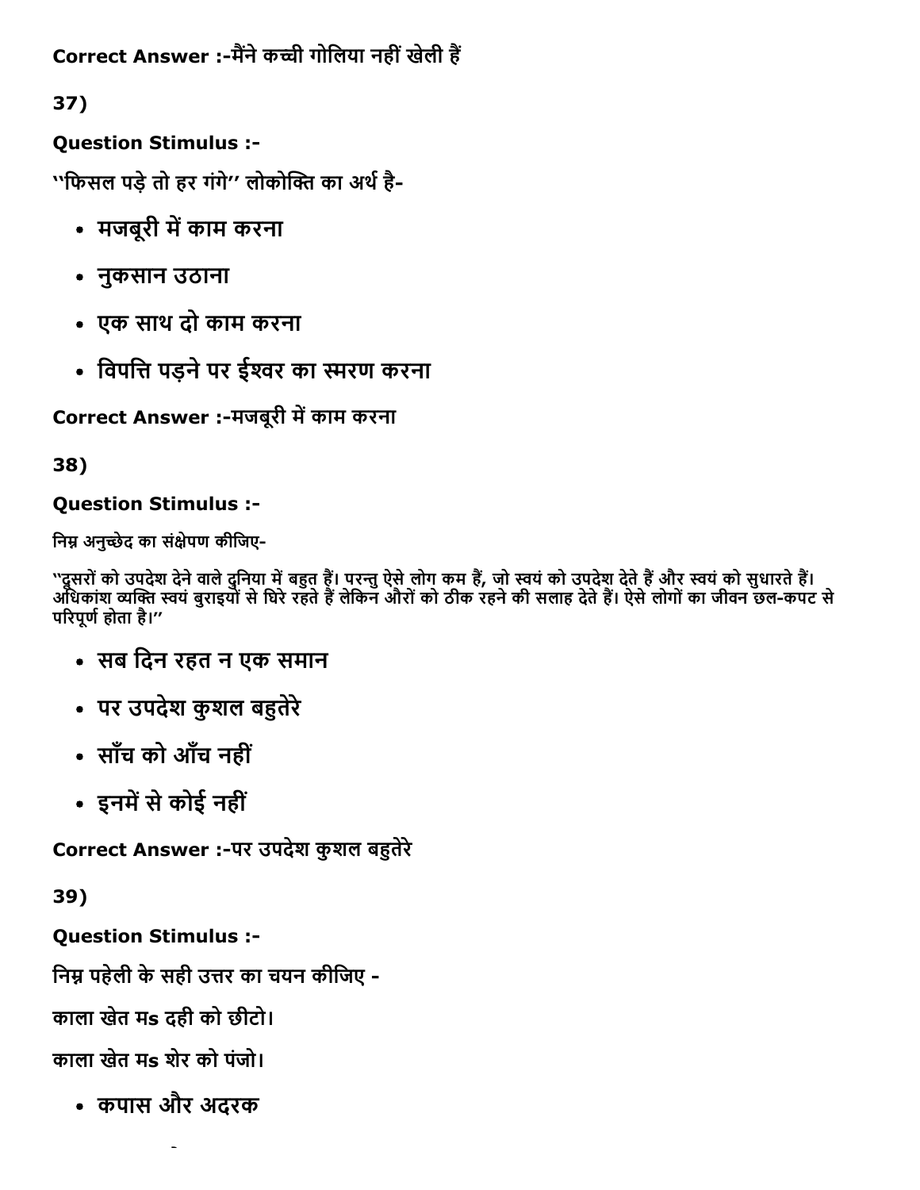Correct Answer :-मैंने कच्ची गोलिया नहीं खेली हैं

37)

**Question Stimulus :-**

''फिसल पड़े तो हर गंगे'' लोकोक्ति का अर्थ है-

- मजबूरी में काम करना
- नुकसान उठाना
- एक साथ दो काम करना
- विपत्ति पड़ने पर ईश्वर का स्मरण करना

**Correct Answer :-**मजबूरी में काम करना

38)

**Question Stimulus :-**

निम्न अनुच्छेद का संक्षेपण कीजिए-

''दूसरों को उपदेश देने वाले दुनिया में बहुत हैं। परन्तु ऐसे लोग कम हैं, जो स्वयं को उपदेश देते हैं और स्वयं को सुधारते हैं। अधिकांश व्यक्ति स्वयं बुराइयों से घिरे रहते हैं लेकिन औरों को ठीक रहने की सलाह देते हैं। ऐसे लोगों का जीवन छल-कपट से परिपूर्ण होता है।''

- सब दिन रहत न एक समान
- पर उपदेश कुशल बहुतेरे
- साँच को आँच नहीं
- इनमें से कोई नहीं

**Correct Answer :-**पर उपदेश कुशल बहुतेरे

39)

**Question Stimulus :-**

निम्न पहेली के सही उत्तर का चयन कीजिए -

काला खेत मs दही को छीटो।

काला खेत मs शेर को पंजो।

- कपास और अदरक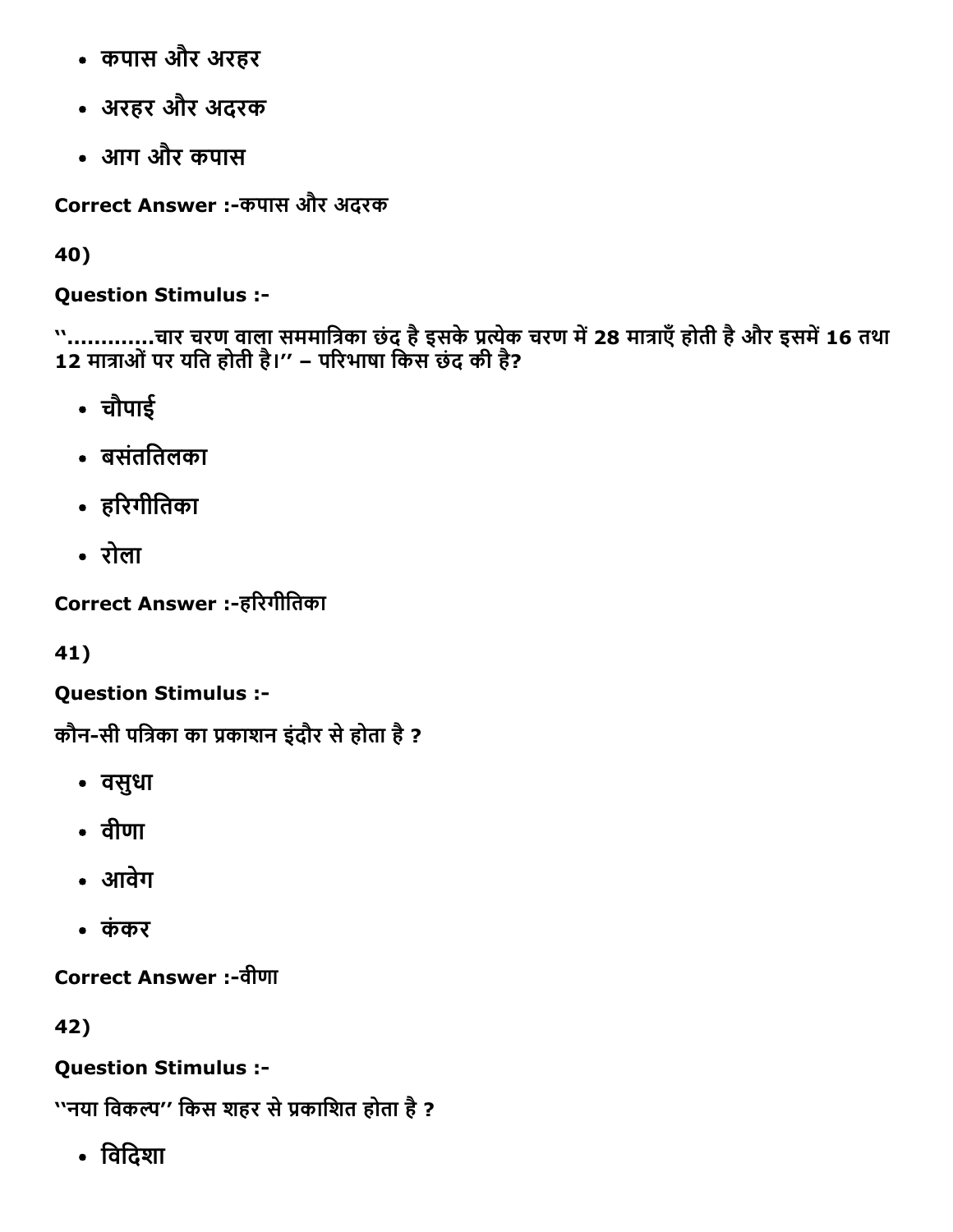- कपास और अरहर
- अरहर और अदरक
- आग और कपास

**Correct Answer :-**कपास और अदरक

**40)**

**Question Stimulus :-**

''............चार चरण वाला सममात्रिका छंद है इसके प्रत्येक चरण में 28 मात्राएँ होती है और इसमें 16 तथा 12 मात्राओं पर यति होती है।'' – परिभाषा किस छंद की है?

- चौपाई
- बसंततिलका
- हरिगीतिका
- रोला

**Correct Answer :-**हरिगीतिका

**41)**

**Question Stimulus :-**

कौन-सी पत्रिका का प्रकाशन इंदौर से होता है ?

- वसुधा
- वीणा
- आवेग
- कंकर

**Correct Answer :-**वीणा

**42)**

**Question Stimulus :-**

''नया विकल्प'' किस शहर से प्रकाशित होता है ?

- विदिशा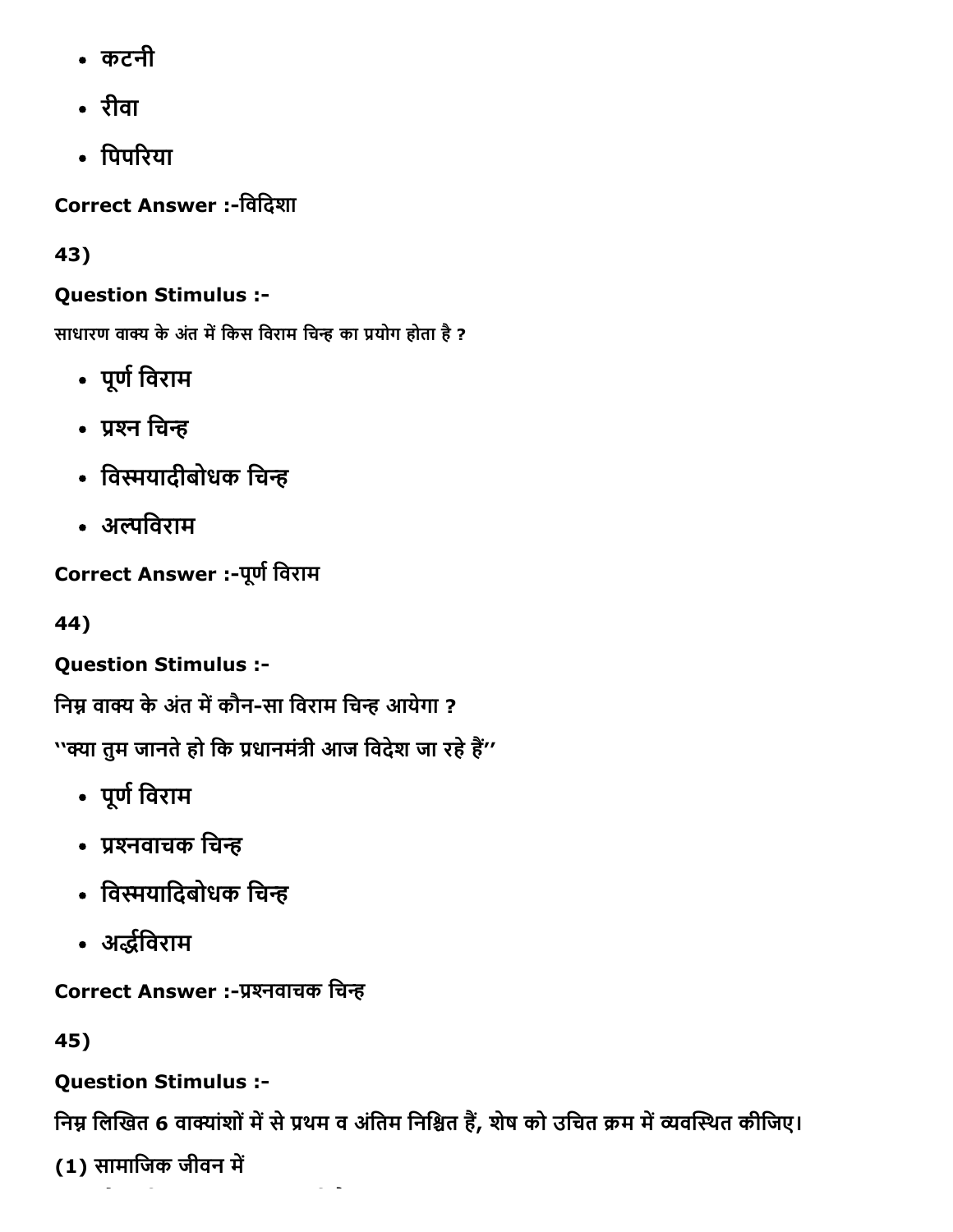- कटनी
- रीवा
- पिपरिया

**Correct Answer :-**विदिशा

**43)**

**Question Stimulus :-**

साधारण वाक्य के अंत में किस विराम चिन्ह का प्रयोग होता है ?

- पूर्ण विराम
- प्रश्न चिन्ह
- विस्मयादीबोधक चिन्ह
- अल्पविराम

**Correct Answer :-**पूर्ण विराम

**44)**

**Question Stimulus :-**

निम्न वाक्य के अंत में कौन-सा विराम चिन्ह आयेगा ?

''क्या तुम जानते हो कि प्रधानमंत्री आज विदेश जा रहे हैं''

- पूर्ण विराम
- प्रश्नवाचक चिन्ह
- विस्मयादिबोधक चिन्ह
- अर्द्धविराम

**Correct Answer :-**प्रश्नवाचक चिन्ह

**45)**

**Question Stimulus :-**

निम्न लिखित 6 वाक्यांशों में से प्रथम व अंतिम निश्चित हैं, शेष को उचित क्रम में व्यवस्थित कीजिए।

(1) सामाजिक जीवन में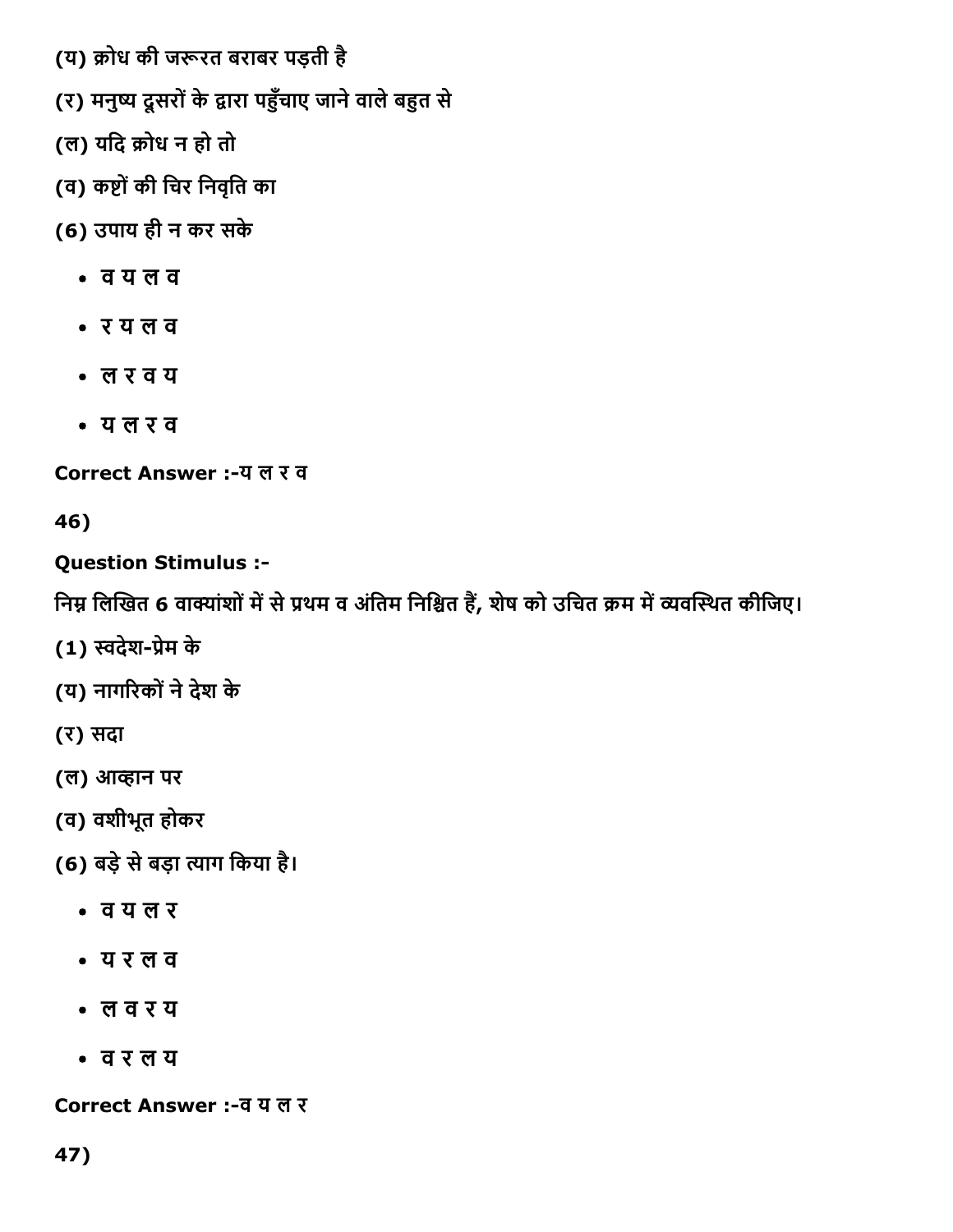(य) क्रोध की जरूरत बराबर पड़ती है

(र) मनुष्य दूसरों के द्वारा पहुँचाए जाने वाले बहुत से

(ल) यदि क्रोध न हो तो

(व) कष्टों की चिर निवृति का

(6) उपाय ही न कर सके

- व य ल व
- र य ल व
- ल र व य
- य ल र व

**Correct Answer :-**य ल र व

**46)**

**Question Stimulus :-**

निम्न लिखित 6 वाक्यांशों में से प्रथम व अंतिम निश्चित हैं, शेष को उचित क्रम में व्यवस्थित कीजिए।

(1) स्वदेश-प्रेम के

(य) नागरिकों ने देश के

(र) सदा

(ल) आव्हान पर

(व) वशीभूत होकर

(6) बड़े से बड़ा त्याग किया है।

- व य ल र
- य र ल व
- ल व र य
- व र ल य

**Correct Answer :-**व य ल र

**47)**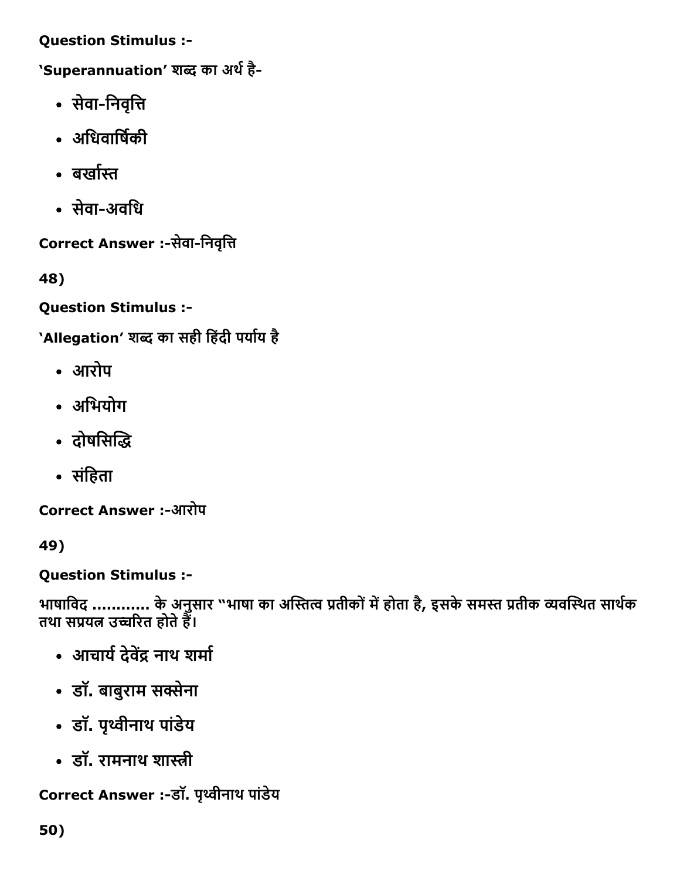**Question Stimulus :-**

'Superannuation' शब्द का अर्थ है-

- सेवा-निवृत्ति
- अधिवार्षिकी
- बर्खास्त
- सेवा-अवधि

**Correct Answer :-**सेवा-निवृत्ति

48)

**Question Stimulus :-**

'Allegation' शब्द का सही हिंदी पर्याय है

- आरोप
- अभियोग
- दोषसिद्धि
- संहिता

**Correct Answer :-**आरोप

49)

**Question Stimulus :-**

भाषाविद ............ के अनुसार "भाषा का अस्तित्व प्रतीकों में होता है, इसके समस्त प्रतीक व्यवस्थित सार्थक तथा सप्रयत्न उच्चरित होते हैं।

- आचार्य देवेंद्र नाथ शर्मा
- डॉ. बाबुराम सक्सेना
- डॉ. पृथ्वीनाथ पांडेय
- डॉ. रामनाथ शास्त्री

**Correct Answer :-**डॉ. पृथ्वीनाथ पांडेय

50)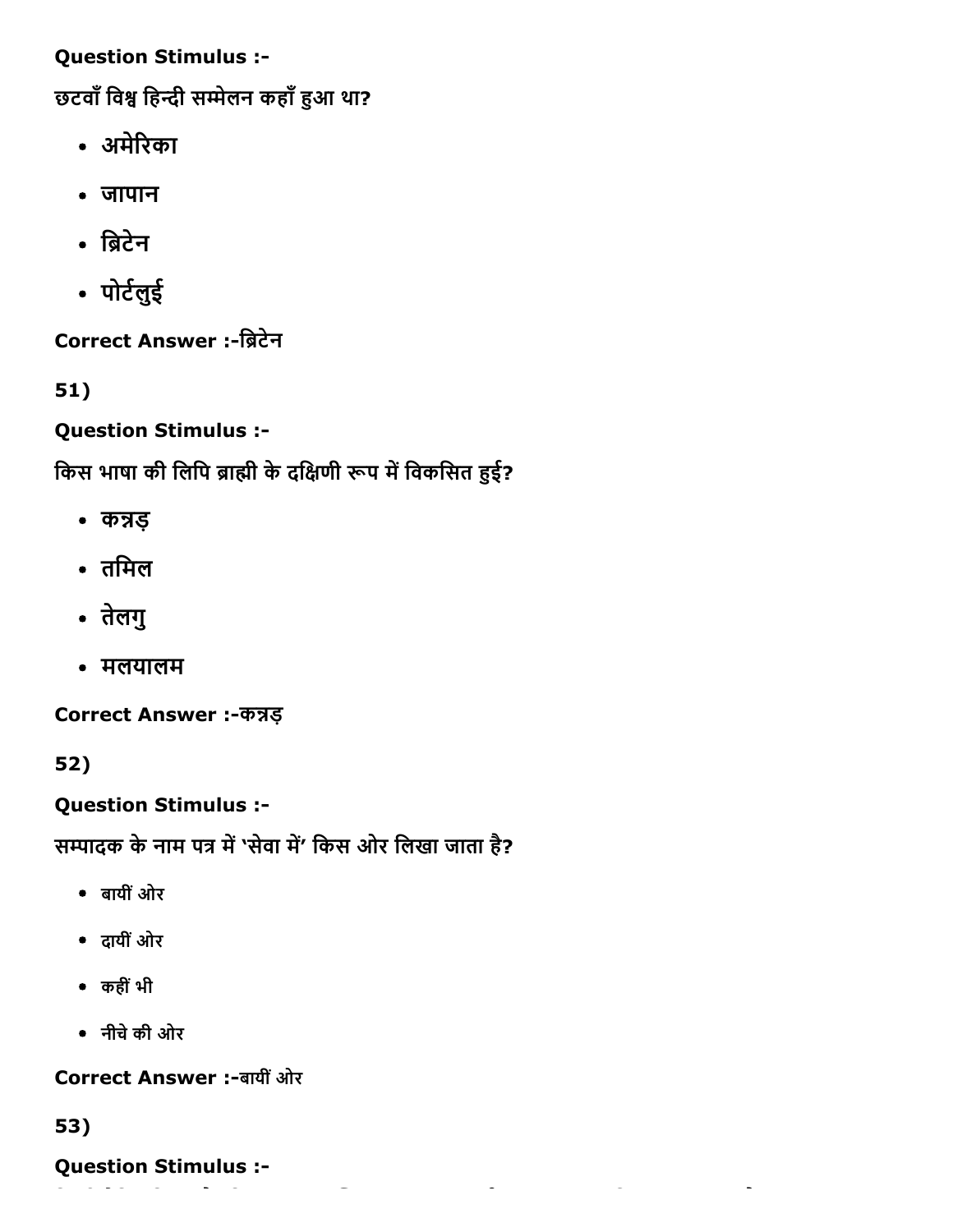**Question Stimulus :-**

छटवाँ विश्व हिन्दी सम्मेलन कहाँ हुआ था?

- अमेरिका
- जापान
- ब्रिटेन
- पोर्टलुई

**Correct Answer :-**ब्रिटेन

51)

**Question Stimulus :-**

किस भाषा की लिपि ब्राह्मी के दक्षिणी रूप में विकसित हुई?

- कन्नड़
- तमिल
- तेलगु
- मलयालम

**Correct Answer :-**कन्नड़

52)

**Question Stimulus :-**

सम्पादक के नाम पत्र में 'सेवा में' किस ओर लिखा जाता है?

- बायीं ओर
- दायीं ओर
- कहीं भी
- नीचे की ओर

**Correct Answer :-**बायीं ओर

53)

**Question Stimulus :-**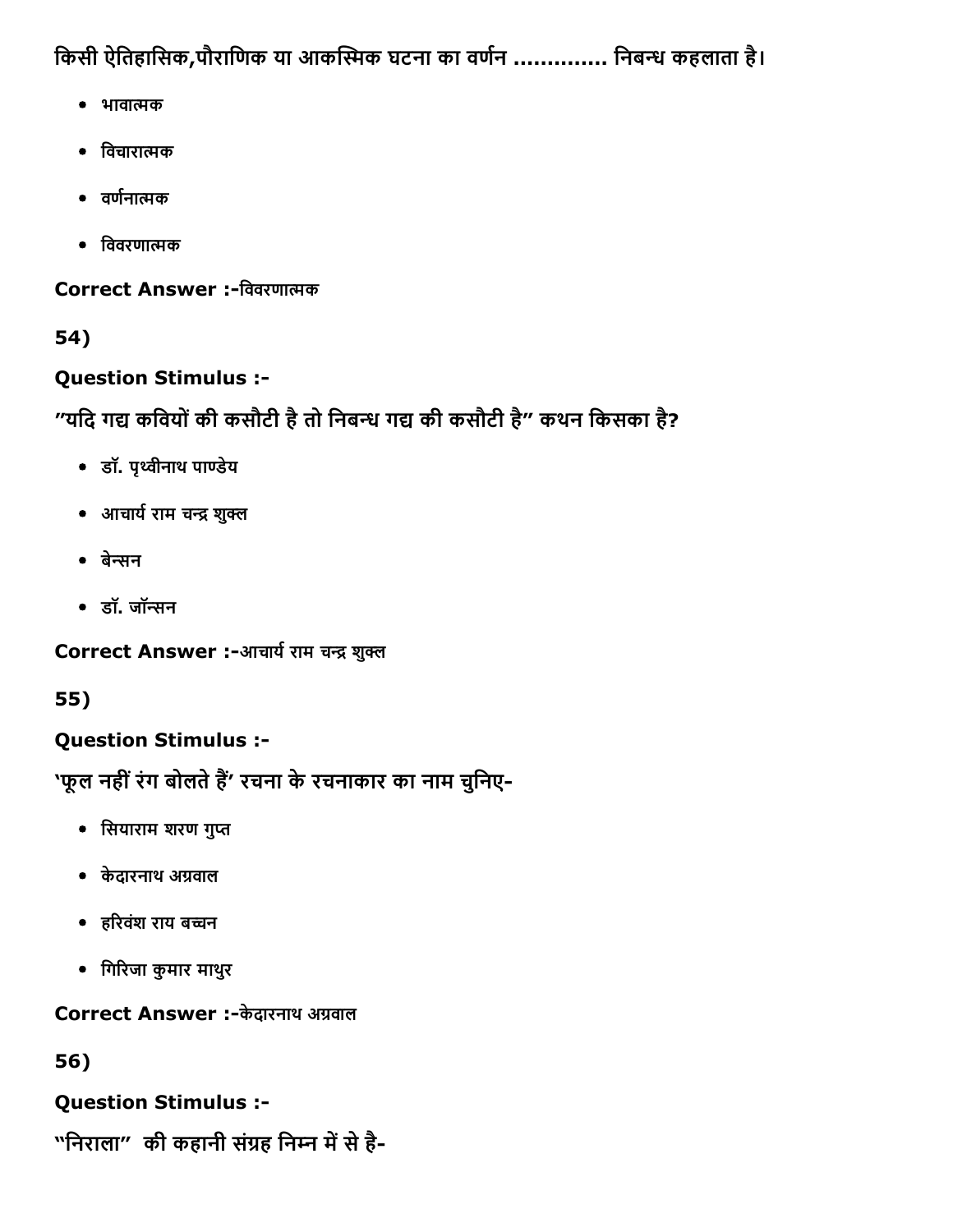किसी ऐतिहासिक,पौराणिक या आकस्मिक घटना का वर्णन ............. निबन्ध कहलाता है।

- भावात्मक
- विचारात्मक
- वर्णनात्मक
- विवरणात्मक

**Correct Answer :-**विवरणात्मक

**54)**

**Question Stimulus :-**

**"यदि गद्य कवियों की कसौटी है तो निबन्ध गद्य की कसौटी है" कथन किसका है?**

- डॉ. पृथ्वीनाथ पाण्डेय
- आचार्य राम चन्द्र शुक्ल
- बेन्सन
- डॉ. जॉन्सन

**Correct Answer :-**आचार्य राम चन्द्र शुक्ल

**55)**

**Question Stimulus :-**

**'फूल नहीं रंग बोलते हैं' रचना के रचनाकार का नाम चुनिए-**

- सियाराम शरण गुप्त
- केदारनाथ अग्रवाल
- हरिवंश राय बच्चन
- गिरिजा कुमार माथुर

**Correct Answer :-**केदारनाथ अग्रवाल

**56)**

**Question Stimulus :-**

**"निराला" की कहानी संग्रह निम्न में से है-**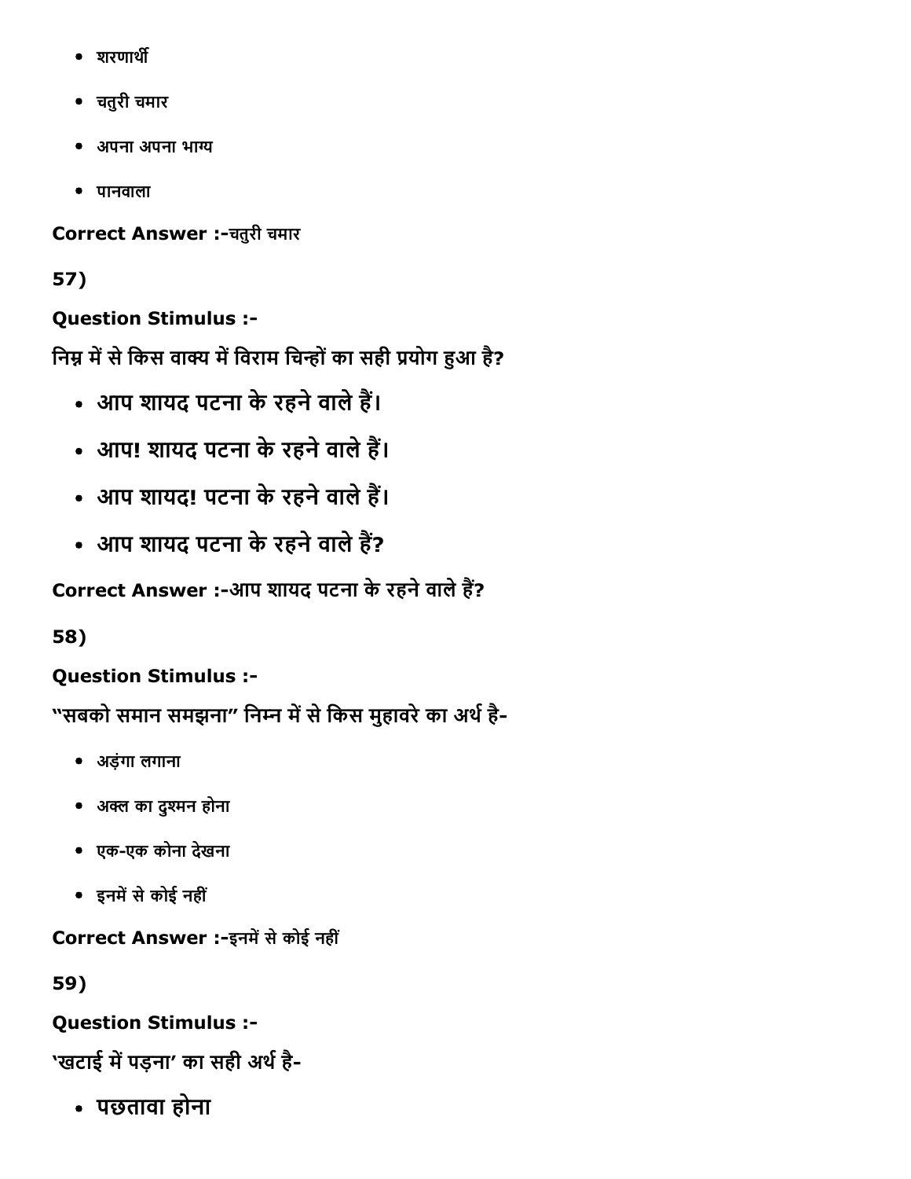- शरणार्थी
- चतुरी चमार
- अपना अपना भाग्य
- पानवाला

**Correct Answer :-**चतुरी चमार

**57)**

**Question Stimulus :-**

निम्न में से किस वाक्य में विराम चिन्हों का सही प्रयोग हुआ है?

- आप शायद पटना के रहने वाले हैं।
- आप! शायद पटना के रहने वाले हैं।
- आप शायद! पटना के रहने वाले हैं।
- आप शायद पटना के रहने वाले हैं?

**Correct Answer :-**आप शायद पटना के रहने वाले हैं?

**58)**

**Question Stimulus :-**

"सबको समान समझना" निम्न में से किस मुहावरे का अर्थ है-

- अड़ंगा लगाना
- अक्ल का दुश्मन होना
- एक-एक कोना देखना
- इनमें से कोई नहीं

**Correct Answer :-**इनमें से कोई नहीं

**59)**

**Question Stimulus :-**

'खटाई में पड़ना' का सही अर्थ है-

- पछतावा होना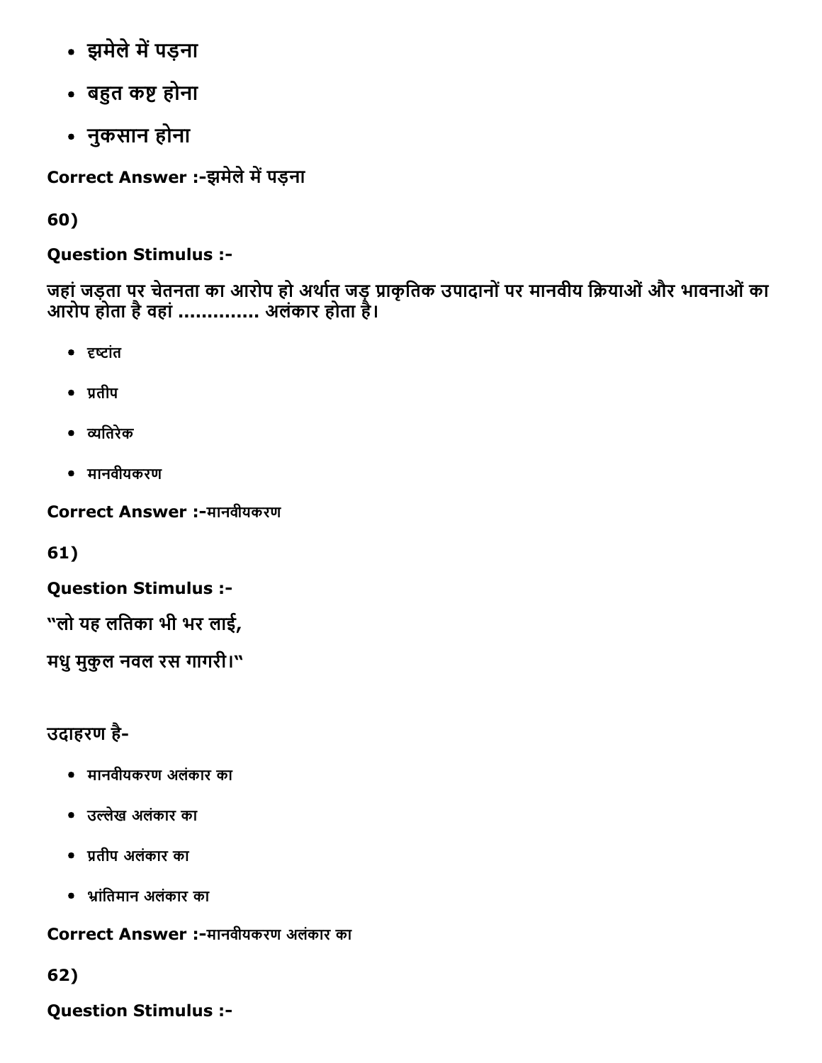- झमेले में पड़ना
- बहुत कष्ट होना
- नुकसान होना

**Correct Answer :-**झमेले में पड़ना

**60)**

**Question Stimulus :-**

जहां जड़ता पर चेतनता का आरोप हो अर्थात जड़ प्राकृतिक उपादानों पर मानवीय क्रियाओं और भावनाओं का आरोप होता है वहां .............. अलंकार होता है।

- दृष्टांत
- प्रतीप
- व्यतिरेक
- मानवीयकरण

**Correct Answer :-**मानवीयकरण

**61)**

**Question Stimulus :-**

"लो यह लतिका भी भर लाई,

मधु मुकुल नवल रस गागरी।"

उदाहरण है-

- मानवीयकरण अलंकार का
- उल्लेख अलंकार का
- प्रतीप अलंकार का
- भ्रांतिमान अलंकार का

**Correct Answer :-**मानवीयकरण अलंकार का

**62)**

**Question Stimulus :-**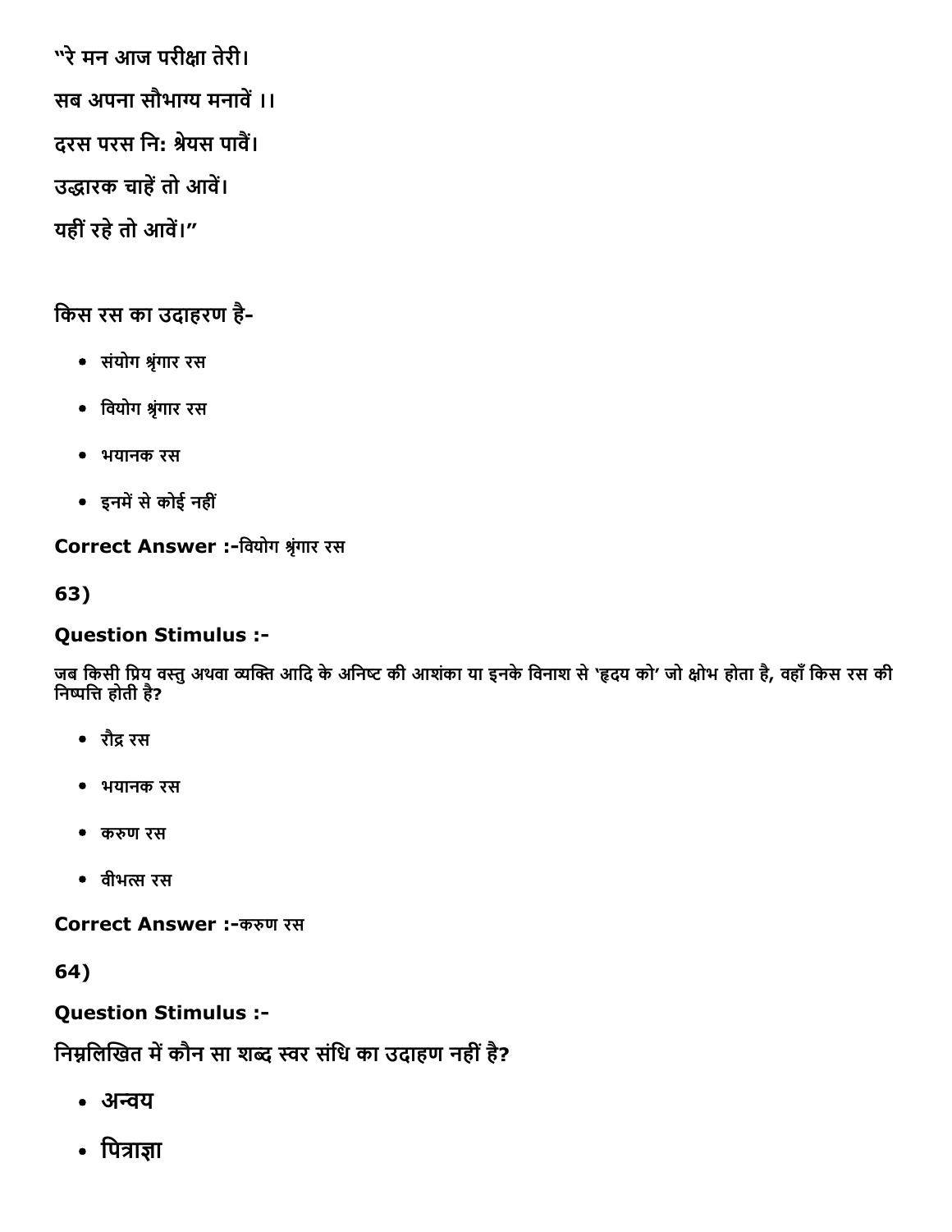"रे मन आज परीक्षा तेरी।

सब अपना सौभाग्य मनावें ।।

दरस परस निः श्रेयस पावैं।

उद्धारक चाहें तो आवें।

यहीं रहे तो आवें।"

किस रस का उदाहरण है-

- संयोग श्रृंगार रस
- वियोग श्रृंगार रस
- भयानक रस
- इनमें से कोई नहीं

**Correct Answer :-**वियोग श्रृंगार रस

**63)**

**Question Stimulus :-**

जब किसी प्रिय वस्तु अथवा व्यक्ति आदि के अनिष्ट की आशंका या इनके विनाश से 'हृदय को' जो क्षोभ होता है, वहाँ किस रस की निष्पत्ति होती है?

- रौद्र रस
- भयानक रस
- करुण रस
- वीभत्स रस

**Correct Answer :-**करुण रस

**64)**

**Question Stimulus :-**

निम्नलिखित में कौन सा शब्द स्वर संधि का उदाहण नहीं है?

- अन्वय
- पित्राज्ञा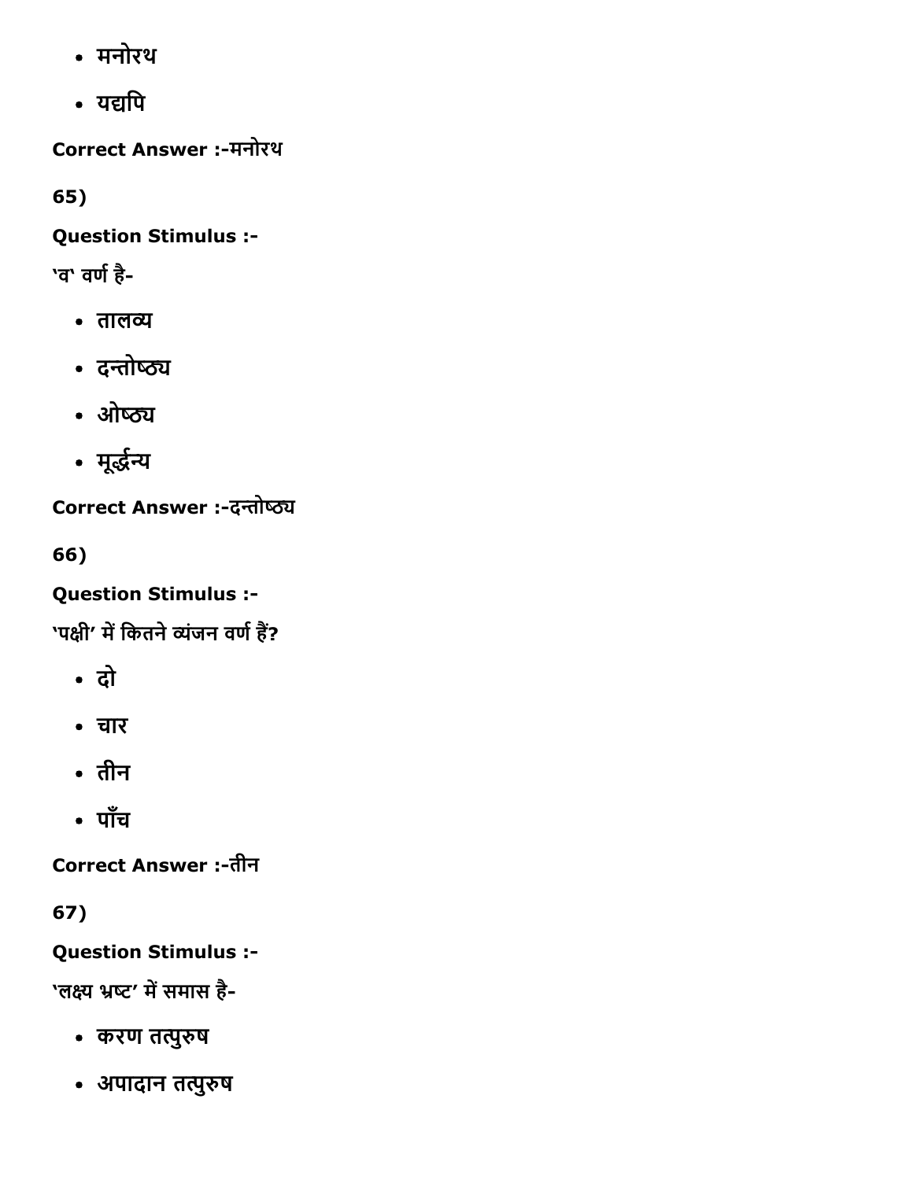- मनोरथ
- यद्यपि

Correct Answer :-मनोरथ

65)

Question Stimulus :-

'व' वर्ण है-

- तालव्य
- दन्तोष्ठ्य
- ओष्ठ्य
- मूर्द्धन्य

Correct Answer :-दन्तोष्ठ्य

66)

Question Stimulus :-

'पक्षी' में कितने व्यंजन वर्ण हैं?

- दो
- चार
- तीन
- पाँच

Correct Answer :-तीन

67)

Question Stimulus :-

'लक्ष्य भ्रष्ट' में समास है-

- करण तत्पुरुष
- अपादान तत्पुरुष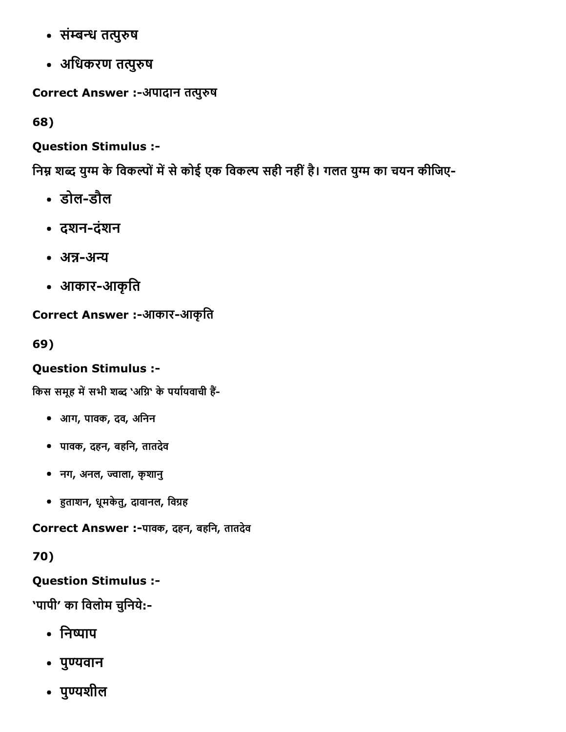- संम्बन्ध तत्पुरुष
- अधिकरण तत्पुरुष

**Correct Answer :-**अपादान तत्पुरुष

**68)**

**Question Stimulus :-**

निम्न शब्द युग्म के विकल्पों में से कोई एक विकल्प सही नहीं है। गलत युग्म का चयन कीजिए-

- डोल-डौल
- दशन-दंशन
- अन्न-अन्य
- आकार-आकृति

**Correct Answer :-**आकार-आकृति

**69)**

**Question Stimulus :-**

किस समूह में सभी शब्द 'अग्नि' के पर्यायवाची हैं-

- आग, पावक, दव, अनिन
- पावक, दहन, बहनि, तातदेव
- नग, अनल, ज्वाला, कृशानु
- हुताशन, धूमकेतु, दावानल, विग्रह

**Correct Answer :-**पावक, दहन, बहनि, तातदेव

**70)**

**Question Stimulus :-**

'पापी' का विलोम चुनिये:-

- निष्पाप
- पुण्यवान
- पुण्यशील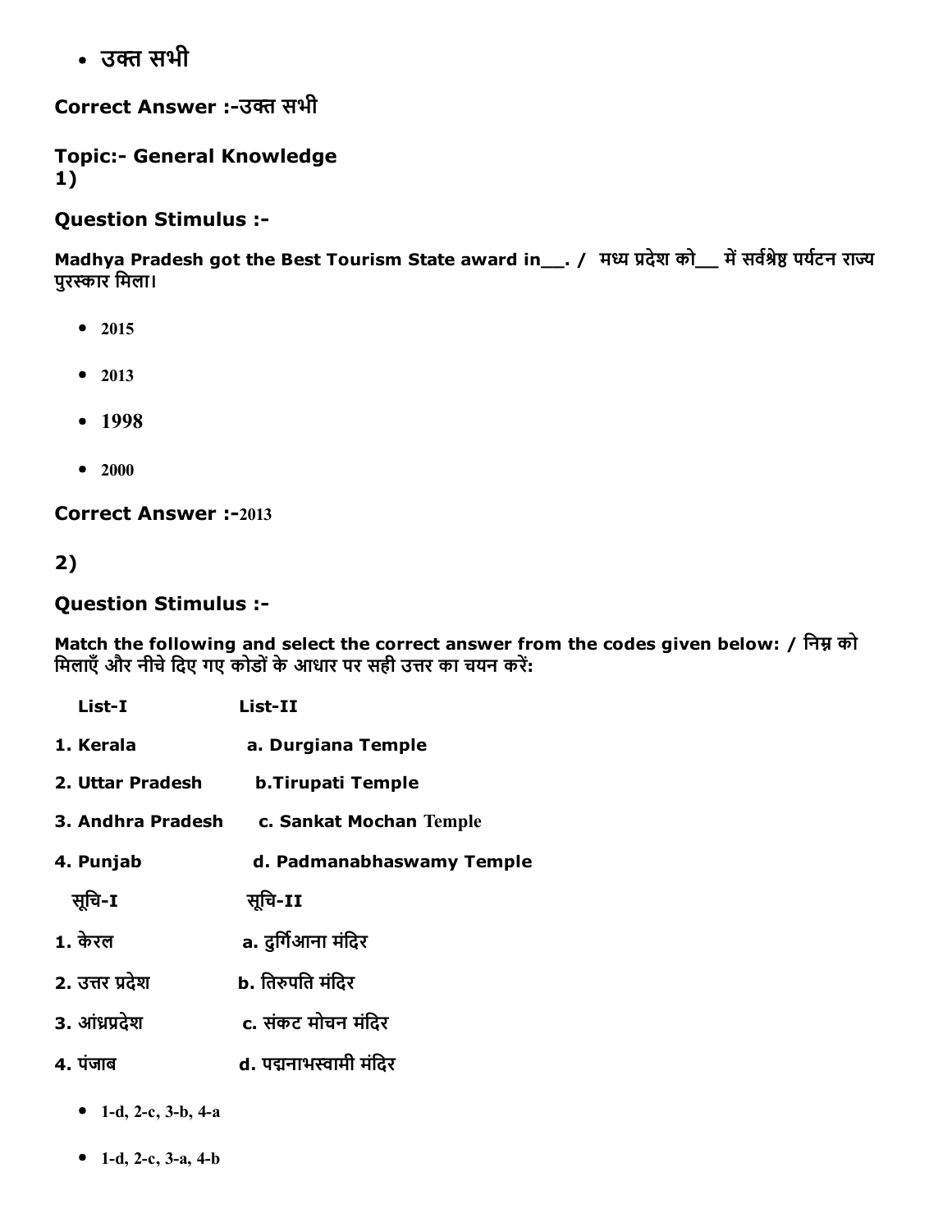- उक्त सभी

**Correct Answer :-**उक्त सभी

**Topic:- General Knowledge**
**1)**

### Question Stimulus :-

**Madhya Pradesh got the Best Tourism State award in__. / मध्य प्रदेश को__ में सर्वश्रेष्ठ पर्यटन राज्य पुरस्कार मिला।**

- 2015
- 2013
- 1998
- 2000

**Correct Answer :-**2013

**2)**

### Question Stimulus :-

**Match the following and select the correct answer from the codes given below: / निम्न को मिलाएँ और नीचे दिए गए कोडों के आधार पर सही उत्तर का चयन करें:**

| List-I | List-II |
|---|---|
| 1. Kerala | a. Durgiana Temple |
| 2. Uttar Pradesh | b.Tirupati Temple |
| 3. Andhra Pradesh | c. Sankat Mochan Temple |
| 4. Punjab | d. Padmanabhaswamy Temple |

| सूचि-I | सूचि-II |
|---|---|
| 1. केरल | a. दुर्गिआना मंदिर |
| 2. उत्तर प्रदेश | b. तिरुपति मंदिर |
| 3. आंध्रप्रदेश | c. संकट मोचन मंदिर |
| 4. पंजाब | d. पद्मनाभस्वामी मंदिर |

- 1-d, 2-c, 3-b, 4-a
- 1-d, 2-c, 3-a, 4-b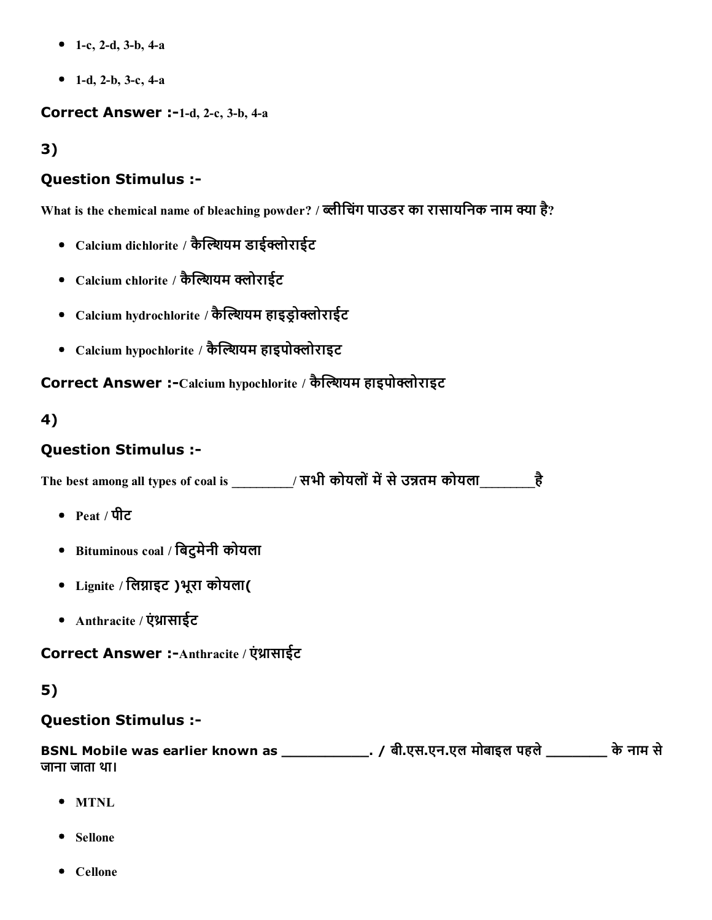- 1-c, 2-d, 3-b, 4-a
- 1-d, 2-b, 3-c, 4-a

**Correct Answer :-**1-d, 2-c, 3-b, 4-a

## 3)

### Question Stimulus :-

What is the chemical name of bleaching powder? / ब्लीचिंग पाउडर का रासायनिक नाम क्या है?

- Calcium dichlorite / कैल्शियम डाईक्लोराईट
- Calcium chlorite / कैल्शियम क्लोराईट
- Calcium hydrochlorite / कैल्शियम हाइड्रोक्लोराईट
- Calcium hypochlorite / कैल्शियम हाइपोक्लोराइट

**Correct Answer :-**Calcium hypochlorite / कैल्शियम हाइपोक्लोराइट

## 4)

### Question Stimulus :-

The best among all types of coal is _________/ सभी कोयलों में से उन्नतम कोयला________है

- Peat / पीट
- Bituminous coal / बिटुमेनी कोयला
- Lignite / लिग्राइट )भूरा कोयला(
- Anthracite / एंथ्रासाईट

**Correct Answer :-**Anthracite / एंथ्रासाईट

## 5)

### Question Stimulus :-

BSNL Mobile was earlier known as ___________. / बी.एस.एन.एल मोबाइल पहले ________ के नाम से जाना जाता था।

- MTNL
- Sellone
- Cellone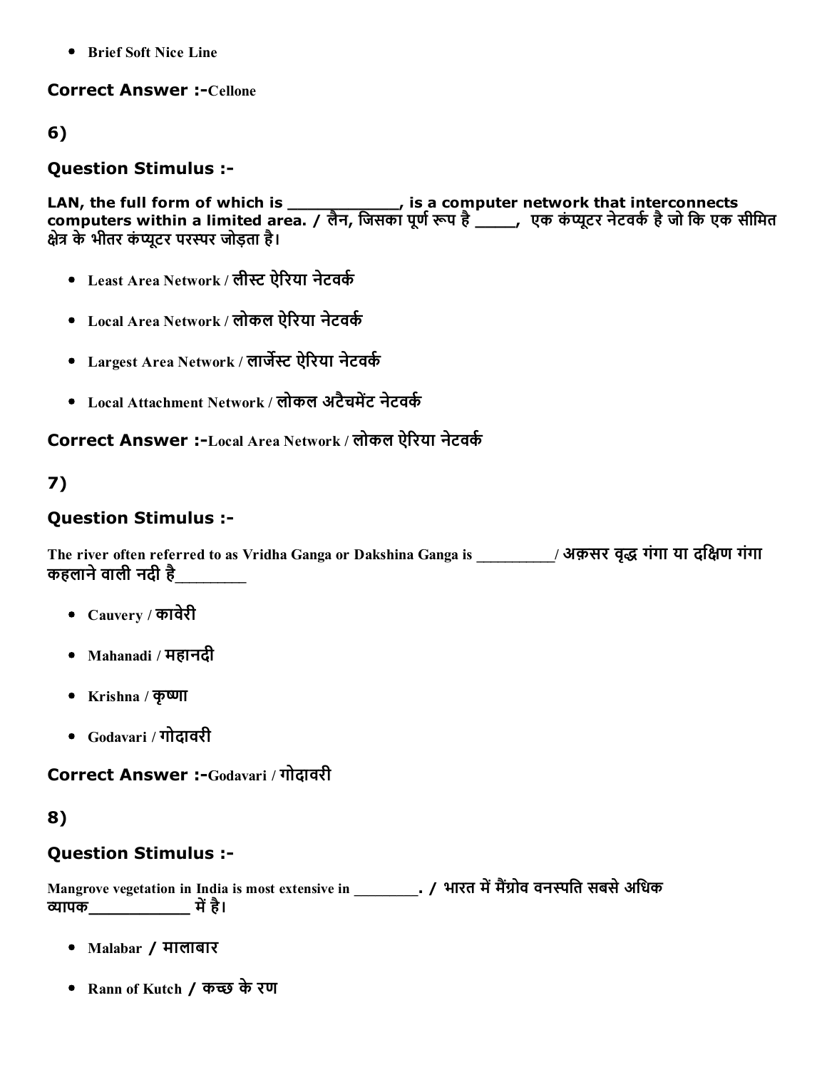- Brief Soft Nice Line

**Correct Answer :-**Cellone

## 6)

### Question Stimulus :-

**LAN, the full form of which is ____________, is a computer network that interconnects computers within a limited area. / लैन, जिसका पूर्ण रूप है ____, एक कंप्यूटर नेटवर्क है जो कि एक सीमित क्षेत्र के भीतर कंप्यूटर परस्पर जोड़ता है।**

- Least Area Network / लीस्ट ऐरिया नेटवर्क
- Local Area Network / लोकल ऐरिया नेटवर्क
- Largest Area Network / लार्जेस्ट ऐरिया नेटवर्क
- Local Attachment Network / लोकल अटैचमेंट नेटवर्क

**Correct Answer :-**Local Area Network / लोकल ऐरिया नेटवर्क

## 7)

### Question Stimulus :-

**The river often referred to as Vridha Ganga or Dakshina Ganga is __________/ अक़सर वृद्ध गंगा या दक्षिण गंगा कहलाने वाली नदी है_________**

- Cauvery / कावेरी
- Mahanadi / महानदी
- Krishna / कृष्णा
- Godavari / गोदावरी

**Correct Answer :-**Godavari / गोदावरी

## 8)

### Question Stimulus :-

**Mangrove vegetation in India is most extensive in ________. / भारत में मैंग्रोव वनस्पति सबसे अधिक व्यापक___________ में है।**

- Malabar / मालाबार
- Rann of Kutch / कच्छ के रण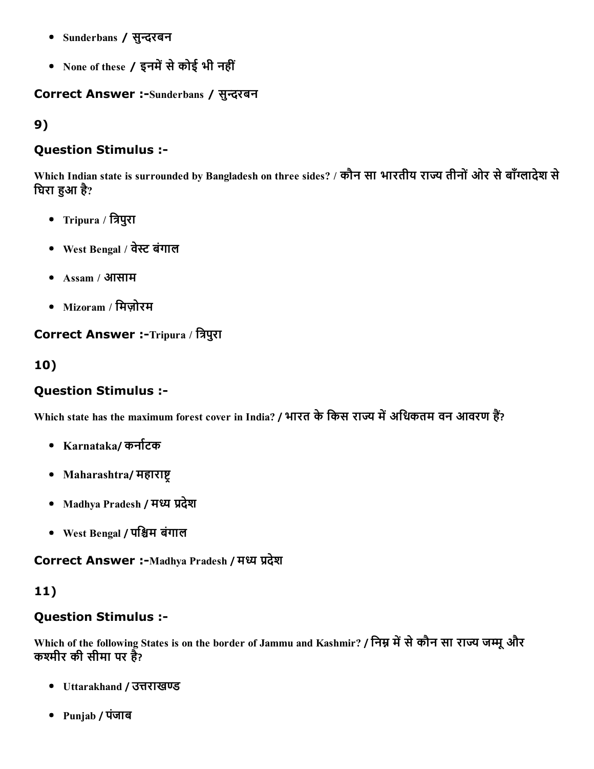- Sunderbans / सुन्दरबन
- None of these / इनमें से कोई भी नहीं

**Correct Answer :-**Sunderbans / सुन्दरबन

## 9)

### Question Stimulus :-

Which Indian state is surrounded by Bangladesh on three sides? / कौन सा भारतीय राज्य तीनों ओर से बाँग्लादेश से घिरा हुआ है?

- Tripura / त्रिपुरा
- West Bengal / वेस्ट बंगाल
- Assam / आसाम
- Mizoram / मिज़ोरम

**Correct Answer :-**Tripura / त्रिपुरा

## 10)

### Question Stimulus :-

Which state has the maximum forest cover in India? / भारत के किस राज्य में अधिकतम वन आवरण हैं?

- Karnataka/ कर्नाटक
- Maharashtra/ महाराष्ट्र
- Madhya Pradesh / मध्य प्रदेश
- West Bengal / पश्चिम बंगाल

**Correct Answer :-**Madhya Pradesh / मध्य प्रदेश

## 11)

### Question Stimulus :-

Which of the following States is on the border of Jammu and Kashmir? / निम्न में से कौन सा राज्य जम्मू और कश्मीर की सीमा पर है?

- Uttarakhand / उत्तराखण्ड
- Punjab / पंजाब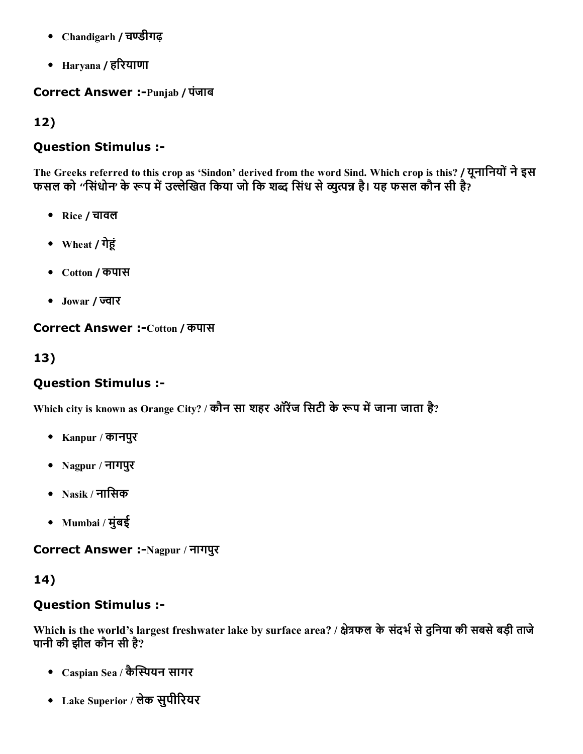- Chandigarh / चण्डीगढ़
- Haryana / हरियाणा

**Correct Answer :-**Punjab / पंजाब

## 12)

### Question Stimulus :-

The Greeks referred to this crop as 'Sindon' derived from the word Sind. Which crop is this? / यूनानियों ने इस फसल को "सिंधोन' के रूप में उल्लेखित किया जो कि शब्द सिंध से व्युत्पन्न है। यह फसल कौन सी है?

- Rice / चावल
- Wheat / गेहूं
- Cotton / कपास
- Jowar / ज्वार

**Correct Answer :-**Cotton / कपास

## 13)

### Question Stimulus :-

Which city is known as Orange City? / कौन सा शहर ऑरेंज सिटी के रूप में जाना जाता है?

- Kanpur / कानपुर
- Nagpur / नागपुर
- Nasik / नासिक
- Mumbai / मुंबई

**Correct Answer :-**Nagpur / नागपुर

## 14)

### Question Stimulus :-

Which is the world's largest freshwater lake by surface area? / क्षेत्रफल के संदर्भ से दुनिया की सबसे बड़ी ताजे पानी की झील कौन सी है?

- Caspian Sea / कैस्पियन सागर
- Lake Superior / लेक सुपीरियर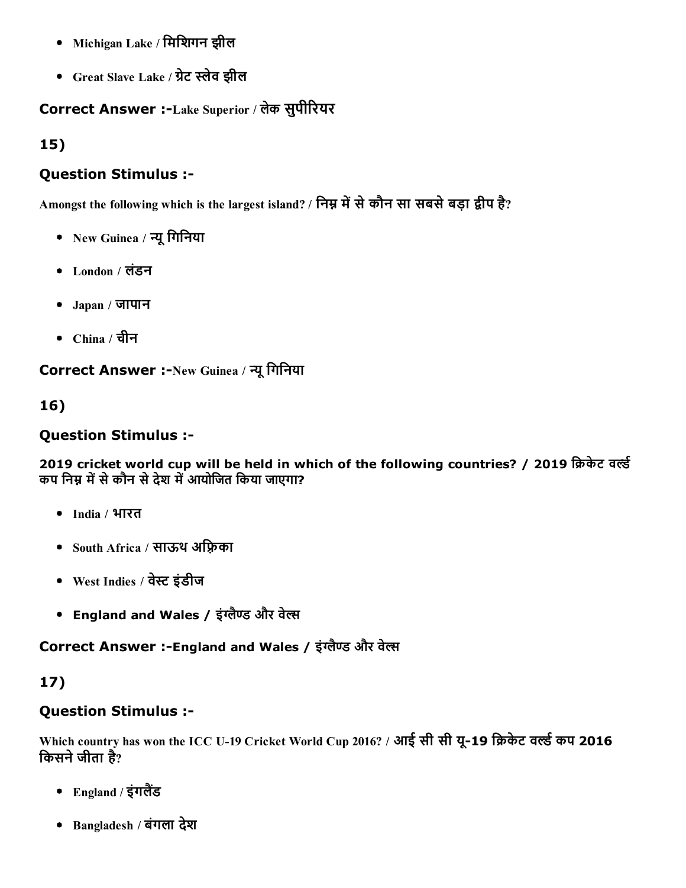- Michigan Lake / मिशिगन झील
- Great Slave Lake / ग्रेट स्लेव झील

**Correct Answer :-**Lake Superior / लेक सुपीरियर

**15)**

### Question Stimulus :-

Amongst the following which is the largest island? / निम्न में से कौन सा सबसे बड़ा द्वीप है?

- New Guinea / न्यू गिनिया
- London / लंडन
- Japan / जापान
- China / चीन

**Correct Answer :-**New Guinea / न्यू गिनिया

**16)**

### Question Stimulus :-

**2019 cricket world cup will be held in which of the following countries? / 2019 क्रिकेट वर्ल्ड कप निम्न में से कौन से देश में आयोजित किया जाएगा?**

- India / भारत
- South Africa / साऊथ अफ्रिका
- West Indies / वेस्ट इंडीज
- **England and Wales / इंग्लैण्ड और वेल्स**

**Correct Answer :-England and Wales / इंग्लैण्ड और वेल्स**

**17)**

### Question Stimulus :-

Which country has won the ICC U-19 Cricket World Cup 2016? / आई सी सी यू-19 क्रिकेट वर्ल्ड कप 2016 किसने जीता है?

- England / इंगलैंड
- Bangladesh / बंगला देश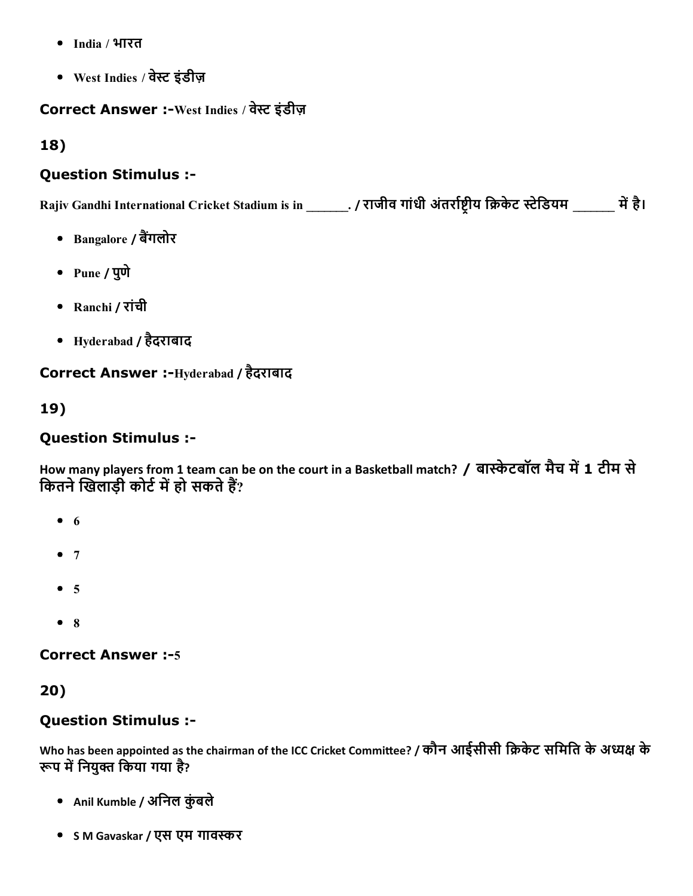- India / भारत
- West Indies / वेस्ट इंडीज़

**Correct Answer :-**West Indies / वेस्ट इंडीज़

**18)**

### Question Stimulus :-

Rajiv Gandhi International Cricket Stadium is in ______. / राजीव गांधी अंतर्राष्ट्रीय क्रिकेट स्टेडियम ______ में है।

- Bangalore / बैंगलोर
- Pune / पुणे
- Ranchi / रांची
- Hyderabad / हैदराबाद

**Correct Answer :-**Hyderabad / हैदराबाद

**19)**

### Question Stimulus :-

How many players from 1 team can be on the court in a Basketball match? / बास्केटबॉल मैच में 1 टीम से कितने खिलाड़ी कोर्ट में हो सकते हैं?

- 6
- 7
- 5
- 8

**Correct Answer :-**5

**20)**

### Question Stimulus :-

Who has been appointed as the chairman of the ICC Cricket Committee? / कौन आईसीसी क्रिकेट समिति के अध्यक्ष के रूप में नियुक्त किया गया है?

- Anil Kumble / अनिल कुंबले
- S M Gavaskar / एस एम गावस्कर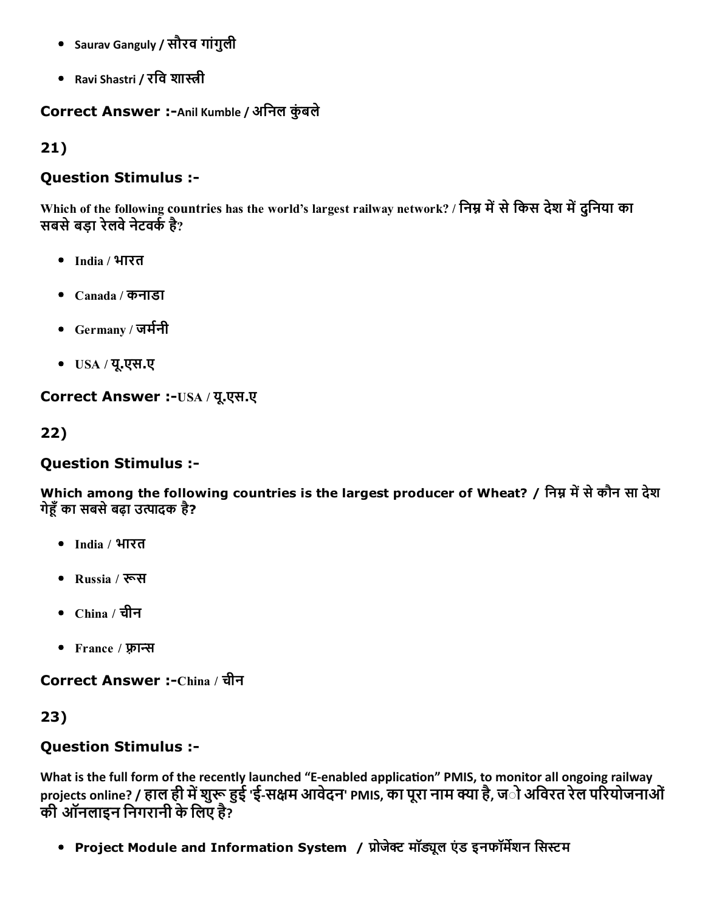- Saurav Ganguly / सौरव गांगुली
- Ravi Shastri / रवि शास्त्री

**Correct Answer :-**Anil Kumble / अनिल कुंबले

**21)**

### Question Stimulus :-

Which of the following countries has the world's largest railway network? / निम्न में से किस देश में दुनिया का सबसे बड़ा रेलवे नेटवर्क है?

- India / भारत
- Canada / कनाडा
- Germany / जर्मनी
- USA / यू.एस.ए

**Correct Answer :-**USA / यू.एस.ए

**22)**

### Question Stimulus :-

**Which among the following countries is the largest producer of Wheat? / निम्न में से कौन सा देश गेहूँ का सबसे बढ़ा उत्पादक है?**

- India / भारत
- Russia / रूस
- China / चीन
- France / फ़्रान्स

**Correct Answer :-**China / चीन

**23)**

### Question Stimulus :-

What is the full form of the recently launched "E-enabled application" PMIS, to monitor all ongoing railway projects online? / हाल ही में शुरू हुई 'ई-सक्षम आवेदन' PMIS, का पूरा नाम क्या है, ज ो अविरत रेल परियोजनाओं की ऑनलाइन निगरानी के लिए है?

- **Project Module and Information System** / प्रोजेक्ट मॉड्यूल एंड इनफॉर्मेशन सिस्टम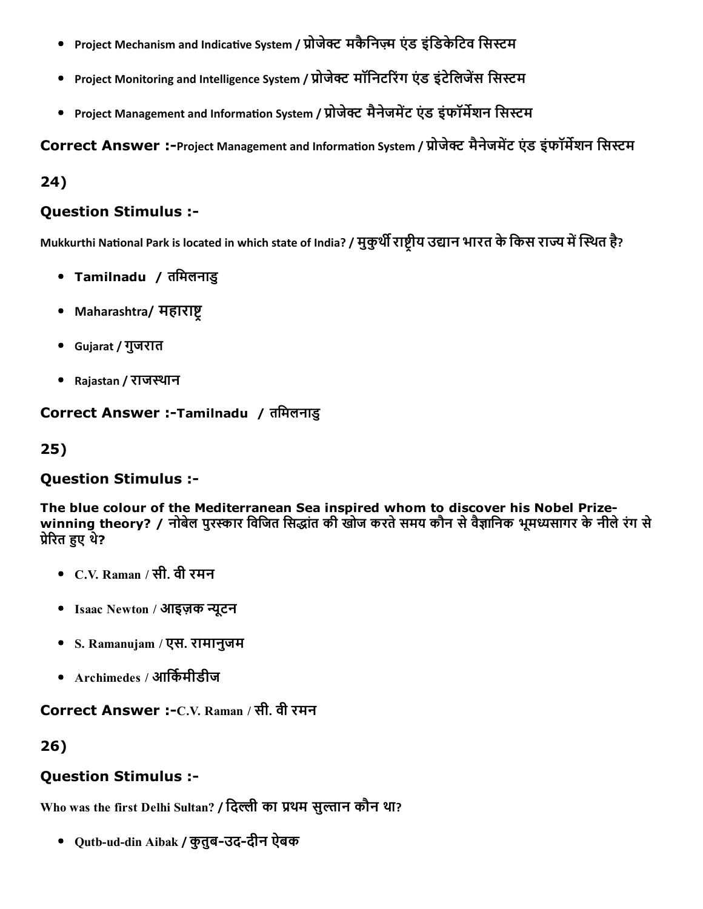- Project Mechanism and Indicative System / प्रोजेक्ट मकैनिज़्म एंड इंडिकेटिव सिस्टम
- Project Monitoring and Intelligence System / प्रोजेक्ट मॉनिटरिंग एंड इंटेलिजेंस सिस्टम
- Project Management and Information System / प्रोजेक्ट मैनेजमेंट एंड इंफॉर्मेशन सिस्टम

**Correct Answer :-**Project Management and Information System / प्रोजेक्ट मैनेजमेंट एंड इंफॉर्मेशन सिस्टम

## 24)

### Question Stimulus :-

Mukkurthi National Park is located in which state of India? / मुकुर्थी राष्ट्रीय उद्यान भारत के किस राज्य में स्थित है?

- **Tamilnadu** / तमिलनाडु
- Maharashtra/ महाराष्ट्र
- Gujarat / गुजरात
- Rajastan / राजस्थान

**Correct Answer :-Tamilnadu / तमिलनाडु**

## 25)

### Question Stimulus :-

**The blue colour of the Mediterranean Sea inspired whom to discover his Nobel Prize-winning theory? / नोबेल पुरस्कार विजित सिद्धांत की खोज करते समय कौन से वैज्ञानिक भूमध्यसागर के नीले रंग से प्रेरित हुए थे?**

- C.V. Raman / सी. वी रमन
- Isaac Newton / आइज़क न्यूटन
- S. Ramanujam / एस. रामानुजम
- Archimedes / आर्किमीडीज

**Correct Answer :-**C.V. Raman / सी. वी रमन

## 26)

### Question Stimulus :-

**Who was the first Delhi Sultan? / दिल्ली का प्रथम सुल्तान कौन था?**

- Qutb-ud-din Aibak / कुतुब-उद-दीन ऐबक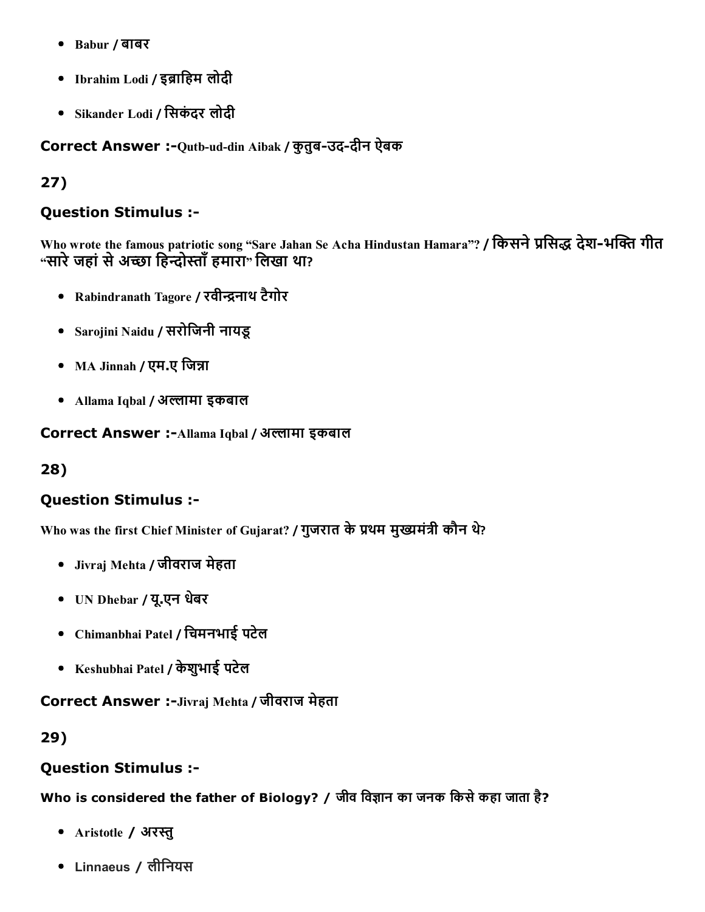- Babur / बाबर
- Ibrahim Lodi / इब्राहिम लोदी
- Sikander Lodi / सिकंदर लोदी

**Correct Answer :-**Qutb-ud-din Aibak / कुतुब-उद-दीन ऐबक

## 27)

### Question Stimulus :-

Who wrote the famous patriotic song "Sare Jahan Se Acha Hindustan Hamara"? / किसने प्रसिद्ध देश-भक्ति गीत "सारे जहां से अच्छा हिन्दोस्ताँ हमारा" लिखा था?

- Rabindranath Tagore / रवीन्द्रनाथ टैगोर
- Sarojini Naidu / सरोजिनी नायडू
- MA Jinnah / एम.ए जिन्ना
- Allama Iqbal / अल्लामा इकबाल

**Correct Answer :-**Allama Iqbal / अल्लामा इकबाल

## 28)

### Question Stimulus :-

Who was the first Chief Minister of Gujarat? / गुजरात के प्रथम मुख्यमंत्री कौन थे?

- Jivraj Mehta / जीवराज मेहता
- UN Dhebar / यू.एन धेबर
- Chimanbhai Patel / चिमनभाई पटेल
- Keshubhai Patel / केशुभाई पटेल

**Correct Answer :-**Jivraj Mehta / जीवराज मेहता

## 29)

### Question Stimulus :-

Who is considered the father of Biology? / जीव विज्ञान का जनक किसे कहा जाता है?

- Aristotle / अरस्तु
- Linnaeus / लीनियस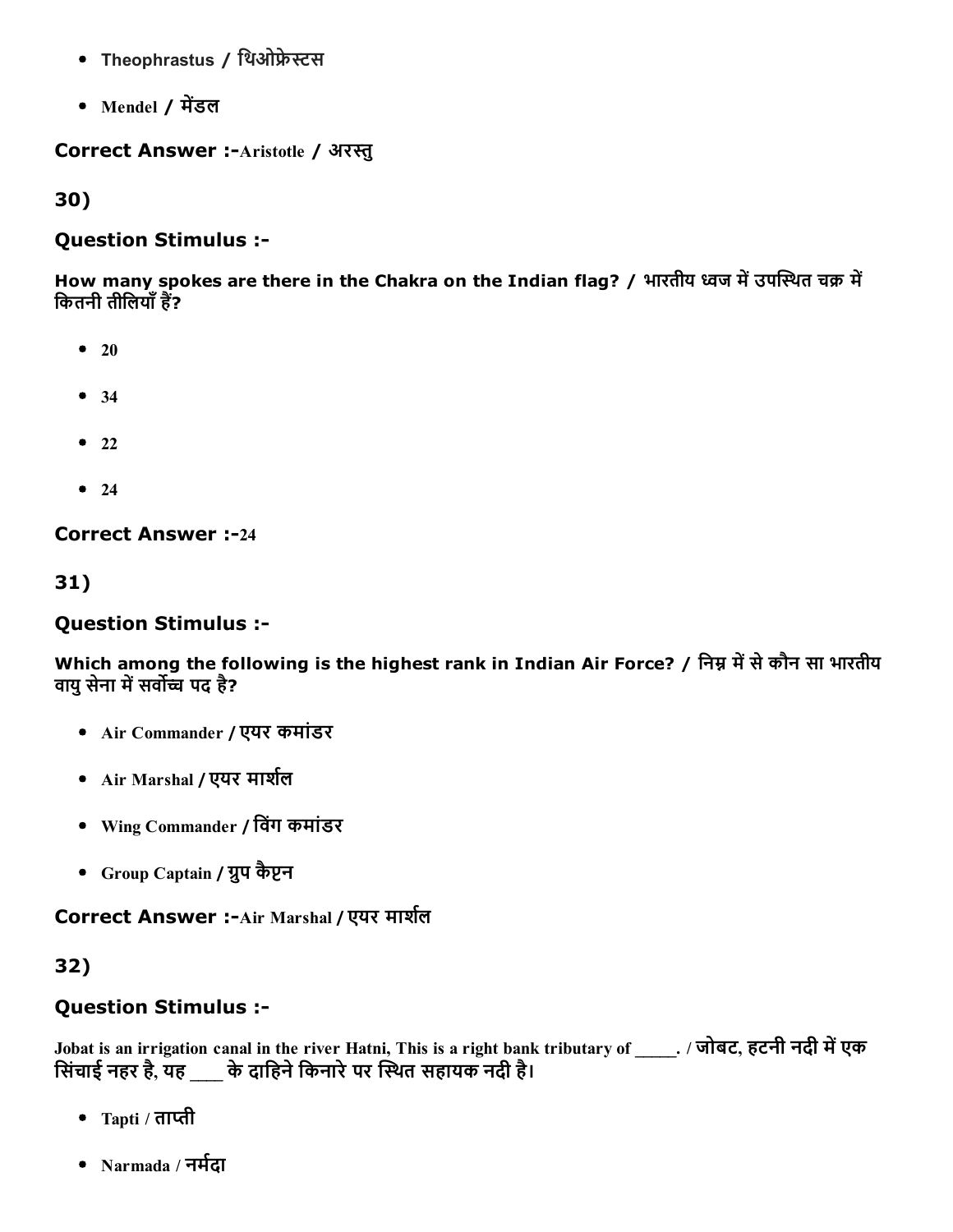- Theophrastus / थिओफ्रेस्टस
- Mendel / मेंडल

**Correct Answer :-**Aristotle / अरस्तु

## 30)

### Question Stimulus :-

**How many spokes are there in the Chakra on the Indian flag? / भारतीय ध्वज में उपस्थित चक्र में कितनी तीलियाँ हैं?**

- 20
- 34
- 22
- 24

**Correct Answer :-**24

## 31)

### Question Stimulus :-

**Which among the following is the highest rank in Indian Air Force? / निम्न में से कौन सा भारतीय वायु सेना में सर्वोच्च पद है?**

- Air Commander / एयर कमांडर
- Air Marshal / एयर मार्शल
- Wing Commander / विंग कमांडर
- Group Captain / ग्रुप कैप्टन

**Correct Answer :-**Air Marshal / एयर मार्शल

## 32)

### Question Stimulus :-

**Jobat is an irrigation canal in the river Hatni, This is a right bank tributary of _____. / जोबट, हटनी नदी में एक सिंचाई नहर है, यह ___ के दाहिने किनारे पर स्थित सहायक नदी है।**

- Tapti / ताप्ती
- Narmada / नर्मदा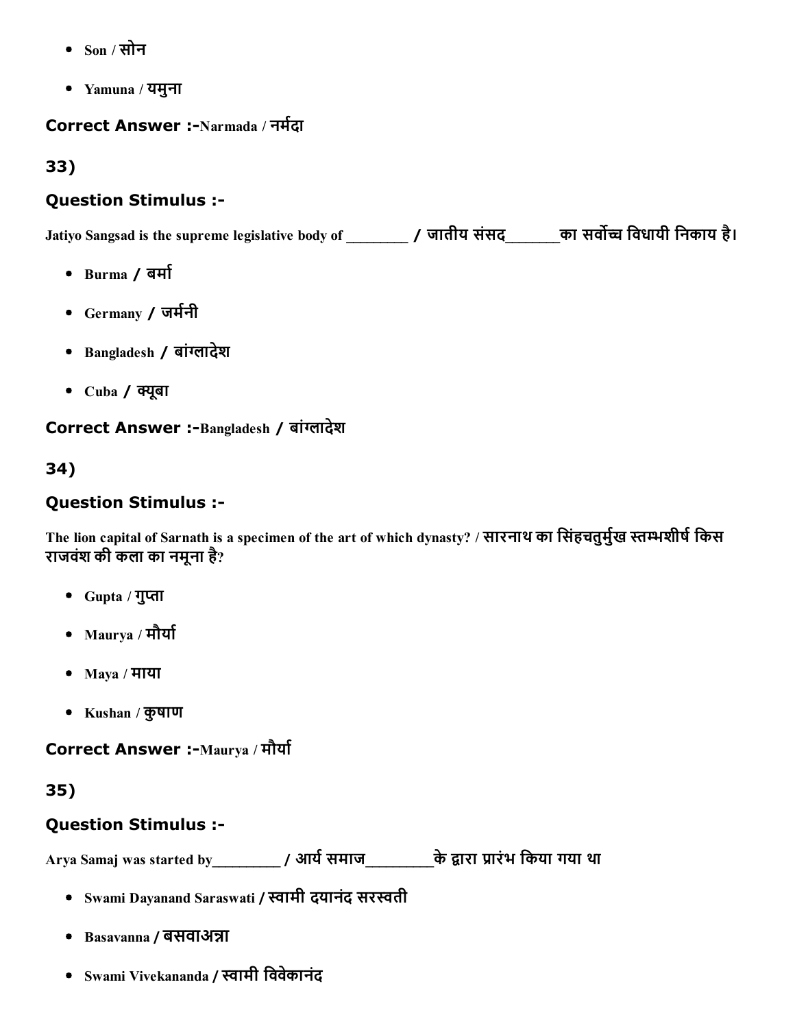- Son / सोन
- Yamuna / यमुना

**Correct Answer :-**Narmada / नर्मदा

## 33)

### Question Stimulus :-

Jatiyo Sangsad is the supreme legislative body of ________ / जातीय संसद_______का सर्वोच्च विधायी निकाय है।

- Burma / बर्मा
- Germany / जर्मनी
- Bangladesh / बांग्लादेश
- Cuba / क्यूबा

**Correct Answer :-**Bangladesh / बांग्लादेश

## 34)

### Question Stimulus :-

The lion capital of Sarnath is a specimen of the art of which dynasty? / सारनाथ का सिंहचतुर्मुख स्तम्भशीर्ष किस राजवंश की कला का नमूना है?

- Gupta / गुप्ता
- Maurya / मौर्या
- Maya / माया
- Kushan / कुषाण

**Correct Answer :-**Maurya / मौर्या

## 35)

### Question Stimulus :-

Arya Samaj was started by_________ / आर्य समाज_________के द्वारा प्रारंभ किया गया था

- Swami Dayanand Saraswati / स्वामी दयानंद सरस्वती
- Basavanna / बसवाअन्ना
- Swami Vivekananda / स्वामी विवेकानंद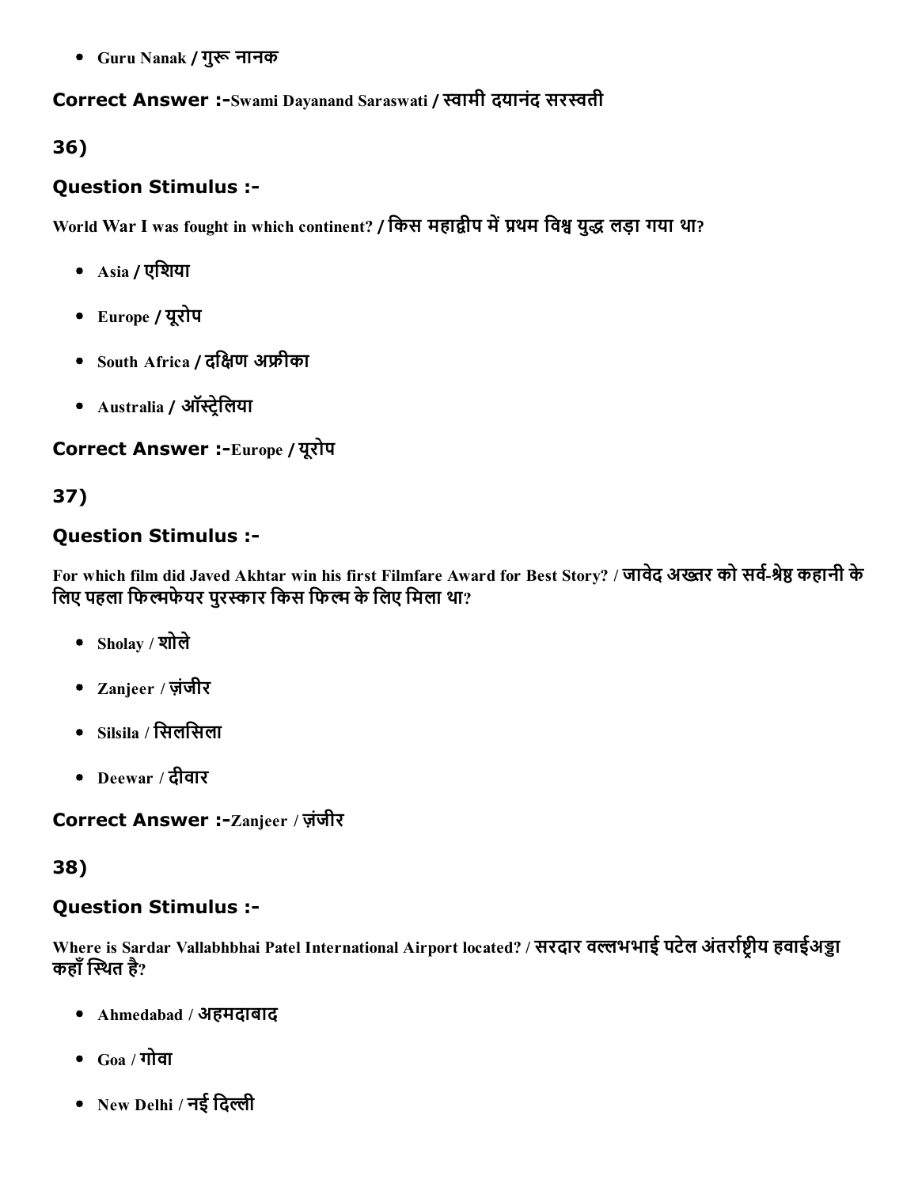- Guru Nanak / गुरू नानक

**Correct Answer :-**Swami Dayanand Saraswati / स्वामी दयानंद सरस्वती

**36)**

**Question Stimulus :-**

World War I was fought in which continent? / किस महाद्वीप में प्रथम विश्व युद्ध लड़ा गया था?

- Asia / एशिया
- Europe / यूरोप
- South Africa / दक्षिण अफ्रीका
- Australia / ऑस्ट्रेलिया

**Correct Answer :-**Europe / यूरोप

**37)**

**Question Stimulus :-**

For which film did Javed Akhtar win his first Filmfare Award for Best Story? / जावेद अख्तर को सर्व-श्रेष्ठ कहानी के लिए पहला फिल्मफेयर पुरस्कार किस फिल्म के लिए मिला था?

- Sholay / शोले
- Zanjeer / ज़ंजीर
- Silsila / सिलसिला
- Deewar / दीवार

**Correct Answer :-**Zanjeer / ज़ंजीर

**38)**

**Question Stimulus :-**

Where is Sardar Vallabhbhai Patel International Airport located? / सरदार वल्लभभाई पटेल अंतर्राष्ट्रीय हवाईअड्डा कहाँ स्थित है?

- Ahmedabad / अहमदाबाद
- Goa / गोवा
- New Delhi / नई दिल्ली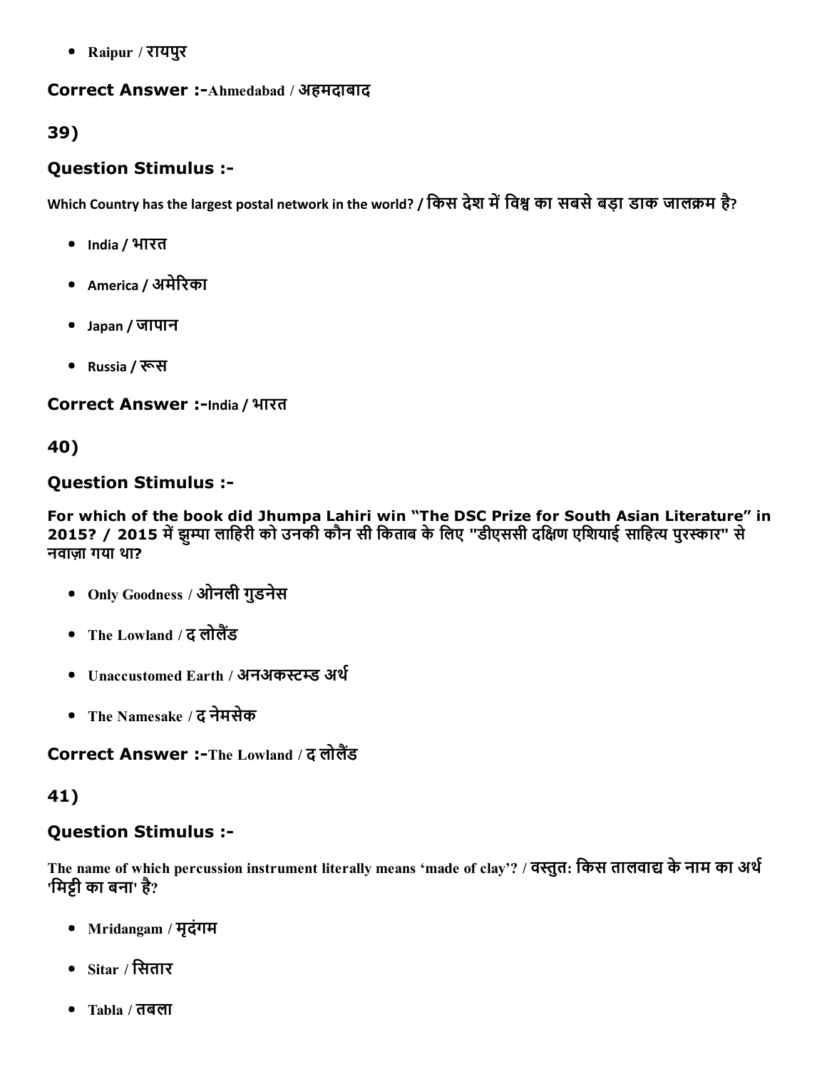- Raipur / रायपुर

**Correct Answer :-**Ahmedabad / अहमदाबाद

## 39)

### Question Stimulus :-

Which Country has the largest postal network in the world? / किस देश में विश्व का सबसे बड़ा डाक जालक्रम है?

- India / भारत
- America / अमेरिका
- Japan / जापान
- Russia / रूस

**Correct Answer :-**India / भारत

## 40)

### Question Stimulus :-

**For which of the book did Jhumpa Lahiri win "The DSC Prize for South Asian Literature" in 2015? / 2015 में झुम्पा लाहिरी को उनकी कौन सी किताब के लिए "डीएससी दक्षिण एशियाई साहित्य पुरस्कार" से नवाज़ा गया था?**

- Only Goodness / ओनली गुडनेस
- The Lowland / द लोलैंड
- Unaccustomed Earth / अनअकस्टम्ड अर्थ
- The Namesake / द नेमसेक

**Correct Answer :-**The Lowland / द लोलैंड

## 41)

### Question Stimulus :-

The name of which percussion instrument literally means 'made of clay'? / वस्तुत: किस तालवाद्य के नाम का अर्थ 'मिट्टी का बना' है?

- Mridangam / मृदंगम
- Sitar / सितार
- Tabla / तबला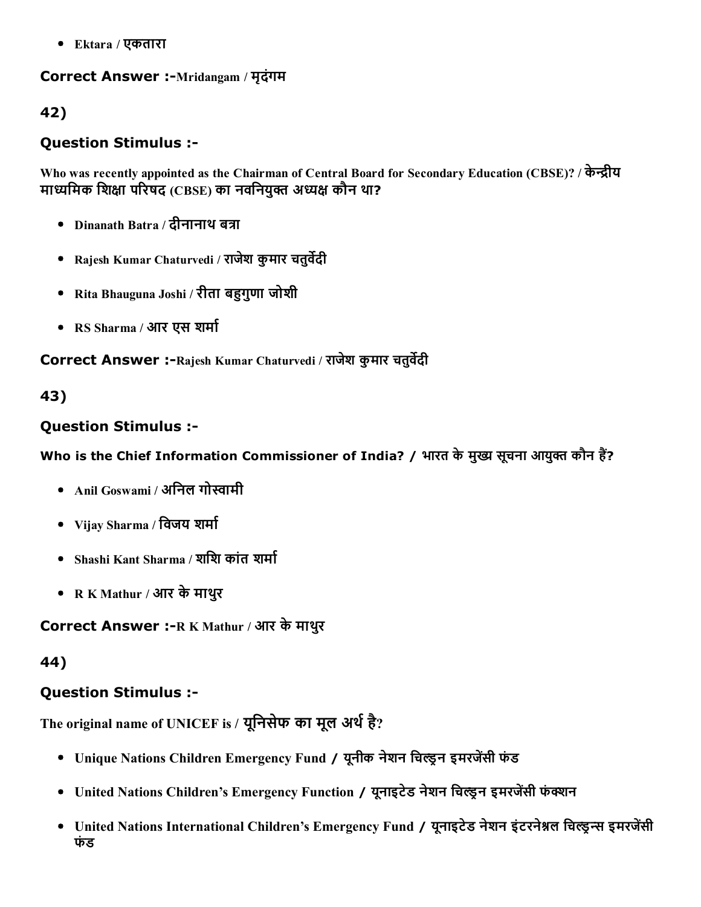- Ektara / एकतारा

**Correct Answer :-**Mridangam / मृदंगम

## 42)

### Question Stimulus :-

**Who was recently appointed as the Chairman of Central Board for Secondary Education (CBSE)? / केन्द्रीय माध्यमिक शिक्षा परिषद (CBSE) का नवनियुक्त अध्यक्ष कौन था?**

- Dinanath Batra / दीनानाथ बत्रा
- Rajesh Kumar Chaturvedi / राजेश कुमार चतुर्वेदी
- Rita Bhauguna Joshi / रीता बहुगुणा जोशी
- RS Sharma / आर एस शर्मा

**Correct Answer :-**Rajesh Kumar Chaturvedi / राजेश कुमार चतुर्वेदी

## 43)

### Question Stimulus :-

**Who is the Chief Information Commissioner of India? / भारत के मुख्य सूचना आयुक्त कौन हैं?**

- Anil Goswami / अनिल गोस्वामी
- Vijay Sharma / विजय शर्मा
- Shashi Kant Sharma / शशि कांत शर्मा
- R K Mathur / आर के माथुर

**Correct Answer :-**R K Mathur / आर के माथुर

## 44)

### Question Stimulus :-

**The original name of UNICEF is / यूनिसेफ का मूल अर्थ है?**

- Unique Nations Children Emergency Fund / यूनीक नेशन चिल्ड्रन इमरजेंसी फंड
- United Nations Children's Emergency Function / यूनाइटेड नेशन चिल्ड्रन इमरजेंसी फंक्शन
- United Nations International Children's Emergency Fund / यूनाइटेड नेशन इंटरनेश्नल चिल्ड्रन्स इमरजेंसी फंड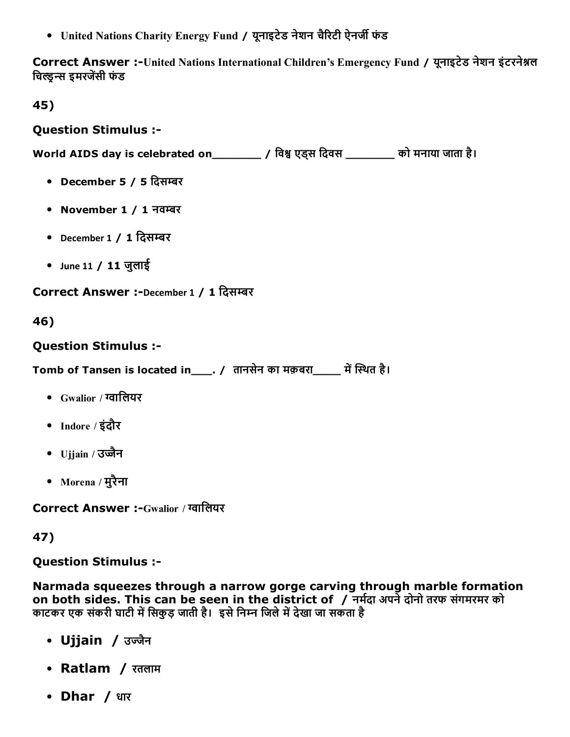- United Nations Charity Energy Fund / यूनाइटेड नेशन चैरिटी ऐनर्जी फंड

**Correct Answer :-**United Nations International Children's Emergency Fund / यूनाइटेड नेशन इंटरनेश्नल चिल्ड्रन्स इमरजेंसी फंड

**45)**

**Question Stimulus :-**

**World AIDS day is celebrated on________ / विश्व एड्स दिवस ________ को मनाया जाता है।**

- **December 5 / 5 दिसम्बर**
- **November 1 / 1 नवम्बर**
- December 1 / **1 दिसम्बर**
- June 11 / **11 जुलाई**

**Correct Answer :-**December 1 / **1 दिसम्बर**

**46)**

**Question Stimulus :-**

**Tomb of Tansen is located in____. / तानसेन का मक़बरा_____ में स्थित है।**

- Gwalior / ग्वालियर
- Indore / इंदौर
- Ujjain / उज्जैन
- Morena / मुरैना

**Correct Answer :-**Gwalior / ग्वालियर

**47)**

**Question Stimulus :-**

**Narmada squeezes through a narrow gorge carving through marble formation on both sides. This can be seen in the district of / नर्मदा अपने दोनो तरफ संगमरमर को काटकर एक संकरी घाटी में सिकुड़ जाती है। इसे निम्न जिले में देखा जा सकता है**

- **Ujjain** / उज्जैन
- **Ratlam** / रतलाम
- **Dhar** / धार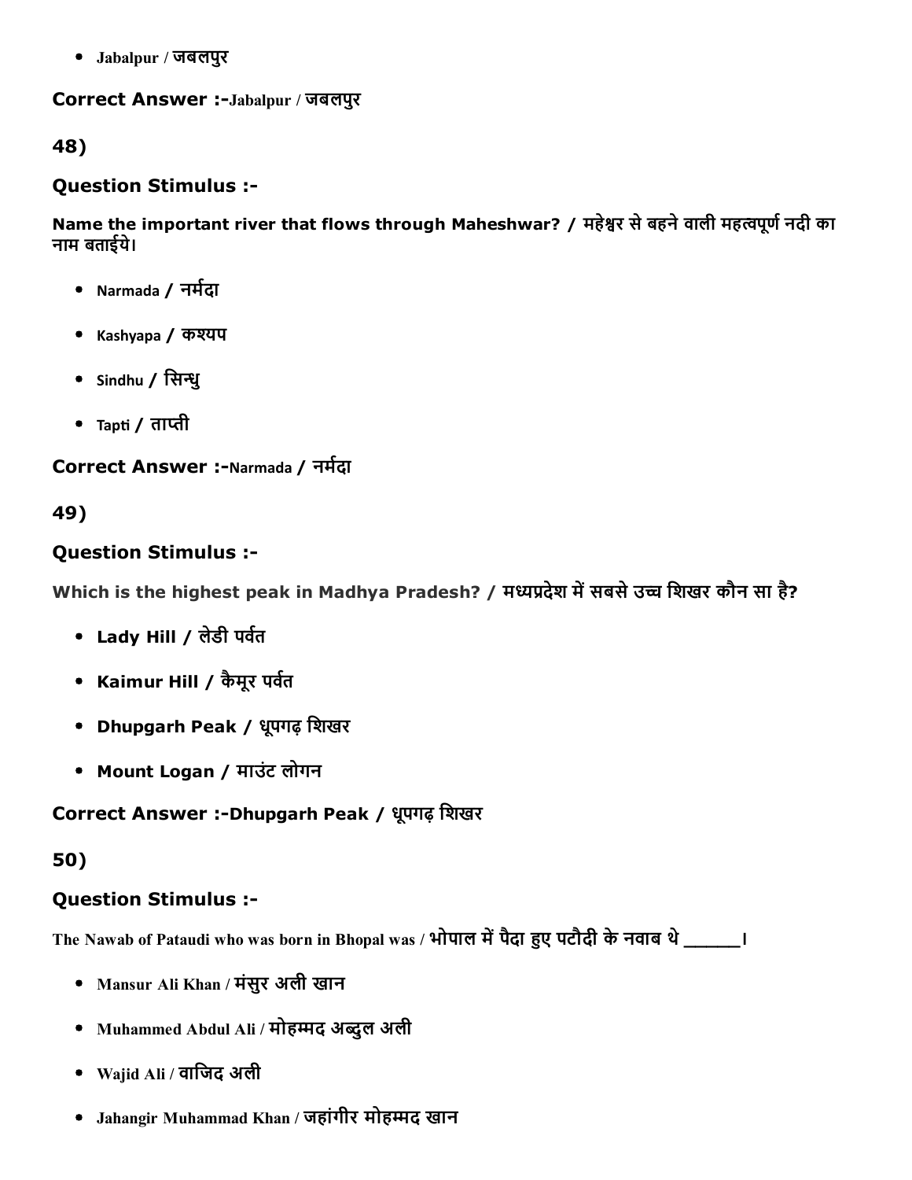- Jabalpur / जबलपुर

**Correct Answer :-**Jabalpur / जबलपुर

**48)**

**Question Stimulus :-**

**Name the important river that flows through Maheshwar? / महेश्वर से बहने वाली महत्वपूर्ण नदी का नाम बताईये।**

- Narmada / नर्मदा
- Kashyapa / कश्यप
- Sindhu / सिन्धु
- Tapti / ताप्ती

**Correct Answer :-**Narmada / नर्मदा

**49)**

**Question Stimulus :-**

**Which is the highest peak in Madhya Pradesh? / मध्यप्रदेश में सबसे उच्च शिखर कौन सा है?**

- **Lady Hill / लेडी पर्वत**
- **Kaimur Hill / कैमूर पर्वत**
- **Dhupgarh Peak / धूपगढ़ शिखर**
- **Mount Logan / माउंट लोगन**

**Correct Answer :-Dhupgarh Peak / धूपगढ़ शिखर**

**50)**

**Question Stimulus :-**

**The Nawab of Pataudi who was born in Bhopal was / भोपाल में पैदा हुए पटौदी के नवाब थे ______।**

- Mansur Ali Khan / मंसुर अली खान
- Muhammed Abdul Ali / मोहम्मद अब्दुल अली
- Wajid Ali / वाजिद अली
- Jahangir Muhammad Khan / जहांगीर मोहम्मद खान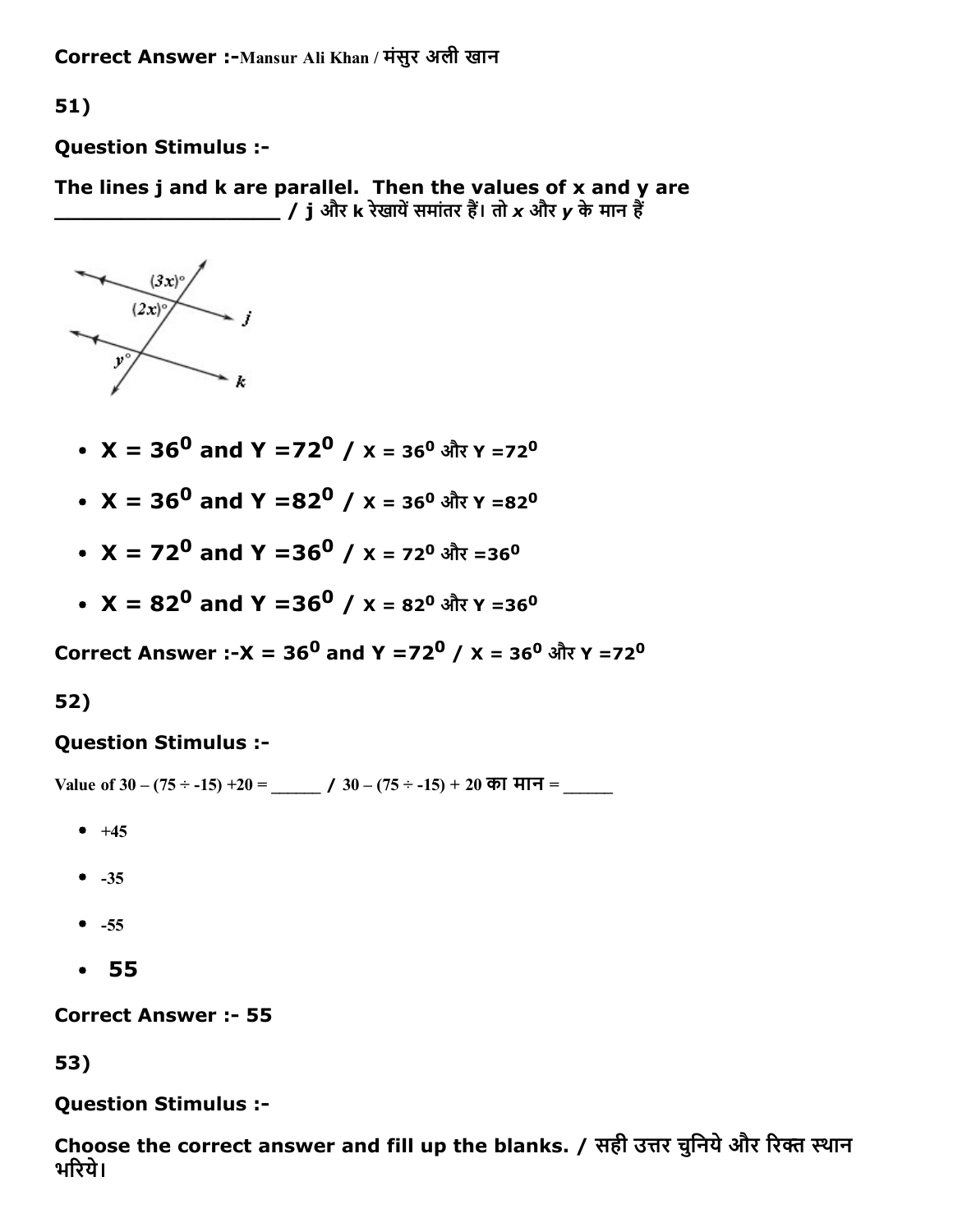Correct Answer :-Mansur Ali Khan / मंसुर अली खान

51)

**Question Stimulus :-**

**The lines j and k are parallel. Then the values of x and y are \_\_\_\_\_\_\_\_\_\_\_\_\_\_\_\_\_\_\_\_ / j और k रेखायें समांतर हैं। तो *x* और *y* के मान हैं**

- **X = $36^0$ and Y =$72^0$ / X = $36^0$ और Y =$72^0$**
- **X = $36^0$ and Y =$82^0$ / X = $36^0$ और Y =$82^0$**
- **X = $72^0$ and Y =$36^0$ / X = $72^0$ और =$36^0$**
- **X = $82^0$ and Y =$36^0$ / X = $82^0$ और Y =$36^0$**

**Correct Answer :-X = $36^0$ and Y =$72^0$ / X = $36^0$ और Y =$72^0$**

52)

**Question Stimulus :-**

Value of 30 – (75 ÷ -15) +20 = \_\_\_\_\_\_ / 30 – (75 ÷ -15) + 20 का मान = \_\_\_\_\_\_

- +45
- -35
- -55
- 55

**Correct Answer :- 55**

53)

**Question Stimulus :-**

**Choose the correct answer and fill up the blanks. / सही उत्तर चुनिये और रिक्त स्थान भरिये।**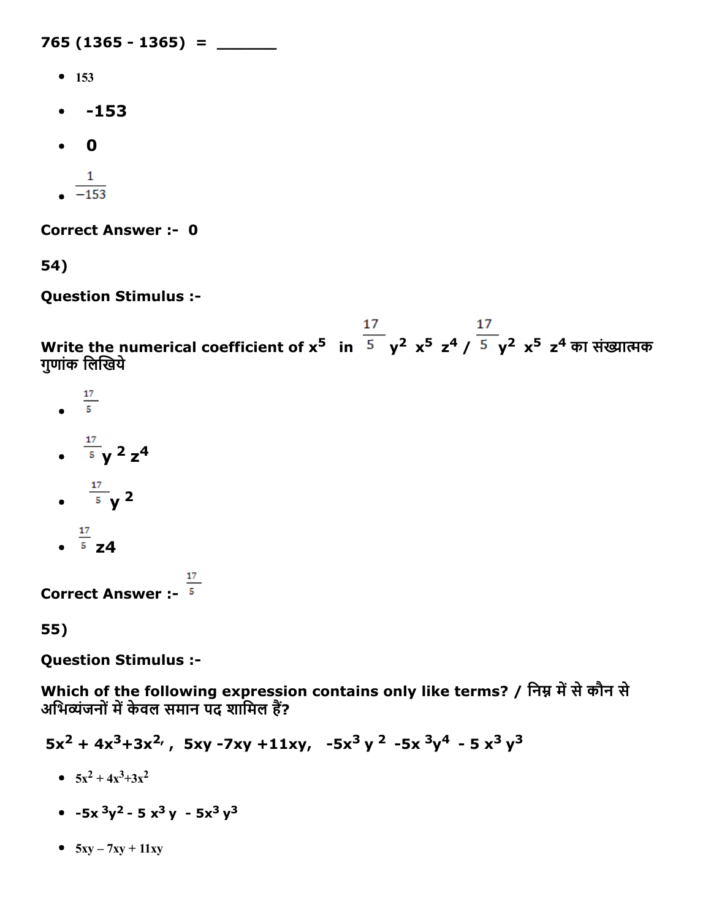765 (1365 - 1365) = ______

- 153
- -153
- 0
- $\frac{1}{-153}$

Correct Answer :- 0

54)

Question Stimulus :-

Write the numerical coefficient of $x^5$ in $\frac{17}{5}$ $y^2$ $x^5$ $z^4$ / $\frac{17}{5}$ $y^2$ $x^5$ $z^4$ का संख्यात्मक गुणांक लिखिये

- $\frac{17}{5}$
- $\frac{17}{5} y^2 z^4$
- $\frac{17}{5} y^2$
- $\frac{17}{5}$ z4

Correct Answer :- $\frac{17}{5}$

55)

Question Stimulus :-

Which of the following expression contains only like terms? / निम्न में से कौन से अभिव्यंजनों में केवल समान पद शामिल हैं?

$5x^2 + 4x^3 + 3x^2$, 5xy -7xy +11xy, $-5x^3y^2$ $-5x^3y^4$ $- 5x^3y^3$

- $5x^2 + 4x^3 + 3x^2$
- $-5x^3y^2 - 5x^3y - 5x^3y^3$
- 5xy – 7xy + 11xy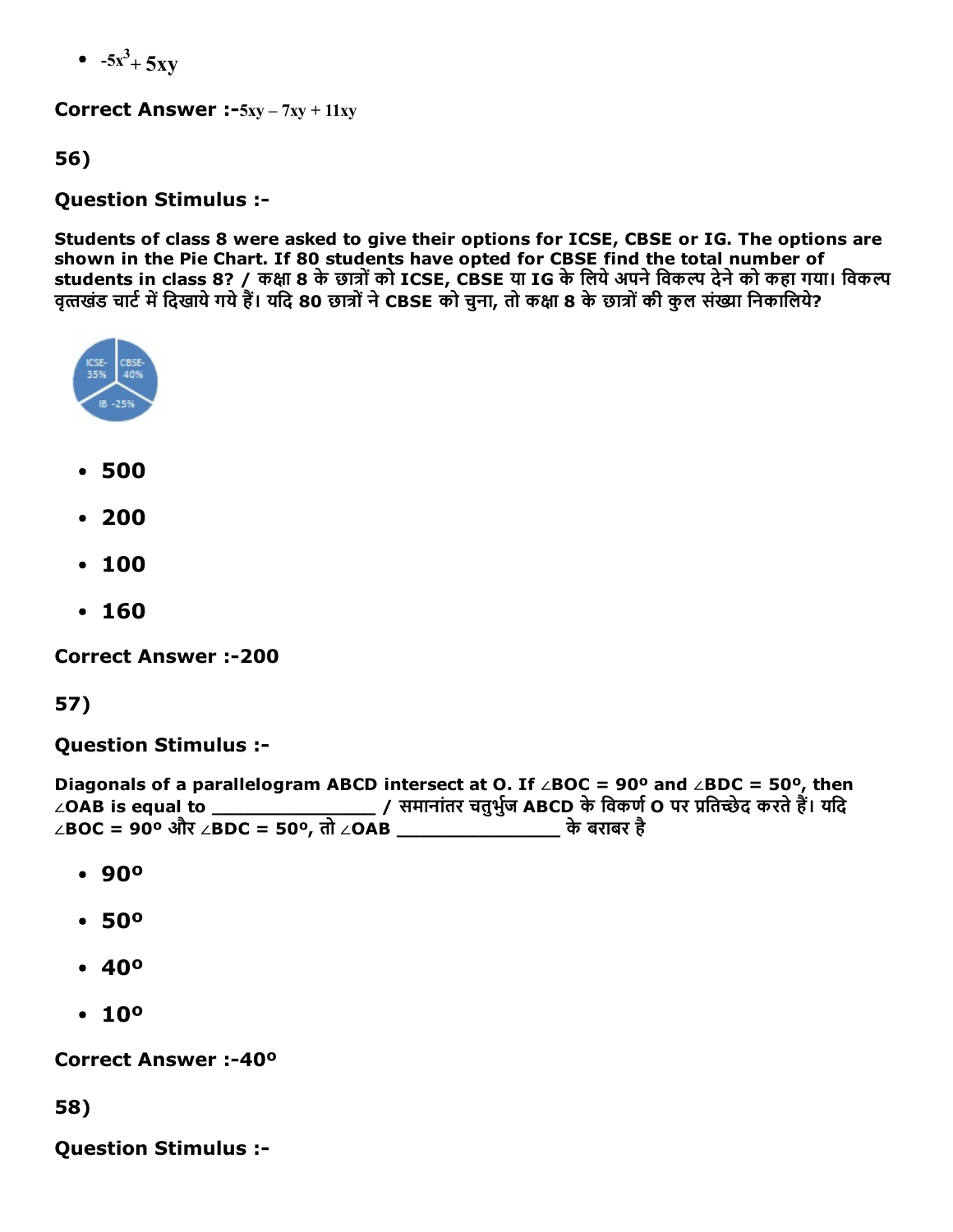- $-5x^3 + 5xy$

**Correct Answer :-**$5xy - 7xy + 11xy$

**56)**

**Question Stimulus :-**

**Students of class 8 were asked to give their options for ICSE, CBSE or IG. The options are shown in the Pie Chart. If 80 students have opted for CBSE find the total number of students in class 8? / कक्षा 8 के छात्रों को ICSE, CBSE या IG के लिये अपने विकल्प देने को कहा गया। विकल्प वृत्तखंड चार्ट में दिखाये गये हैं। यदि 80 छात्रों ने CBSE को चुना, तो कक्षा 8 के छात्रों की कुल संख्या निकालिये?**

- **500**
- **200**
- **100**
- **160**

**Correct Answer :-200**

**57)**

**Question Stimulus :-**

**Diagonals of a parallelogram ABCD intersect at O. If ∠BOC = 90° and ∠BDC = 50°, then ∠OAB is equal to _______________ / समानांतर चतुर्भुज ABCD के विकर्ण O पर प्रतिच्छेद करते हैं। यदि ∠BOC = 90° और ∠BDC = 50°, तो ∠OAB _______________ के बराबर है**

- **90°**
- **50°**
- **40°**
- **10°**

**Correct Answer :-40°**

**58)**

**Question Stimulus :-**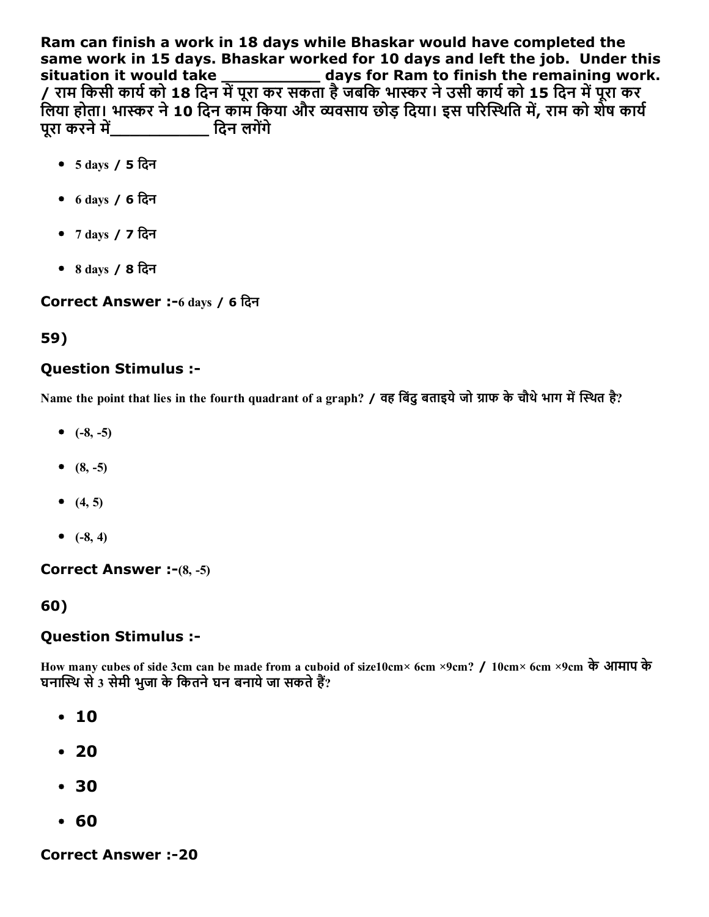**Ram can finish a work in 18 days while Bhaskar would have completed the same work in 15 days. Bhaskar worked for 10 days and left the job. Under this situation it would take __________ days for Ram to finish the remaining work. / राम किसी कार्य को 18 दिन में पूरा कर सकता है जबकि भास्कर ने उसी कार्य को 15 दिन में पूरा कर लिया होता। भास्कर ने 10 दिन काम किया और व्यवसाय छोड़ दिया। इस परिस्थिति में, राम को शेष कार्य पूरा करने में__________ दिन लगेंगे**

- 5 days / 5 दिन
- 6 days / 6 दिन
- 7 days / 7 दिन
- 8 days / 8 दिन

**Correct Answer :-**6 days / 6 दिन

**59)**

**Question Stimulus :-**

Name the point that lies in the fourth quadrant of a graph? / वह बिंदु बताइये जो ग्राफ के चौथे भाग में स्थित है?

- (-8, -5)
- (8, -5)
- (4, 5)
- (-8, 4)

**Correct Answer :-**(8, -5)

**60)**

**Question Stimulus :-**

How many cubes of side 3cm can be made from a cuboid of size10cm× 6cm ×9cm? / 10cm× 6cm ×9cm के आमाप के घनास्थि से 3 सेमी भुजा के कितने घन बनाये जा सकते हैं?

- 10
- 20
- 30
- 60

**Correct Answer :-20**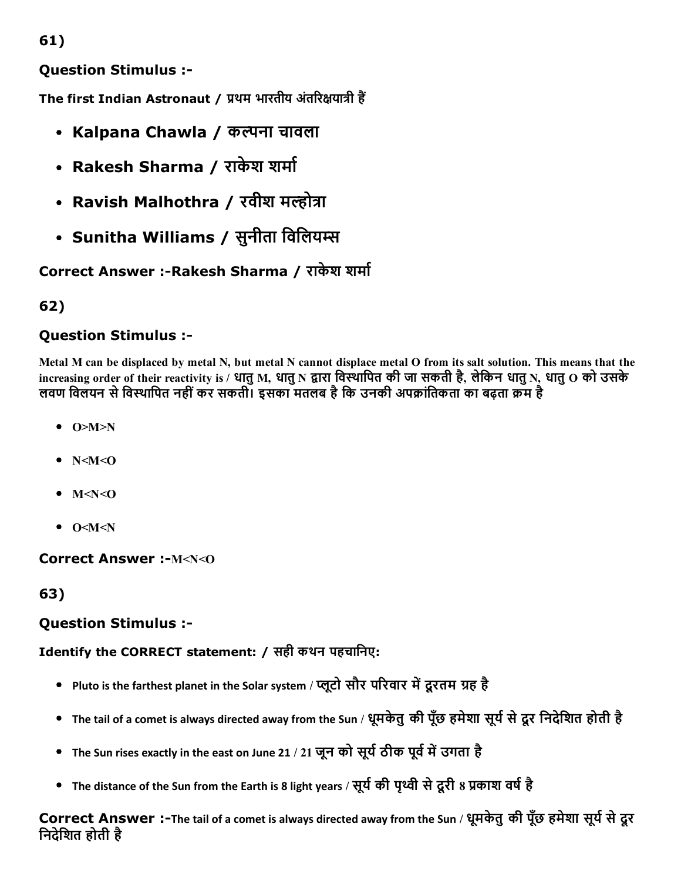61)

### Question Stimulus :-

**The first Indian Astronaut / प्रथम भारतीय अंतरिक्षयात्री हैं**

- **Kalpana Chawla / कल्पना चावला**
- **Rakesh Sharma / राकेश शर्मा**
- **Ravish Malhothra / रवीश मल्होत्रा**
- **Sunitha Williams / सुनीता विलियम्स**

### Correct Answer :-Rakesh Sharma / राकेश शर्मा

62)

### Question Stimulus :-

**Metal M can be displaced by metal N, but metal N cannot displace metal O from its salt solution. This means that the increasing order of their reactivity is / धातु M, धातु N द्वारा विस्थापित की जा सकती है, लेकिन धातु N, धातु O को उसके लवण विलयन से विस्थापित नहीं कर सकती। इसका मतलब है कि उनकी अपक्रांतिकता का बढ़ता क्रम है**

- O>M>N
- N<M<O
- M<N<O
- O<M<N

### Correct Answer :-M<N<O

63)

### Question Stimulus :-

**Identify the CORRECT statement: / सही कथन पहचानिए:**

- Pluto is the farthest planet in the Solar system / प्लूटो सौर परिवार में दूरतम ग्रह है
- The tail of a comet is always directed away from the Sun / धूमकेतु की पूँछ हमेशा सूर्य से दूर निदेशित होती है
- The Sun rises exactly in the east on June 21 / 21 जून को सूर्य ठीक पूर्व में उगता है
- The distance of the Sun from the Earth is 8 light years / सूर्य की पृथ्वी से दूरी 8 प्रकाश वर्ष है

### Correct Answer :-The tail of a comet is always directed away from the Sun / धूमकेतु की पूँछ हमेशा सूर्य से दूर निदेशित होती है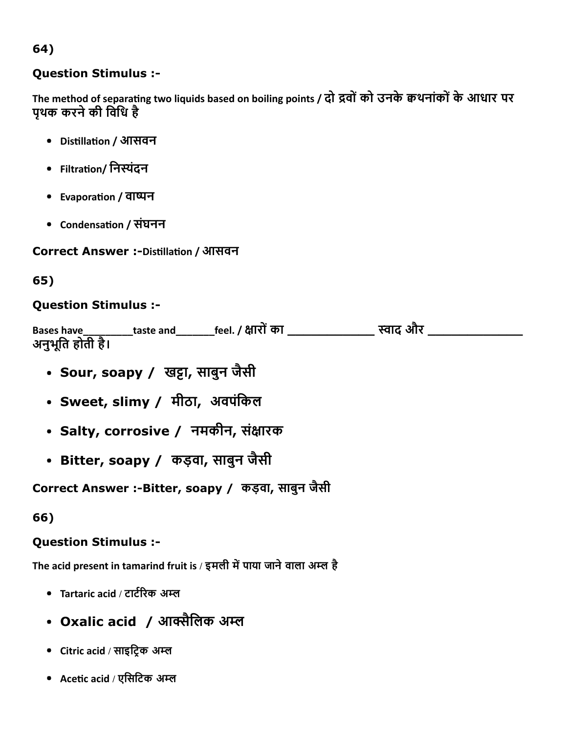64)

**Question Stimulus :-**

The method of separating two liquids based on boiling points / दो द्रवों को उनके क्वथनांकों के आधार पर पृथक करने की विधि है

- Distillation / आसवन
- Filtration/ निस्यंदन
- Evaporation / वाष्पन
- Condensation / संघनन

**Correct Answer :-**Distillation / आसवन

65)

**Question Stimulus :-**

Bases have_________taste and_______feel. / क्षारों का _____________ स्वाद और ______________ अनुभूति होती है।

- **Sour, soapy / खट्टा, साबुन जैसी**
- **Sweet, slimy / मीठा, अवपंकिल**
- **Salty, corrosive / नमकीन, संक्षारक**
- **Bitter, soapy / कड़वा, साबुन जैसी**

**Correct Answer :-Bitter, soapy / कड़वा, साबुन जैसी**

66)

**Question Stimulus :-**

The acid present in tamarind fruit is / इमली में पाया जाने वाला अम्ल है

- Tartaric acid / टार्टरिक अम्ल
- **Oxalic acid / आक्सैलिक अम्ल**
- Citric acid / साइट्रिक अम्ल
- Acetic acid / एसिटिक अम्ल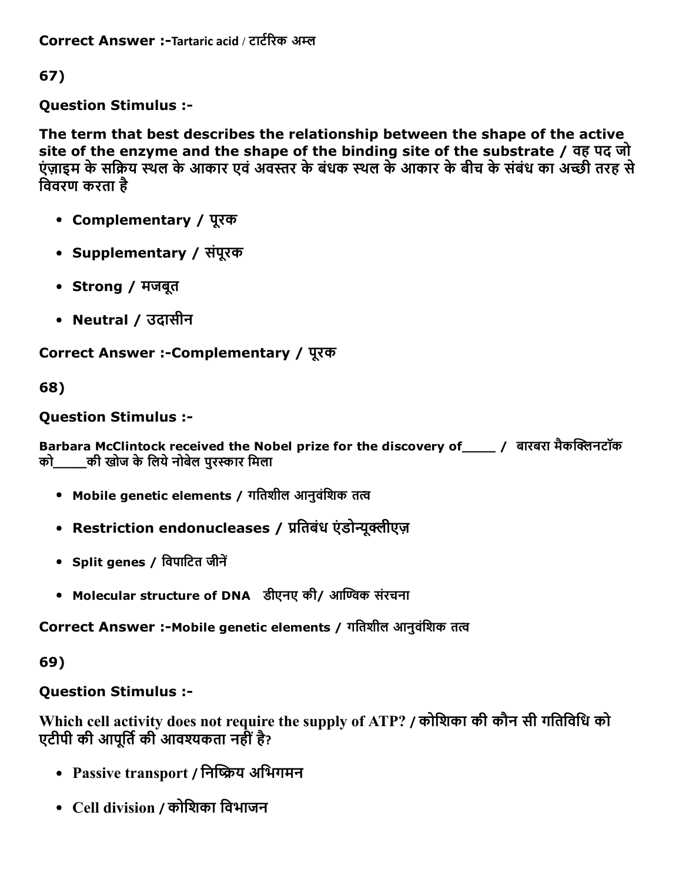**Correct Answer :-**Tartaric acid / टार्टरिक अम्ल

67)

**Question Stimulus :-**

**The term that best describes the relationship between the shape of the active site of the enzyme and the shape of the binding site of the substrate / वह पद जो एंज़ाइम के सक्रिय स्थल के आकार एवं अवस्तर के बंधक स्थल के आकार के बीच के संबंध का अच्छी तरह से विवरण करता है**

- **Complementary / पूरक**
- **Supplementary / संपूरक**
- **Strong / मजबूत**
- **Neutral / उदासीन**

**Correct Answer :-Complementary / पूरक**

68)

**Question Stimulus :-**

**Barbara McClintock received the Nobel prize for the discovery of____ / बारबरा मैकक्लिनटॉक को____की खोज के लिये नोबेल पुरस्कार मिला**

- **Mobile genetic elements / गतिशील आनुवंशिक तत्व**
- **Restriction endonucleases / प्रतिबंध एंडोन्यूक्लीएज़**
- **Split genes / विपाटित जीनें**
- **Molecular structure of DNA डीएनए की/ आण्विक संरचना**

**Correct Answer :-Mobile genetic elements / गतिशील आनुवंशिक तत्व**

69)

**Question Stimulus :-**

**Which cell activity does not require the supply of ATP? / कोशिका की कौन सी गतिविधि को एटीपी की आपूर्ति की आवश्यकता नहीं है?**

- **Passive transport / निष्क्रिय अभिगमन**
- **Cell division / कोशिका विभाजन**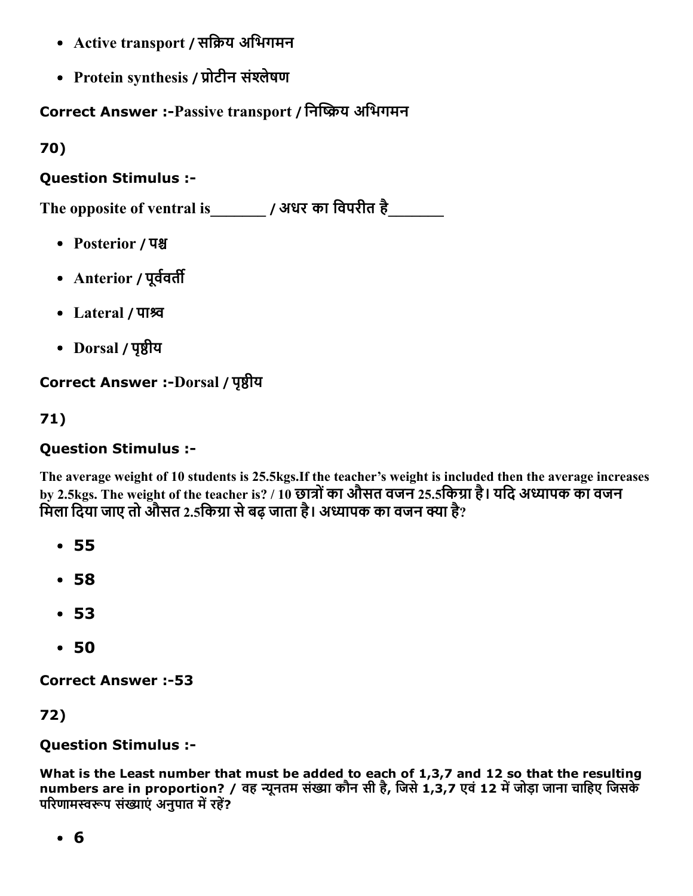- Active transport / सक्रिय अभिगमन
- Protein synthesis / प्रोटीन संश्लेषण

**Correct Answer :-Passive transport / निष्क्रिय अभिगमन**

**70)**

**Question Stimulus :-**

The opposite of ventral is_______ / अधर का विपरीत है_______

- Posterior / पश्च
- Anterior / पूर्ववर्ती
- Lateral / पाश्र्व
- Dorsal / पृष्ठीय

**Correct Answer :-Dorsal / पृष्ठीय**

**71)**

**Question Stimulus :-**

**The average weight of 10 students is 25.5kgs.If the teacher's weight is included then the average increases by 2.5kgs. The weight of the teacher is? / 10 छात्रों का औसत वजन 25.5किग्रा है। यदि अध्यापक का वजन मिला दिया जाए तो औसत 2.5किग्रा से बढ़ जाता है। अध्यापक का वजन क्या है?**

- 55
- 58
- 53
- 50

**Correct Answer :-53**

**72)**

**Question Stimulus :-**

**What is the Least number that must be added to each of 1,3,7 and 12 so that the resulting numbers are in proportion? / वह न्यूनतम संख्या कौन सी है, जिसे 1,3,7 एवं 12 में जोड़ा जाना चाहिए जिसके परिणामस्वरूप संख्याएं अनुपात में रहें?**

- 6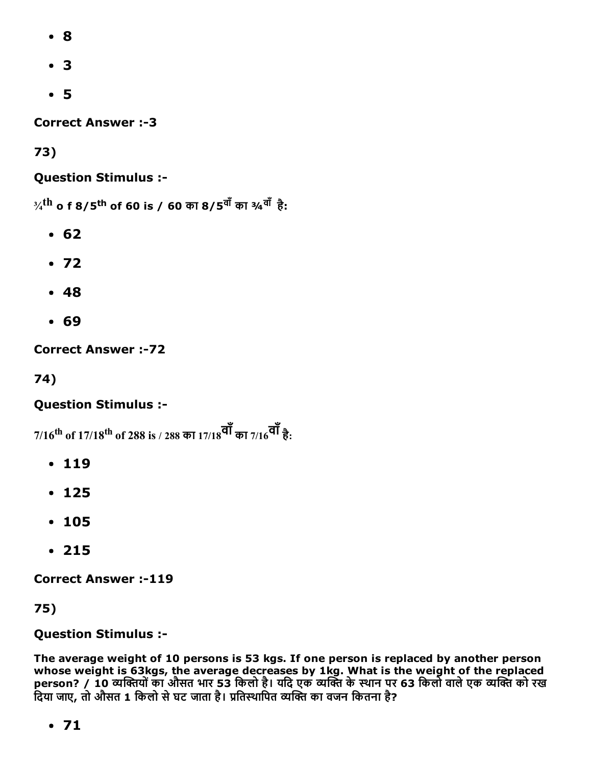- 8
- 3
- 5

**Correct Answer :-3**

**73)**

**Question Stimulus :-**

**¾$^{th}$ o f 8/5$^{th}$ of 60 is / 60 का 8/5$^{वाँ}$ का ¾$^{वाँ}$ है:**

- 62
- 72
- 48
- 69

**Correct Answer :-72**

**74)**

**Question Stimulus :-**

7/16$^{th}$ of 17/18$^{th}$ of 288 is / 288 का 17/18$^{वाँ}$ का 7/16$^{वाँ}$ है:

- 119
- 125
- 105
- 215

**Correct Answer :-119**

**75)**

**Question Stimulus :-**

**The average weight of 10 persons is 53 kgs. If one person is replaced by another person whose weight is 63kgs, the average decreases by 1kg. What is the weight of the replaced person? / 10 व्यक्तियों का औसत भार 53 किलो है। यदि एक व्यक्ति के स्थान पर 63 किलो वाले एक व्यक्ति को रख दिया जाए, तो औसत 1 किलो से घट जाता है। प्रतिस्थापित व्यक्ति का वजन कितना है?**

- 71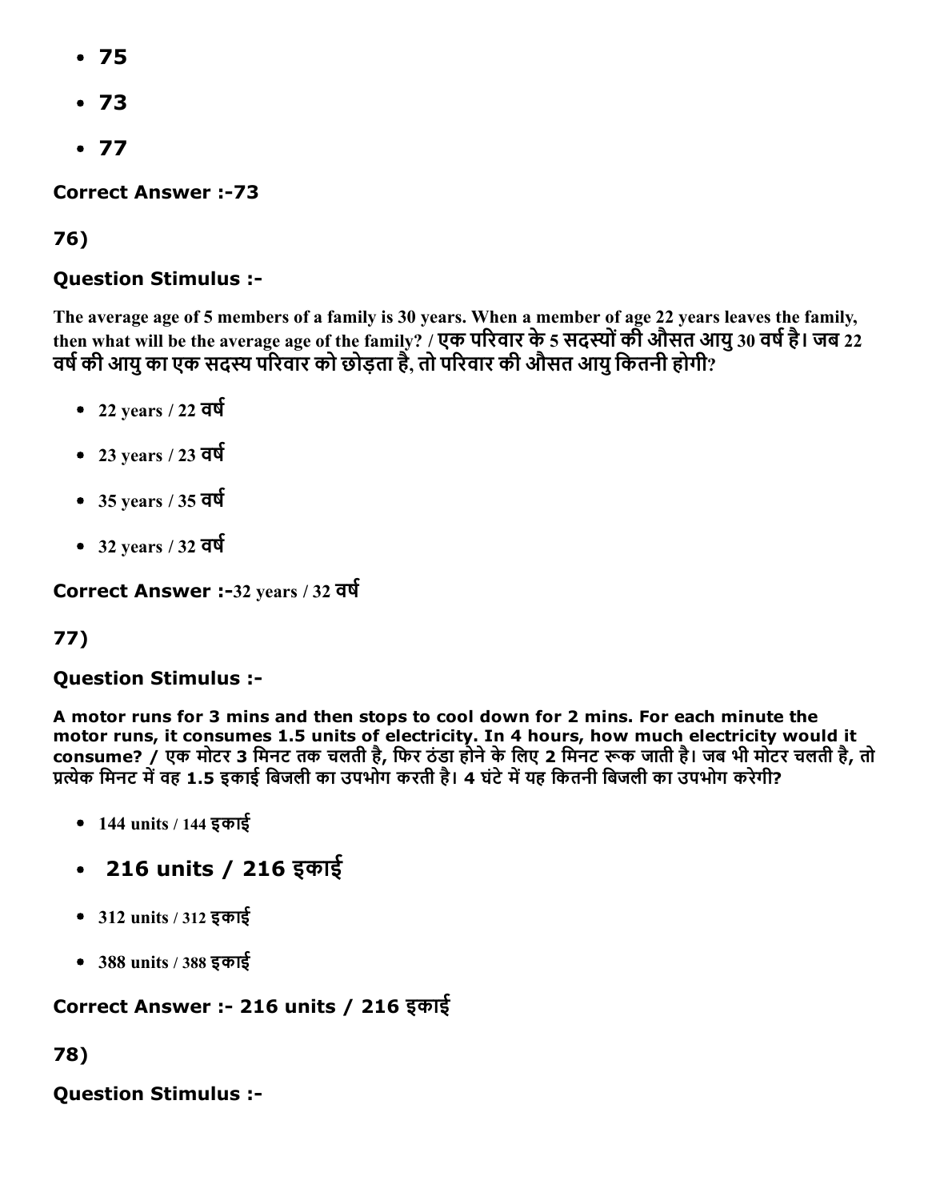- 75
- 73
- 77

**Correct Answer :-73**

**76)**

**Question Stimulus :-**

The average age of 5 members of a family is 30 years. When a member of age 22 years leaves the family, then what will be the average age of the family? / एक परिवार के 5 सदस्यों की औसत आयु 30 वर्ष है। जब 22 वर्ष की आयु का एक सदस्य परिवार को छोड़ता है, तो परिवार की औसत आयु कितनी होगी?

- 22 years / 22 वर्ष
- 23 years / 23 वर्ष
- 35 years / 35 वर्ष
- 32 years / 32 वर्ष

**Correct Answer :-32 years / 32 वर्ष**

**77)**

**Question Stimulus :-**

A motor runs for 3 mins and then stops to cool down for 2 mins. For each minute the motor runs, it consumes 1.5 units of electricity. In 4 hours, how much electricity would it consume? / एक मोटर 3 मिनट तक चलती है, फिर ठंडा होने के लिए 2 मिनट रूक जाती है। जब भी मोटर चलती है, तो प्रत्येक मिनट में वह 1.5 इकाई बिजली का उपभोग करती है। 4 घंटे में यह कितनी बिजली का उपभोग करेगी?

- 144 units / 144 इकाई
- 216 units / 216 इकाई
- 312 units / 312 इकाई
- 388 units / 388 इकाई

**Correct Answer :- 216 units / 216 इकाई**

**78)**

**Question Stimulus :-**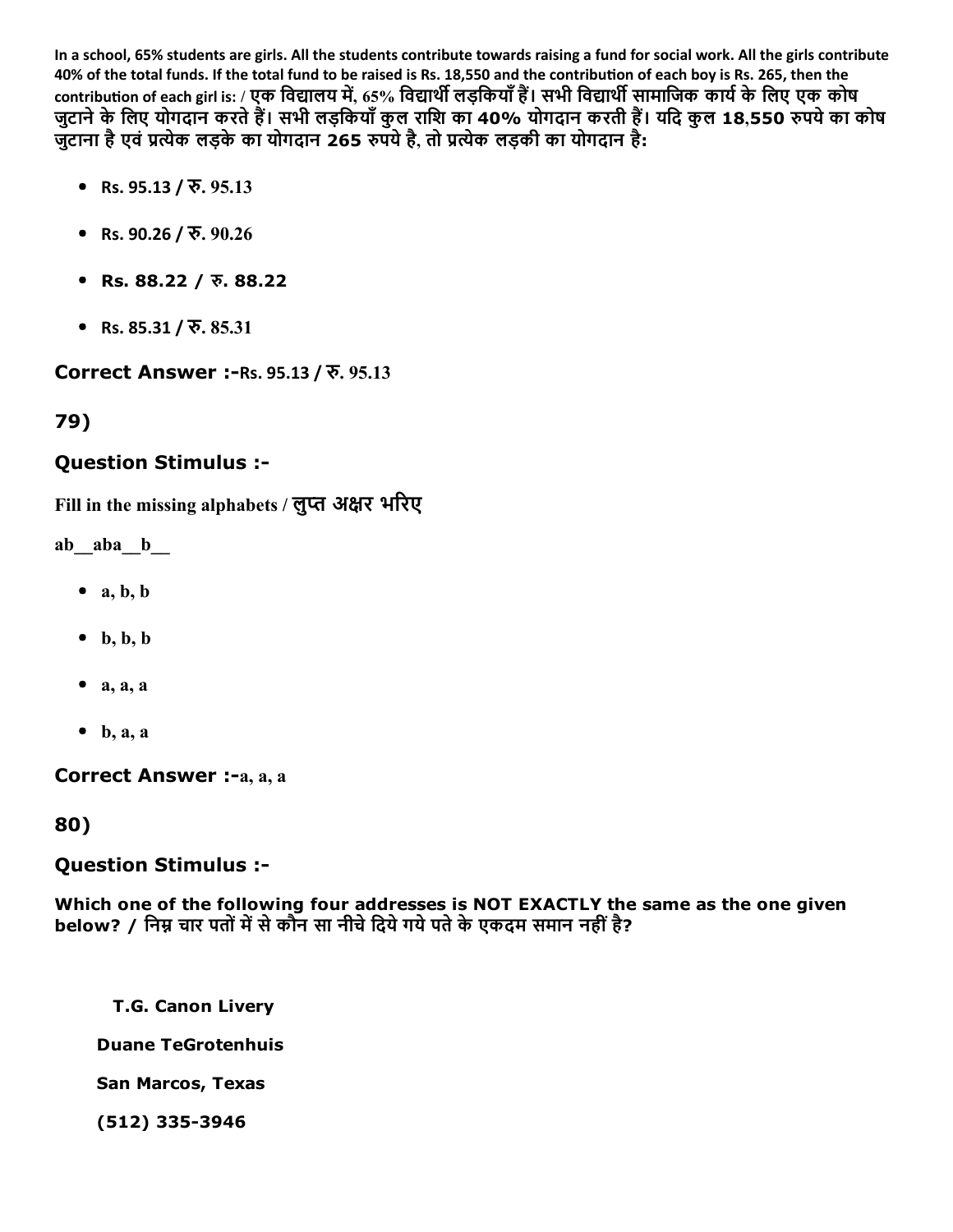In a school, 65% students are girls. All the students contribute towards raising a fund for social work. All the girls contribute 40% of the total funds. If the total fund to be raised is Rs. 18,550 and the contribution of each boy is Rs. 265, then the contribution of each girl is: / एक विद्यालय में, 65% विद्यार्थी लड़कियाँ हैं। सभी विद्यार्थी सामाजिक कार्य के लिए एक कोष जुटाने के लिए योगदान करते हैं। सभी लड़कियाँ कुल राशि का 40% योगदान करती हैं। यदि कुल 18,550 रुपये का कोष जुटाना है एवं प्रत्येक लड़के का योगदान 265 रुपये है, तो प्रत्येक लड़की का योगदान है:

- Rs. 95.13 / रु. 95.13
- Rs. 90.26 / रु. 90.26
- Rs. 88.22 / रु. 88.22
- Rs. 85.31 / रु. 85.31

**Correct Answer :-**Rs. 95.13 / रु. 95.13

## 79)

### Question Stimulus :-

**Fill in the missing alphabets / लुप्त अक्षर भरिए**

**ab__aba__b__**

- a, b, b
- b, b, b
- a, a, a
- b, a, a

**Correct Answer :-**a, a, a

## 80)

### Question Stimulus :-

**Which one of the following four addresses is NOT EXACTLY the same as the one given below? / निम्न चार पतों में से कौन सा नीचे दिये गये पते के एकदम समान नहीं है?**

**T.G. Canon Livery**

**Duane TeGrotenhuis**

**San Marcos, Texas**

**(512) 335-3946**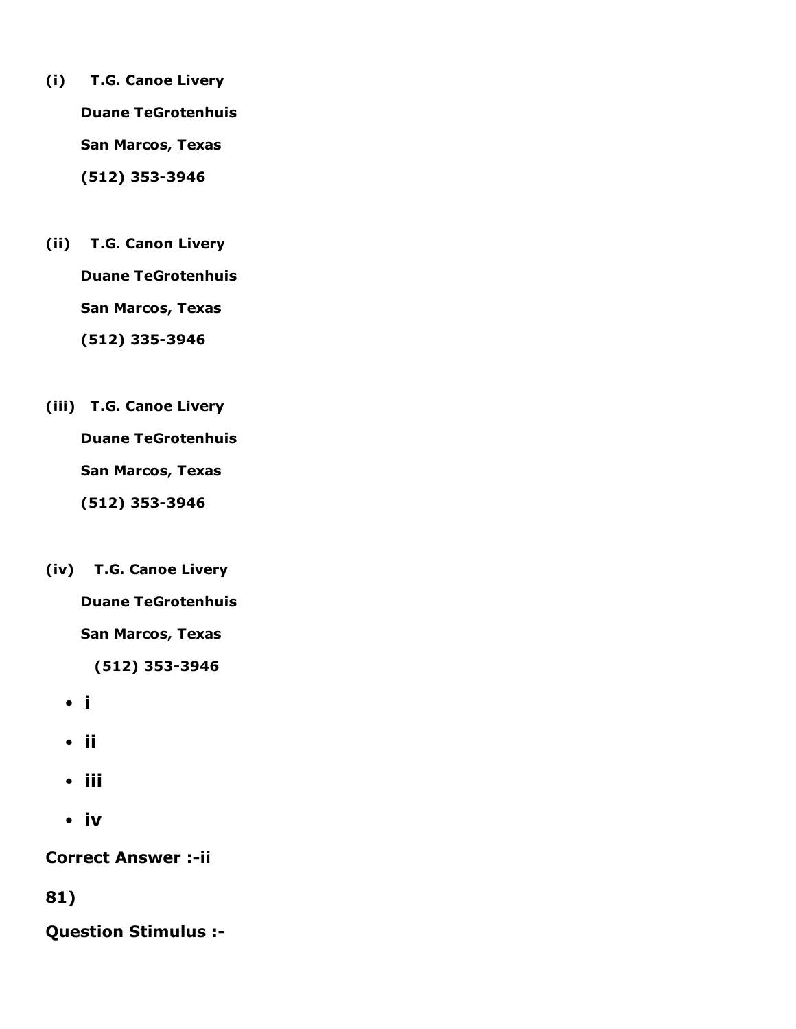**(i) T.G. Canoe Livery**

**Duane TeGrotenhuis**

**San Marcos, Texas**

**(512) 353-3946**

**(ii) T.G. Canon Livery**

**Duane TeGrotenhuis**

**San Marcos, Texas**

**(512) 335-3946**

**(iii) T.G. Canoe Livery**

**Duane TeGrotenhuis**

**San Marcos, Texas**

**(512) 353-3946**

**(iv) T.G. Canoe Livery**

**Duane TeGrotenhuis**

**San Marcos, Texas**

**(512) 353-3946**

- **i**
- **ii**
- **iii**
- **iv**

**Correct Answer :-ii**

**81)**

**Question Stimulus :-**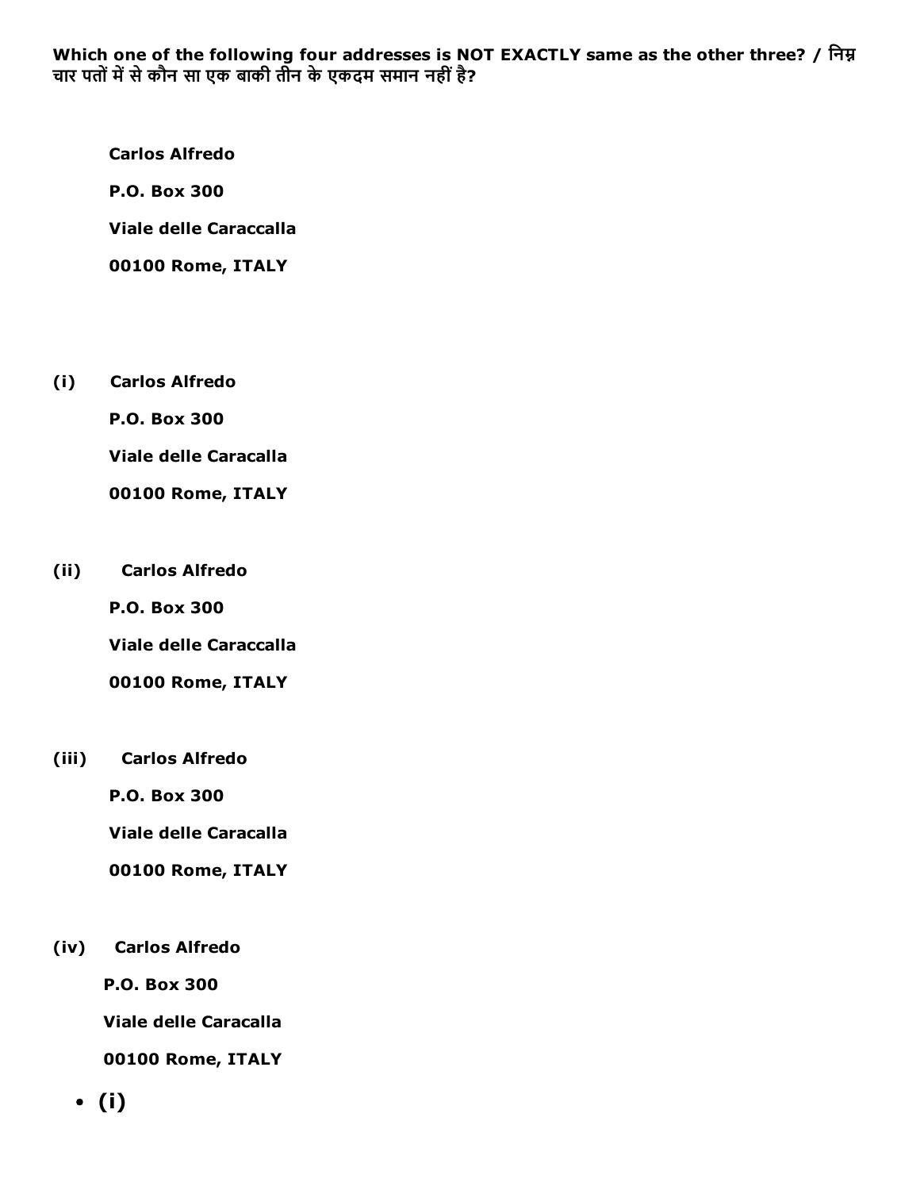**Which one of the following four addresses is NOT EXACTLY same as the other three? / निम्न चार पतों में से कौन सा एक बाकी तीन के एकदम समान नहीं है?**

**Carlos Alfredo**

**P.O. Box 300**

**Viale delle Caraccalla**

**00100 Rome, ITALY**

**(i)** **Carlos Alfredo**

**P.O. Box 300**

**Viale delle Caracalla**

**00100 Rome, ITALY**

**(ii)** **Carlos Alfredo**

**P.O. Box 300**

**Viale delle Caraccalla**

**00100 Rome, ITALY**

**(iii)** **Carlos Alfredo**

**P.O. Box 300**

**Viale delle Caracalla**

**00100 Rome, ITALY**

**(iv)** **Carlos Alfredo**

**P.O. Box 300**

**Viale delle Caracalla**

**00100 Rome, ITALY**

- **(i)**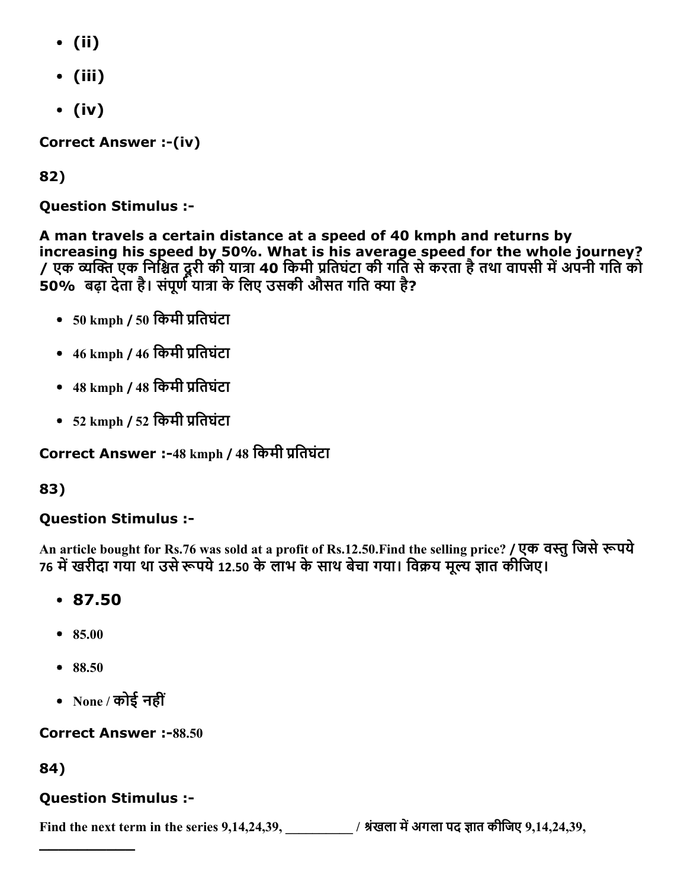- (ii)
- (iii)
- (iv)

**Correct Answer :-(iv)**

**82)**

**Question Stimulus :-**

**A man travels a certain distance at a speed of 40 kmph and returns by increasing his speed by 50%. What is his average speed for the whole journey? / एक व्यक्ति एक निश्चित दूरी की यात्रा 40 किमी प्रतिघंटा की गति से करता है तथा वापसी में अपनी गति को 50%  बढ़ा देता है। संपूर्ण यात्रा के लिए उसकी औसत गति क्या है?**

- 50 kmph / 50 किमी प्रतिघंटा
- 46 kmph / 46 किमी प्रतिघंटा
- 48 kmph / 48 किमी प्रतिघंटा
- 52 kmph / 52 किमी प्रतिघंटा

**Correct Answer :-48 kmph / 48 किमी प्रतिघंटा**

**83)**

**Question Stimulus :-**

An article bought for Rs.76 was sold at a profit of Rs.12.50.Find the selling price? / एक वस्तु जिसे रूपये 76 में खरीदा गया था उसे रूपये 12.50 के लाभ के साथ बेचा गया। विक्रय मूल्य ज्ञात कीजिए।

- 87.50
- 85.00
- 88.50
- None / कोई नहीं

**Correct Answer :-88.50**

**84)**

**Question Stimulus :-**

Find the next term in the series 9,14,24,39, __________ / श्रंखला में अगला पद ज्ञात कीजिए 9,14,24,39, __________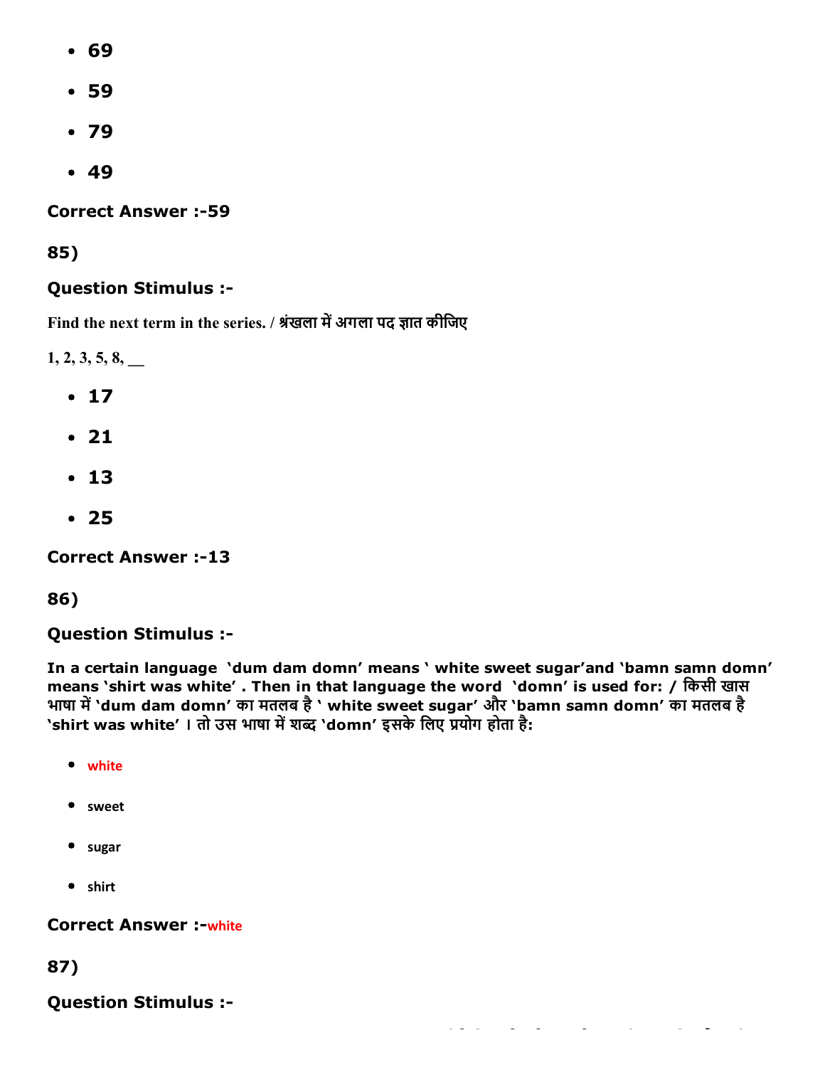- 69
- 59
- 79
- 49

**Correct Answer :-59**

**85)**

**Question Stimulus :-**

Find the next term in the series. / श्रंखला में अगला पद ज्ञात कीजिए

1, 2, 3, 5, 8, __

- 17
- 21
- 13
- 25

**Correct Answer :-13**

**86)**

**Question Stimulus :-**

**In a certain language 'dum dam domn' means ' white sweet sugar'and 'bamn samn domn' means 'shirt was white' . Then in that language the word 'domn' is used for: / किसी खास भाषा में 'dum dam domn' का मतलब है ' white sweet sugar' और 'bamn samn domn' का मतलब है 'shirt was white' । तो उस भाषा में शब्द 'domn' इसके लिए प्रयोग होता है:**

- white
- sweet
- sugar
- shirt

**Correct Answer :-white**

**87)**

**Question Stimulus :-**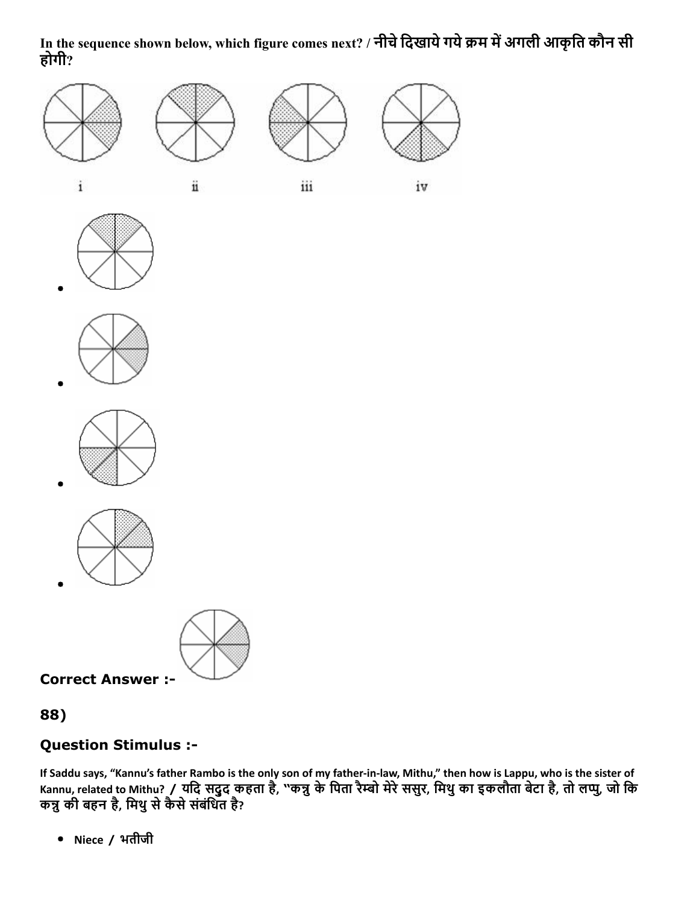In the sequence shown below, which figure comes next? / नीचे दिखाये गये क्रम में अगली आकृति कौन सी होगी?

i ii iii iv

- 
- 
- 
- 

**Correct Answer :-**

## 88)

### Question Stimulus :-

If Saddu says, "Kannu's father Rambo is the only son of my father-in-law, Mithu," then how is Lappu, who is the sister of Kannu, related to Mithu? / यदि सद्दु कहता है, "कन्नु के पिता रैम्बो मेरे ससुर, मिथु का इकलौता बेटा है, तो लप्पु, जो कि कन्नु की बहन है, मिथु से कैसे संबंधित है?

- Niece / भतीजी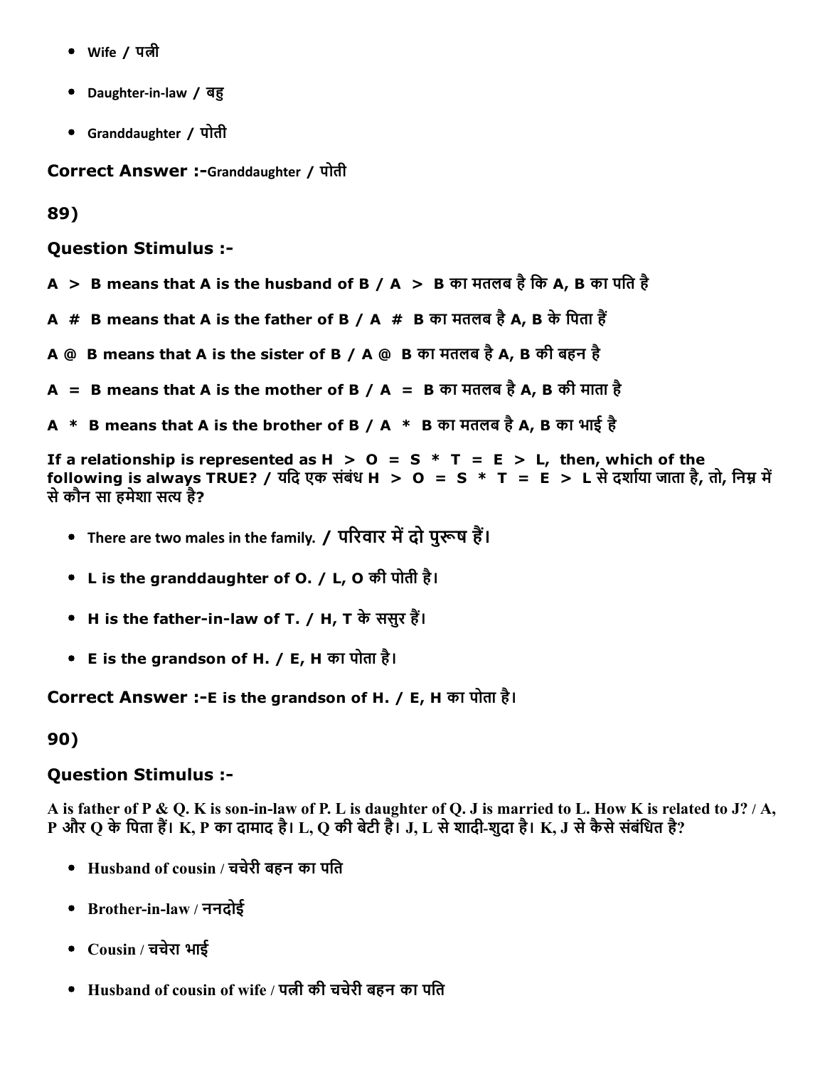- Wife / पत्नी
- Daughter-in-law / बहु
- Granddaughter / पोती

**Correct Answer :-**Granddaughter / पोती

**89)**

**Question Stimulus :-**

**A > B means that A is the husband of B / A > B का मतलब है कि A, B का पति है**

**A # B means that A is the father of B / A # B का मतलब है A, B के पिता हैं**

**A @ B means that A is the sister of B / A @ B का मतलब है A, B की बहन है**

**A = B means that A is the mother of B / A = B का मतलब है A, B की माता है**

**A * B means that A is the brother of B / A * B का मतलब है A, B का भाई है**

**If a relationship is represented as H > O = S * T = E > L, then, which of the following is always TRUE? / यदि एक संबंध H > O = S * T = E > L से दर्शाया जाता है, तो, निम्न में से कौन सा हमेशा सत्य है?**

- There are two males in the family. / परिवार में दो पुरूष हैं।
- L is the granddaughter of O. / L, O की पोती है।
- H is the father-in-law of T. / H, T के ससुर हैं।
- E is the grandson of H. / E, H का पोता है।

**Correct Answer :-**E is the grandson of H. / E, H का पोता है।

**90)**

**Question Stimulus :-**

**A is father of P & Q. K is son-in-law of P. L is daughter of Q. J is married to L. How K is related to J? / A, P और Q के पिता हैं। K, P का दामाद है। L, Q की बेटी है। J, L से शादी-शुदा है। K, J से कैसे संबंधित है?**

- Husband of cousin / चचेरी बहन का पति
- Brother-in-law / ननदोई
- Cousin / चचेरा भाई
- Husband of cousin of wife / पत्नी की चचेरी बहन का पति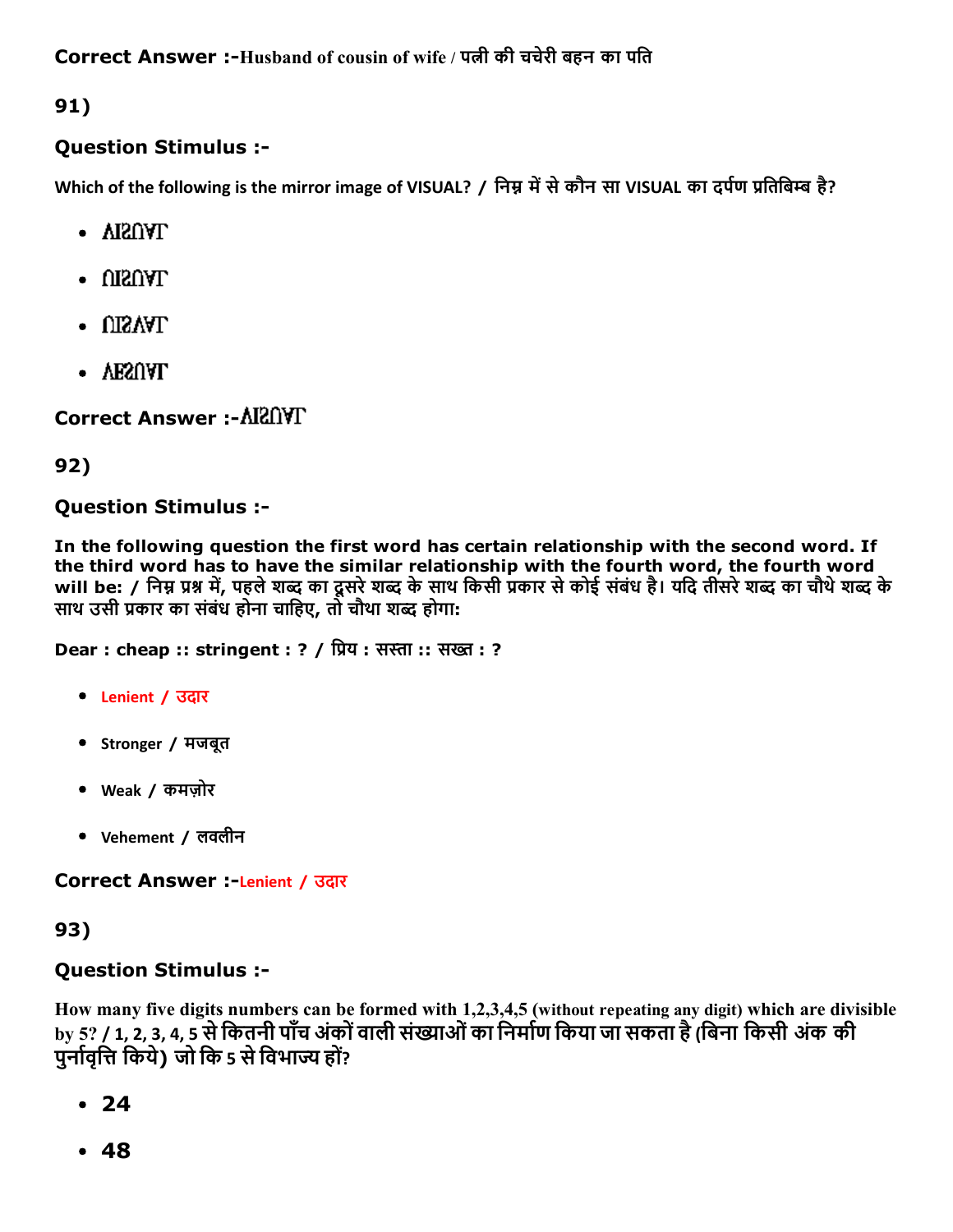**Correct Answer :-**Husband of cousin of wife / पत्नी की चचेरी बहन का पति

**91)**

**Question Stimulus :-**

Which of the following is the mirror image of VISUAL? / निम्न में से कौन सा VISUAL का दर्पण प्रतिबिम्ब है?

- ΛIƧUΛL
- UIƧUΛL
- UIƧΛΛL
- ΛEƧUΛL

**Correct Answer :-**ΛIƧUΛL

**92)**

**Question Stimulus :-**

**In the following question the first word has certain relationship with the second word. If the third word has to have the similar relationship with the fourth word, the fourth word will be: / निम्न प्रश्न में, पहले शब्द का दूसरे शब्द के साथ किसी प्रकार से कोई संबंध है। यदि तीसरे शब्द का चौथे शब्द के साथ उसी प्रकार का संबंध होना चाहिए, तो चौथा शब्द होगा:**

**Dear : cheap :: stringent : ? / प्रिय : सस्ता :: सख्त : ?**

- Lenient / उदार
- Stronger / मजबूत
- Weak / कमज़ोर
- Vehement / लवलीन

**Correct Answer :-**Lenient / उदार

**93)**

**Question Stimulus :-**

How many five digits numbers can be formed with 1,2,3,4,5 (without repeating any digit) which are divisible by 5? / 1, 2, 3, 4, 5 से कितनी पाँच अंकों वाली संख्याओं का निर्माण किया जा सकता है (बिना किसी अंक की पुर्नावृत्ति किये) जो कि 5 से विभाज्य हों?

- **24**
- **48**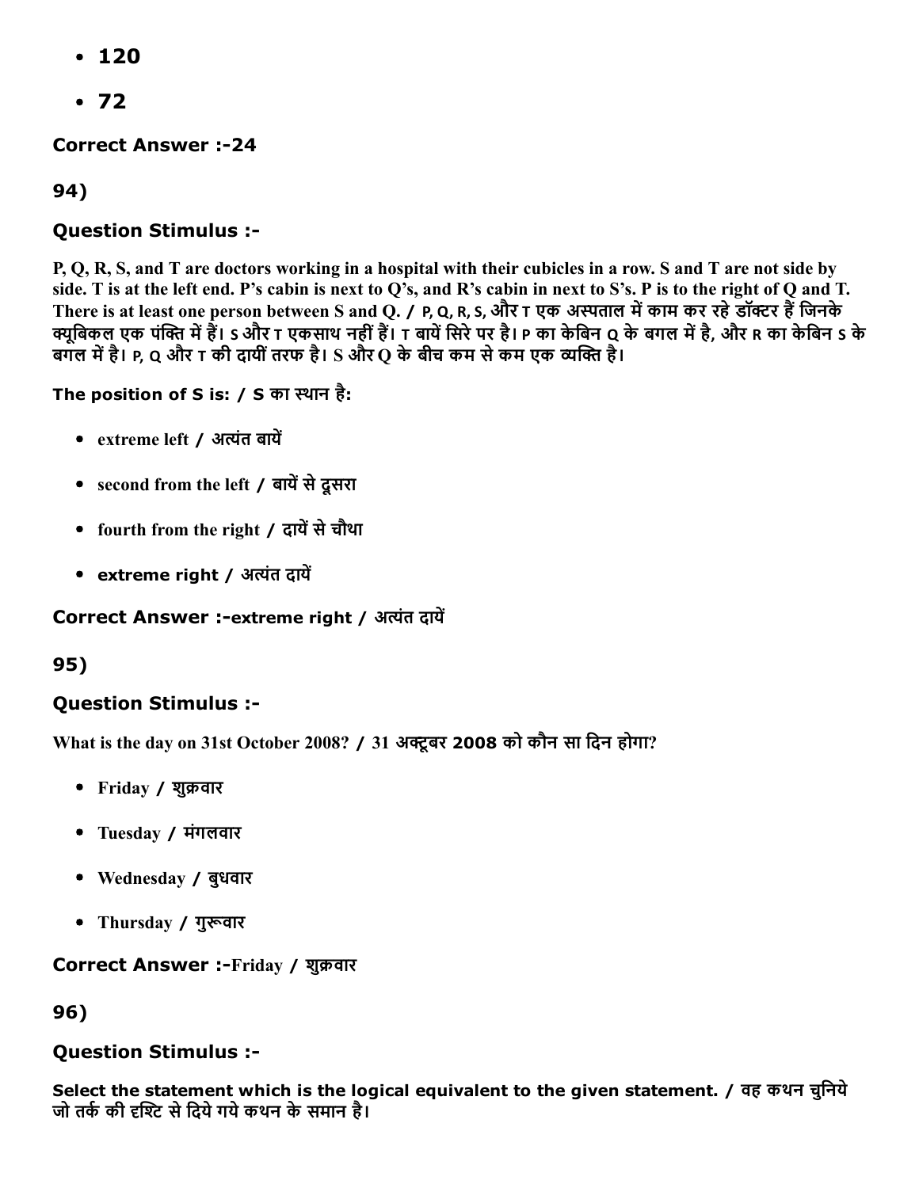- 120
- 72

**Correct Answer :-24**

**94)**

**Question Stimulus :-**

P, Q, R, S, and T are doctors working in a hospital with their cubicles in a row. S and T are not side by side. T is at the left end. P's cabin is next to Q's, and R's cabin in next to S's. P is to the right of Q and T. There is at least one person between S and Q. / P, Q, R, S, और T एक अस्पताल में काम कर रहे डॉक्टर हैं जिनके क्यूबिकल एक पंक्ति में हैं। S और T एकसाथ नहीं हैं। T बायें सिरे पर है। P का केबिन Q के बगल में है, और R का केबिन S के बगल में है। P, Q और T की दायीं तरफ है। S और Q के बीच कम से कम एक व्यक्ति है।

**The position of S is: / S का स्थान है:**

- extreme left / अत्यंत बायें
- second from the left / बायें से दूसरा
- fourth from the right / दायें से चौथा
- extreme right / अत्यंत दायें

**Correct Answer :-extreme right / अत्यंत दायें**

**95)**

**Question Stimulus :-**

What is the day on 31st October 2008? / 31 अक्टूबर 2008 को कौन सा दिन होगा?

- Friday / शुक्रवार
- Tuesday / मंगलवार
- Wednesday / बुधवार
- Thursday / गुरूवार

**Correct Answer :-Friday / शुक्रवार**

**96)**

**Question Stimulus :-**

**Select the statement which is the logical equivalent to the given statement. / वह कथन चुनिये जो तर्क की दृश्टि से दिये गये कथन के समान है।**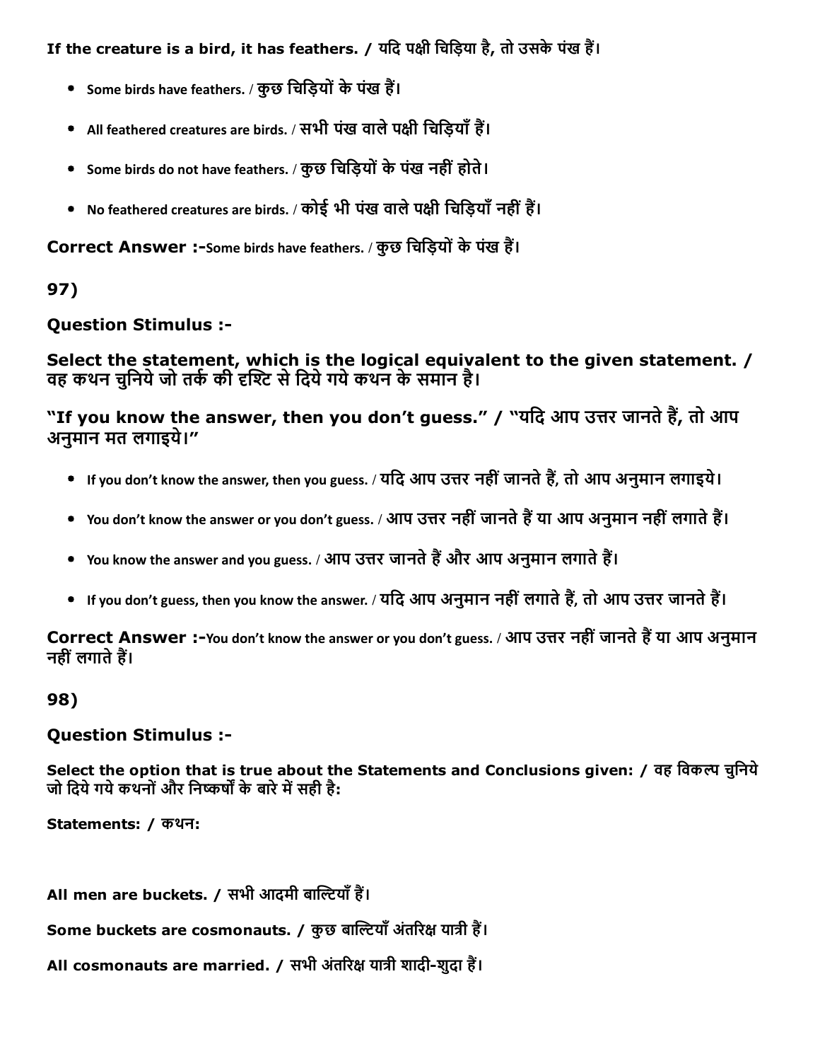**If the creature is a bird, it has feathers. / यदि पक्षी चिड़िया है, तो उसके पंख हैं।**

- Some birds have feathers. / कुछ चिड़ियों के पंख हैं।
- All feathered creatures are birds. / सभी पंख वाले पक्षी चिड़ियाँ हैं।
- Some birds do not have feathers. / कुछ चिड़ियों के पंख नहीं होते।
- No feathered creatures are birds. / कोई भी पंख वाले पक्षी चिड़ियाँ नहीं हैं।

**Correct Answer :-**Some birds have feathers. / कुछ चिड़ियों के पंख हैं।

## 97)

### Question Stimulus :-

**Select the statement, which is the logical equivalent to the given statement. / वह कथन चुनिये जो तर्क की दृश्टि से दिये गये कथन के समान है।**

**"If you know the answer, then you don't guess." / "यदि आप उत्तर जानते हैं, तो आप अनुमान मत लगाइये।"**

- If you don't know the answer, then you guess. / यदि आप उत्तर नहीं जानते हैं, तो आप अनुमान लगाइये।
- You don't know the answer or you don't guess. / आप उत्तर नहीं जानते हैं या आप अनुमान नहीं लगाते हैं।
- You know the answer and you guess. / आप उत्तर जानते हैं और आप अनुमान लगाते हैं।
- If you don't guess, then you know the answer. / यदि आप अनुमान नहीं लगाते हैं, तो आप उत्तर जानते हैं।

**Correct Answer :-**You don't know the answer or you don't guess. / आप उत्तर नहीं जानते हैं या आप अनुमान नहीं लगाते हैं।

## 98)

### Question Stimulus :-

**Select the option that is true about the Statements and Conclusions given: / वह विकल्प चुनिये जो दिये गये कथनों और निष्कर्षों के बारे में सही है:**

**Statements: / कथन:**

**All men are buckets. / सभी आदमी बाल्टियाँ हैं।**

**Some buckets are cosmonauts. / कुछ बाल्टियाँ अंतरिक्ष यात्री हैं।**

**All cosmonauts are married. / सभी अंतरिक्ष यात्री शादी-शुदा हैं।**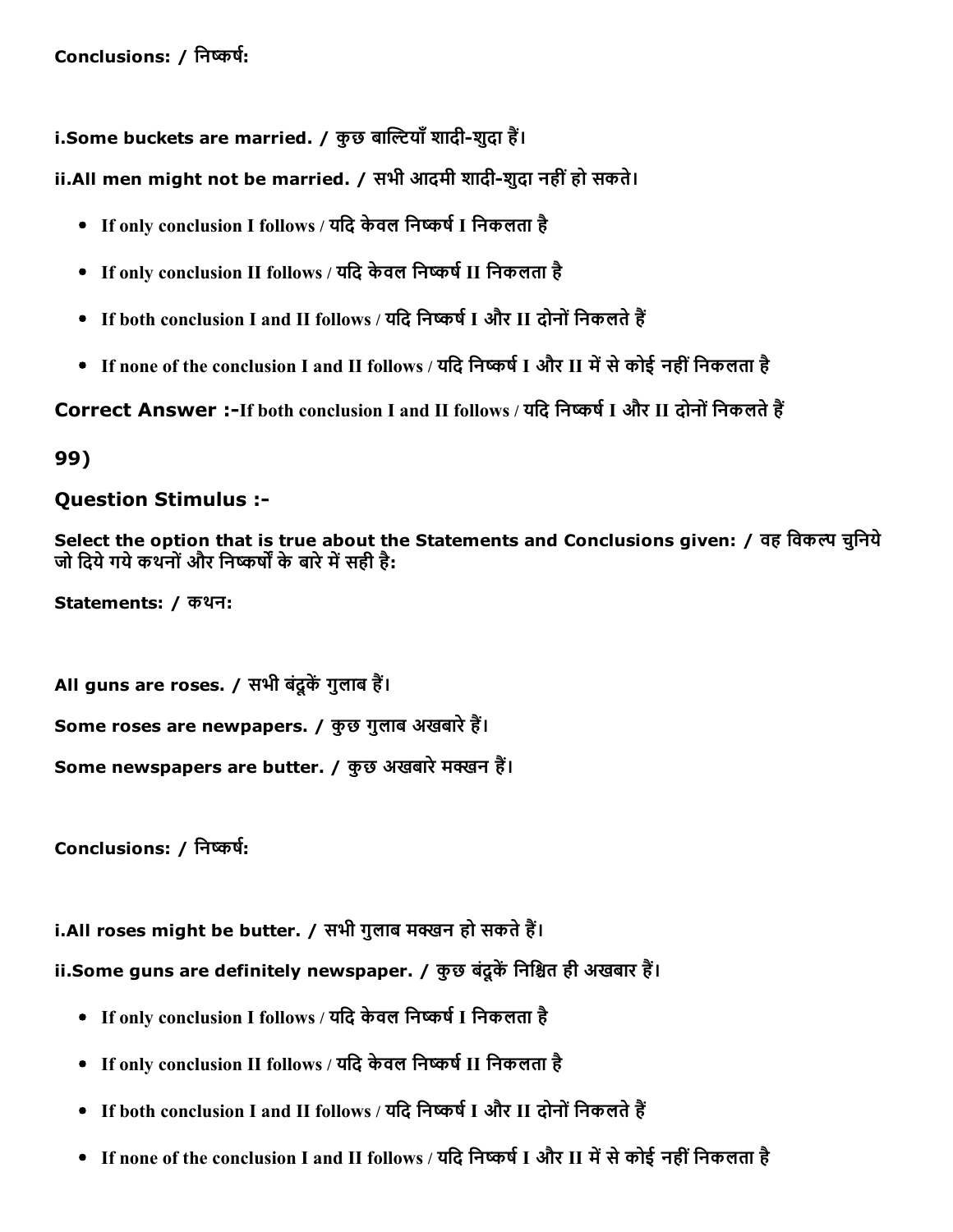**Conclusions: / निष्कर्ष:**

**i.Some buckets are married. / कुछ बाल्टियाँ शादी-शुदा हैं।**

**ii.All men might not be married. / सभी आदमी शादी-शुदा नहीं हो सकते।**

- If only conclusion I follows / यदि केवल निष्कर्ष I निकलता है
- If only conclusion II follows / यदि केवल निष्कर्ष II निकलता है
- If both conclusion I and II follows / यदि निष्कर्ष I और II दोनों निकलते हैं
- If none of the conclusion I and II follows / यदि निष्कर्ष I और II में से कोई नहीं निकलता है

**Correct Answer :-**If both conclusion I and II follows / यदि निष्कर्ष I और II दोनों निकलते हैं

## 99)

### Question Stimulus :-

**Select the option that is true about the Statements and Conclusions given: / वह विकल्प चुनिये जो दिये गये कथनों और निष्कर्षों के बारे में सही है:**

**Statements: / कथन:**

**All guns are roses. / सभी बंदूकें गुलाब हैं।**

**Some roses are newpapers. / कुछ गुलाब अखबारे हैं।**

**Some newspapers are butter. / कुछ अखबारे मक्खन हैं।**

**Conclusions: / निष्कर्ष:**

**i.All roses might be butter. / सभी गुलाब मक्खन हो सकते हैं।**

**ii.Some guns are definitely newspaper. / कुछ बंदूकें निश्चित ही अखबार हैं।**

- If only conclusion I follows / यदि केवल निष्कर्ष I निकलता है
- If only conclusion II follows / यदि केवल निष्कर्ष II निकलता है
- If both conclusion I and II follows / यदि निष्कर्ष I और II दोनों निकलते हैं
- If none of the conclusion I and II follows / यदि निष्कर्ष I और II में से कोई नहीं निकलता है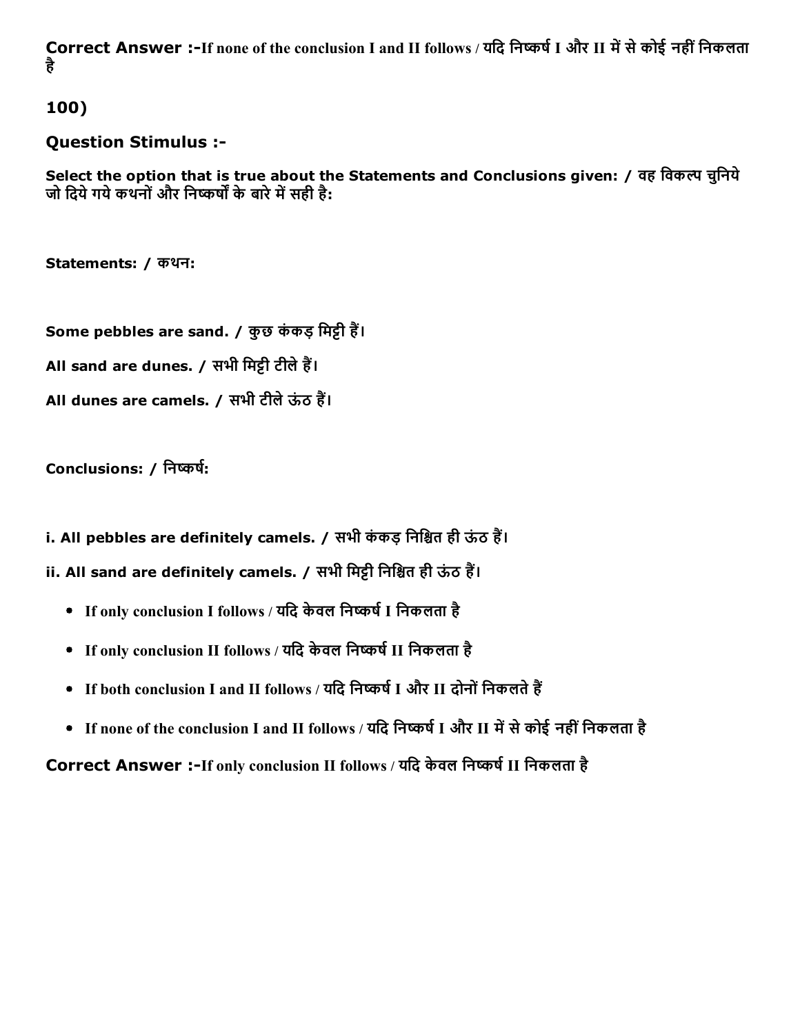**Correct Answer :-**If none of the conclusion I and II follows / यदि निष्कर्ष I और II में से कोई नहीं निकलता है

**100)**

**Question Stimulus :-**

**Select the option that is true about the Statements and Conclusions given: / वह विकल्प चुनिये जो दिये गये कथनों और निष्कर्षों के बारे में सही है:**

**Statements: / कथन:**

**Some pebbles are sand. / कुछ कंकड़ मिट्टी हैं।**

**All sand are dunes. / सभी मिट्टी टीले हैं।**

**All dunes are camels. / सभी टीले ऊंठ हैं।**

**Conclusions: / निष्कर्ष:**

**i. All pebbles are definitely camels. / सभी कंकड़ निश्चित ही ऊंठ हैं।**

**ii. All sand are definitely camels. / सभी मिट्टी निश्चित ही ऊंठ हैं।**

- If only conclusion I follows / यदि केवल निष्कर्ष I निकलता है
- If only conclusion II follows / यदि केवल निष्कर्ष II निकलता है
- If both conclusion I and II follows / यदि निष्कर्ष I और II दोनों निकलते हैं
- If none of the conclusion I and II follows / यदि निष्कर्ष I और II में से कोई नहीं निकलता है

**Correct Answer :-**If only conclusion II follows / यदि केवल निष्कर्ष II निकलता है